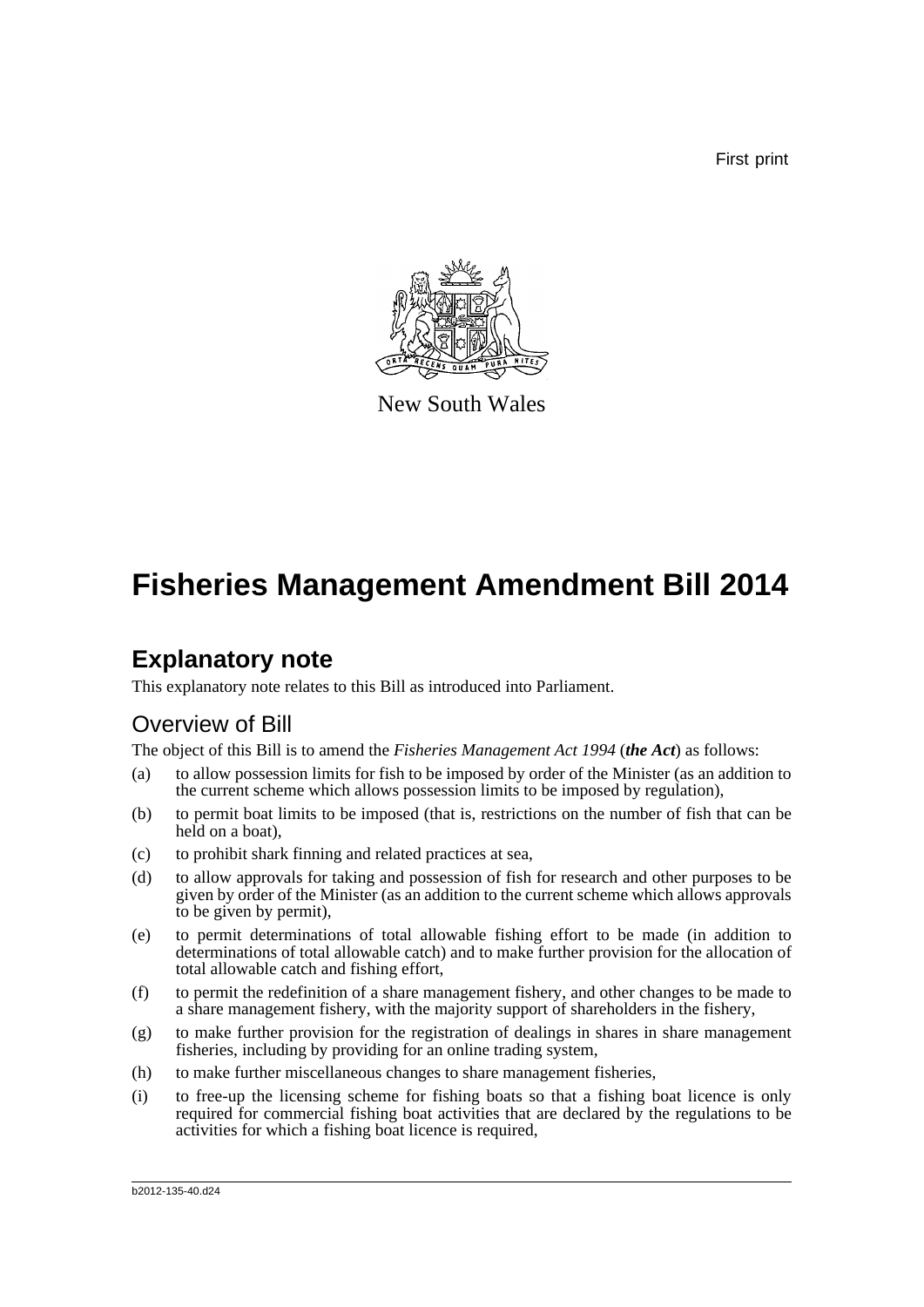First print

New South Wales

# Fisheries Management Amendment Bill 2014

## Explanatory note

This explanatory note relates to this Bill as introduced into Parliament.

### Overview of Bill

The object of this Bill is to amend the *Fisheries Management Act 1994* (***the Act***) as follows:

(a) to allow possession limits for fish to be imposed by order of the Minister (as an addition to the current scheme which allows possession limits to be imposed by regulation),

(b) to permit boat limits to be imposed (that is, restrictions on the number of fish that can be held on a boat),

(c) to prohibit shark finning and related practices at sea,

(d) to allow approvals for taking and possession of fish for research and other purposes to be given by order of the Minister (as an addition to the current scheme which allows approvals to be given by permit),

(e) to permit determinations of total allowable fishing effort to be made (in addition to determinations of total allowable catch) and to make further provision for the allocation of total allowable catch and fishing effort,

(f) to permit the redefinition of a share management fishery, and other changes to be made to a share management fishery, with the majority support of shareholders in the fishery,

(g) to make further provision for the registration of dealings in shares in share management fisheries, including by providing for an online trading system,

(h) to make further miscellaneous changes to share management fisheries,

(i) to free-up the licensing scheme for fishing boats so that a fishing boat licence is only required for commercial fishing boat activities that are declared by the regulations to be activities for which a fishing boat licence is required,

b2012-135-40.d24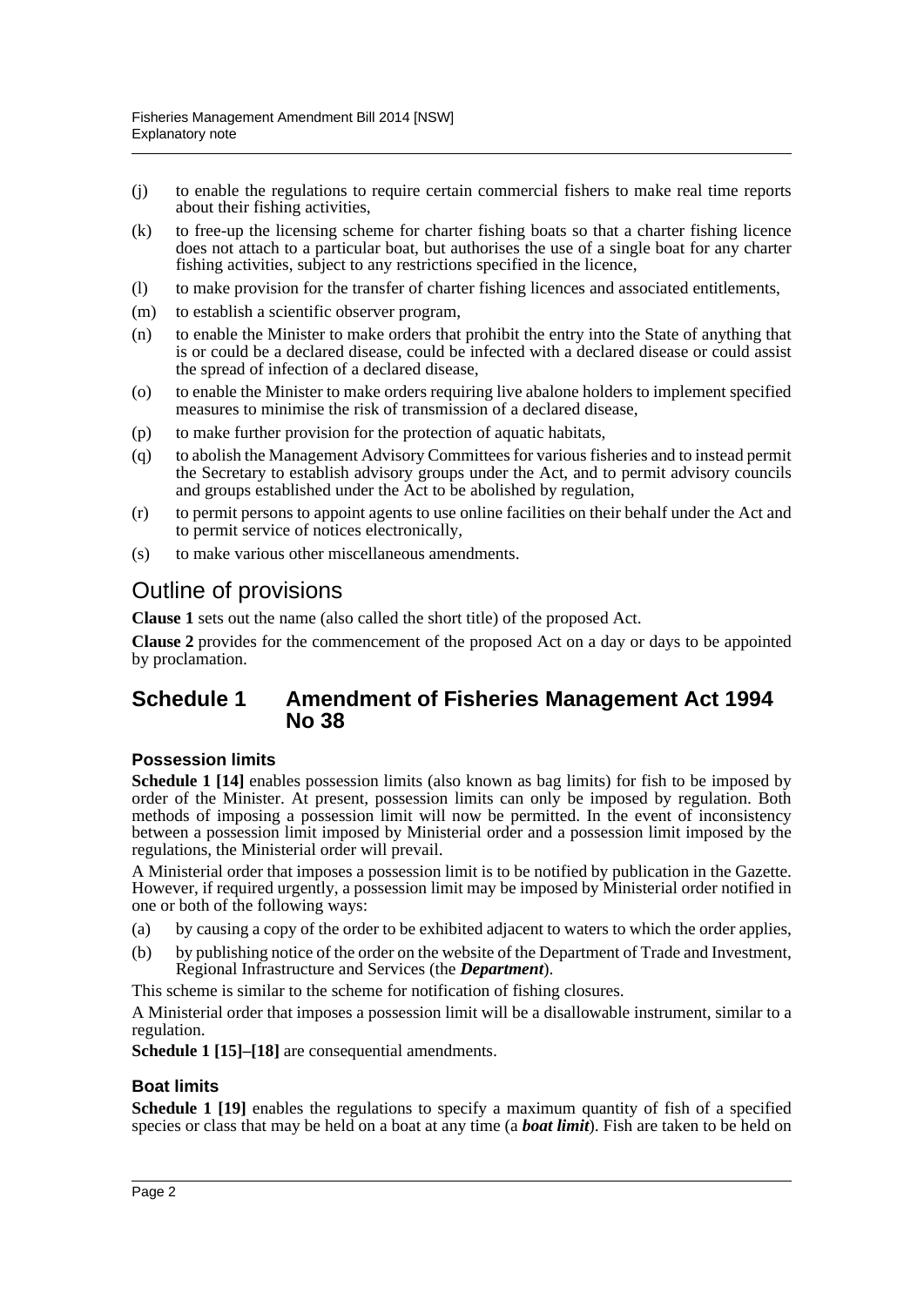- (j) to enable the regulations to require certain commercial fishers to make real time reports about their fishing activities,
- (k) to free-up the licensing scheme for charter fishing boats so that a charter fishing licence does not attach to a particular boat, but authorises the use of a single boat for any charter fishing activities, subject to any restrictions specified in the licence,
- (l) to make provision for the transfer of charter fishing licences and associated entitlements,
- (m) to establish a scientific observer program,
- (n) to enable the Minister to make orders that prohibit the entry into the State of anything that is or could be a declared disease, could be infected with a declared disease or could assist the spread of infection of a declared disease,
- (o) to enable the Minister to make orders requiring live abalone holders to implement specified measures to minimise the risk of transmission of a declared disease,
- (p) to make further provision for the protection of aquatic habitats,
- (q) to abolish the Management Advisory Committees for various fisheries and to instead permit the Secretary to establish advisory groups under the Act, and to permit advisory councils and groups established under the Act to be abolished by regulation,
- (r) to permit persons to appoint agents to use online facilities on their behalf under the Act and to permit service of notices electronically,
- (s) to make various other miscellaneous amendments.

## Outline of provisions

**Clause 1** sets out the name (also called the short title) of the proposed Act.

**Clause 2** provides for the commencement of the proposed Act on a day or days to be appointed by proclamation.

## Schedule 1 Amendment of Fisheries Management Act 1994 No 38

### Possession limits

**Schedule 1 [14]** enables possession limits (also known as bag limits) for fish to be imposed by order of the Minister. At present, possession limits can only be imposed by regulation. Both methods of imposing a possession limit will now be permitted. In the event of inconsistency between a possession limit imposed by Ministerial order and a possession limit imposed by the regulations, the Ministerial order will prevail.

A Ministerial order that imposes a possession limit is to be notified by publication in the Gazette. However, if required urgently, a possession limit may be imposed by Ministerial order notified in one or both of the following ways:

- (a) by causing a copy of the order to be exhibited adjacent to waters to which the order applies,
- (b) by publishing notice of the order on the website of the Department of Trade and Investment, Regional Infrastructure and Services (the ***Department***).

This scheme is similar to the scheme for notification of fishing closures.

A Ministerial order that imposes a possession limit will be a disallowable instrument, similar to a regulation.

**Schedule 1 [15]–[18]** are consequential amendments.

### Boat limits

**Schedule 1 [19]** enables the regulations to specify a maximum quantity of fish of a specified species or class that may be held on a boat at any time (a ***boat limit***). Fish are taken to be held on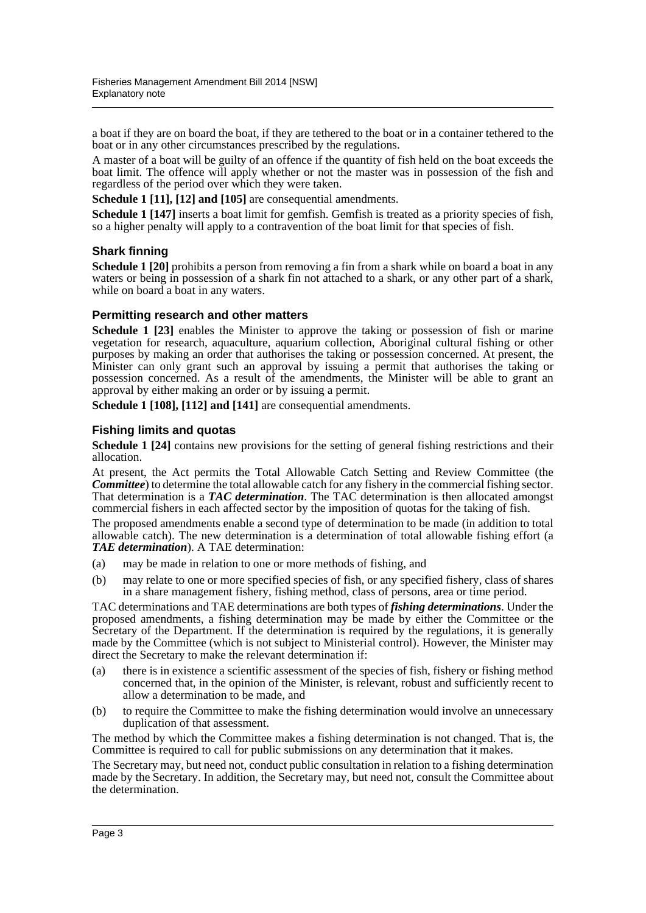a boat if they are on board the boat, if they are tethered to the boat or in a container tethered to the boat or in any other circumstances prescribed by the regulations.

A master of a boat will be guilty of an offence if the quantity of fish held on the boat exceeds the boat limit. The offence will apply whether or not the master was in possession of the fish and regardless of the period over which they were taken.

**Schedule 1 [11], [12] and [105]** are consequential amendments.

**Schedule 1 [147]** inserts a boat limit for gemfish. Gemfish is treated as a priority species of fish, so a higher penalty will apply to a contravention of the boat limit for that species of fish.

### Shark finning

**Schedule 1 [20]** prohibits a person from removing a fin from a shark while on board a boat in any waters or being in possession of a shark fin not attached to a shark, or any other part of a shark, while on board a boat in any waters.

### Permitting research and other matters

**Schedule 1 [23]** enables the Minister to approve the taking or possession of fish or marine vegetation for research, aquaculture, aquarium collection, Aboriginal cultural fishing or other purposes by making an order that authorises the taking or possession concerned. At present, the Minister can only grant such an approval by issuing a permit that authorises the taking or possession concerned. As a result of the amendments, the Minister will be able to grant an approval by either making an order or by issuing a permit.

**Schedule 1 [108], [112] and [141]** are consequential amendments.

### Fishing limits and quotas

**Schedule 1 [24]** contains new provisions for the setting of general fishing restrictions and their allocation.

At present, the Act permits the Total Allowable Catch Setting and Review Committee (the ***Committee***) to determine the total allowable catch for any fishery in the commercial fishing sector. That determination is a ***TAC determination***. The TAC determination is then allocated amongst commercial fishers in each affected sector by the imposition of quotas for the taking of fish.

The proposed amendments enable a second type of determination to be made (in addition to total allowable catch). The new determination is a determination of total allowable fishing effort (a ***TAE determination***). A TAE determination:

(a) may be made in relation to one or more methods of fishing, and

(b) may relate to one or more specified species of fish, or any specified fishery, class of shares in a share management fishery, fishing method, class of persons, area or time period.

TAC determinations and TAE determinations are both types of ***fishing determinations***. Under the proposed amendments, a fishing determination may be made by either the Committee or the Secretary of the Department. If the determination is required by the regulations, it is generally made by the Committee (which is not subject to Ministerial control). However, the Minister may direct the Secretary to make the relevant determination if:

(a) there is in existence a scientific assessment of the species of fish, fishery or fishing method concerned that, in the opinion of the Minister, is relevant, robust and sufficiently recent to allow a determination to be made, and

(b) to require the Committee to make the fishing determination would involve an unnecessary duplication of that assessment.

The method by which the Committee makes a fishing determination is not changed. That is, the Committee is required to call for public submissions on any determination that it makes.

The Secretary may, but need not, conduct public consultation in relation to a fishing determination made by the Secretary. In addition, the Secretary may, but need not, consult the Committee about the determination.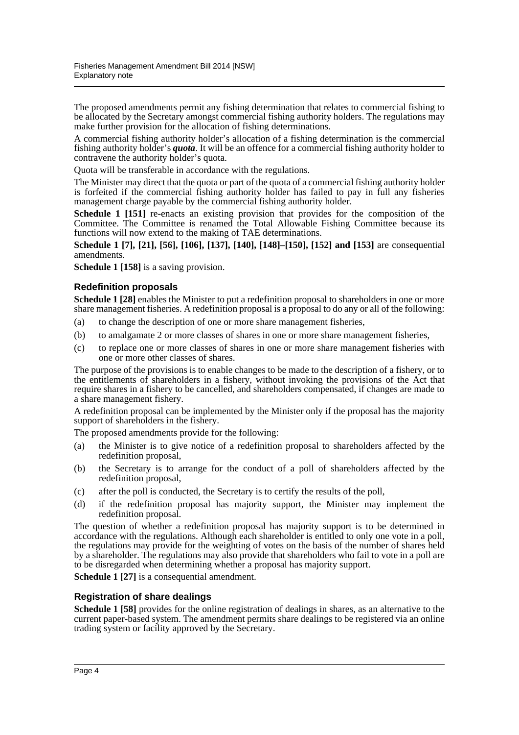The proposed amendments permit any fishing determination that relates to commercial fishing to be allocated by the Secretary amongst commercial fishing authority holders. The regulations may make further provision for the allocation of fishing determinations.

A commercial fishing authority holder's allocation of a fishing determination is the commercial fishing authority holder's ***quota***. It will be an offence for a commercial fishing authority holder to contravene the authority holder's quota.

Quota will be transferable in accordance with the regulations.

The Minister may direct that the quota or part of the quota of a commercial fishing authority holder is forfeited if the commercial fishing authority holder has failed to pay in full any fisheries management charge payable by the commercial fishing authority holder.

**Schedule 1 [151]** re-enacts an existing provision that provides for the composition of the Committee. The Committee is renamed the Total Allowable Fishing Committee because its functions will now extend to the making of TAE determinations.

**Schedule 1 [7], [21], [56], [106], [137], [140], [148]–[150], [152] and [153]** are consequential amendments.

**Schedule 1 [158]** is a saving provision.

### Redefinition proposals

**Schedule 1 [28]** enables the Minister to put a redefinition proposal to shareholders in one or more share management fisheries. A redefinition proposal is a proposal to do any or all of the following:

(a) to change the description of one or more share management fisheries,

(b) to amalgamate 2 or more classes of shares in one or more share management fisheries,

(c) to replace one or more classes of shares in one or more share management fisheries with one or more other classes of shares.

The purpose of the provisions is to enable changes to be made to the description of a fishery, or to the entitlements of shareholders in a fishery, without invoking the provisions of the Act that require shares in a fishery to be cancelled, and shareholders compensated, if changes are made to a share management fishery.

A redefinition proposal can be implemented by the Minister only if the proposal has the majority support of shareholders in the fishery.

The proposed amendments provide for the following:

(a) the Minister is to give notice of a redefinition proposal to shareholders affected by the redefinition proposal,

(b) the Secretary is to arrange for the conduct of a poll of shareholders affected by the redefinition proposal,

(c) after the poll is conducted, the Secretary is to certify the results of the poll,

(d) if the redefinition proposal has majority support, the Minister may implement the redefinition proposal.

The question of whether a redefinition proposal has majority support is to be determined in accordance with the regulations. Although each shareholder is entitled to only one vote in a poll, the regulations may provide for the weighting of votes on the basis of the number of shares held by a shareholder. The regulations may also provide that shareholders who fail to vote in a poll are to be disregarded when determining whether a proposal has majority support.

**Schedule 1 [27]** is a consequential amendment.

### Registration of share dealings

**Schedule 1 [58]** provides for the online registration of dealings in shares, as an alternative to the current paper-based system. The amendment permits share dealings to be registered via an online trading system or facility approved by the Secretary.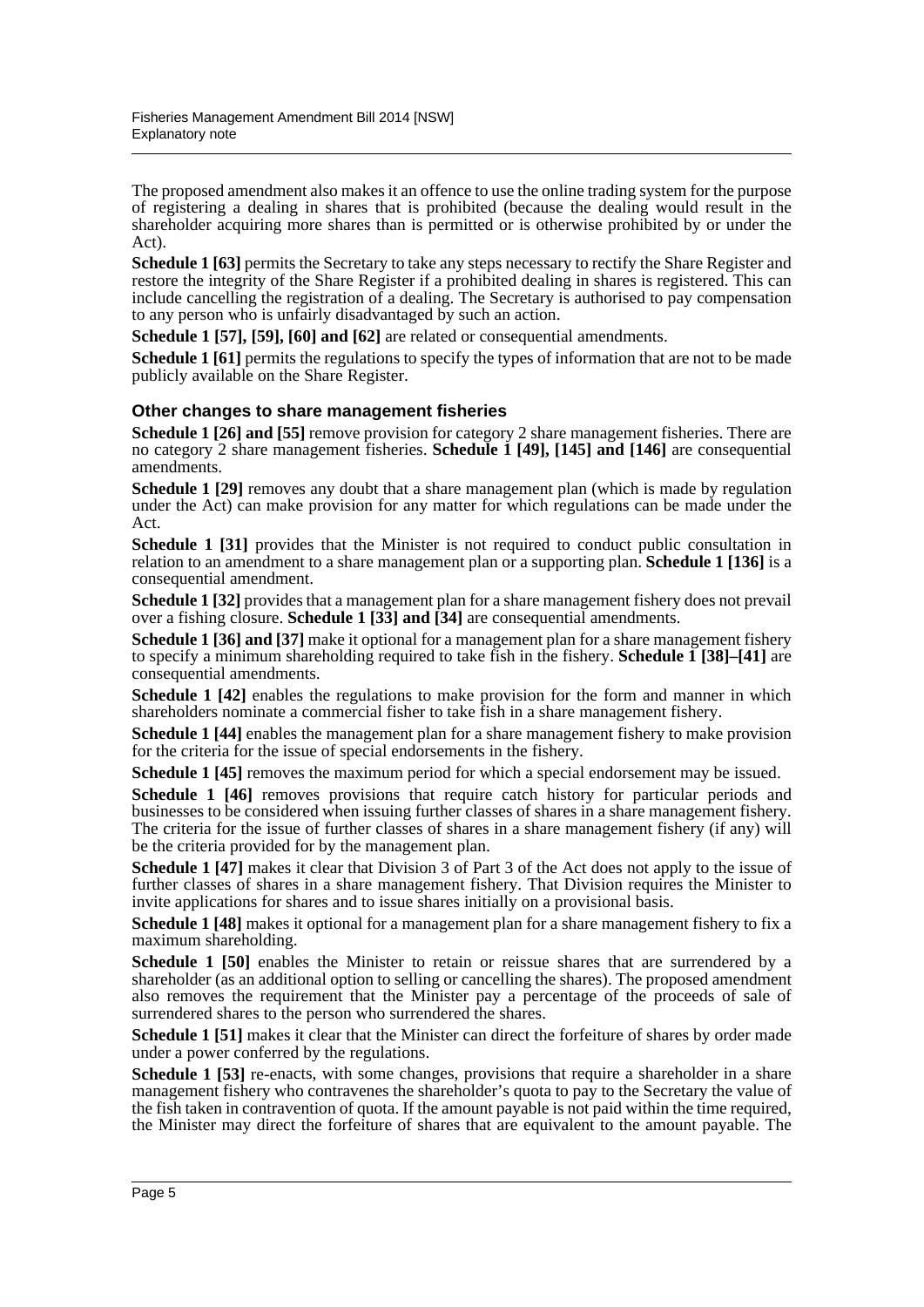The proposed amendment also makes it an offence to use the online trading system for the purpose of registering a dealing in shares that is prohibited (because the dealing would result in the shareholder acquiring more shares than is permitted or is otherwise prohibited by or under the Act).

**Schedule 1 [63]** permits the Secretary to take any steps necessary to rectify the Share Register and restore the integrity of the Share Register if a prohibited dealing in shares is registered. This can include cancelling the registration of a dealing. The Secretary is authorised to pay compensation to any person who is unfairly disadvantaged by such an action.

**Schedule 1 [57], [59], [60] and [62]** are related or consequential amendments.

**Schedule 1 [61]** permits the regulations to specify the types of information that are not to be made publicly available on the Share Register.

### Other changes to share management fisheries

**Schedule 1 [26] and [55]** remove provision for category 2 share management fisheries. There are no category 2 share management fisheries. **Schedule 1 [49], [145] and [146]** are consequential amendments.

**Schedule 1 [29]** removes any doubt that a share management plan (which is made by regulation under the Act) can make provision for any matter for which regulations can be made under the Act.

**Schedule 1 [31]** provides that the Minister is not required to conduct public consultation in relation to an amendment to a share management plan or a supporting plan. **Schedule 1 [136]** is a consequential amendment.

**Schedule 1 [32]** provides that a management plan for a share management fishery does not prevail over a fishing closure. **Schedule 1 [33] and [34]** are consequential amendments.

**Schedule 1 [36] and [37]** make it optional for a management plan for a share management fishery to specify a minimum shareholding required to take fish in the fishery. **Schedule 1 [38]–[41]** are consequential amendments.

**Schedule 1 [42]** enables the regulations to make provision for the form and manner in which shareholders nominate a commercial fisher to take fish in a share management fishery.

**Schedule 1 [44]** enables the management plan for a share management fishery to make provision for the criteria for the issue of special endorsements in the fishery.

**Schedule 1 [45]** removes the maximum period for which a special endorsement may be issued.

**Schedule 1 [46]** removes provisions that require catch history for particular periods and businesses to be considered when issuing further classes of shares in a share management fishery. The criteria for the issue of further classes of shares in a share management fishery (if any) will be the criteria provided for by the management plan.

**Schedule 1 [47]** makes it clear that Division 3 of Part 3 of the Act does not apply to the issue of further classes of shares in a share management fishery. That Division requires the Minister to invite applications for shares and to issue shares initially on a provisional basis.

**Schedule 1 [48]** makes it optional for a management plan for a share management fishery to fix a maximum shareholding.

**Schedule 1 [50]** enables the Minister to retain or reissue shares that are surrendered by a shareholder (as an additional option to selling or cancelling the shares). The proposed amendment also removes the requirement that the Minister pay a percentage of the proceeds of sale of surrendered shares to the person who surrendered the shares.

**Schedule 1 [51]** makes it clear that the Minister can direct the forfeiture of shares by order made under a power conferred by the regulations.

**Schedule 1 [53]** re-enacts, with some changes, provisions that require a shareholder in a share management fishery who contravenes the shareholder's quota to pay to the Secretary the value of the fish taken in contravention of quota. If the amount payable is not paid within the time required, the Minister may direct the forfeiture of shares that are equivalent to the amount payable. The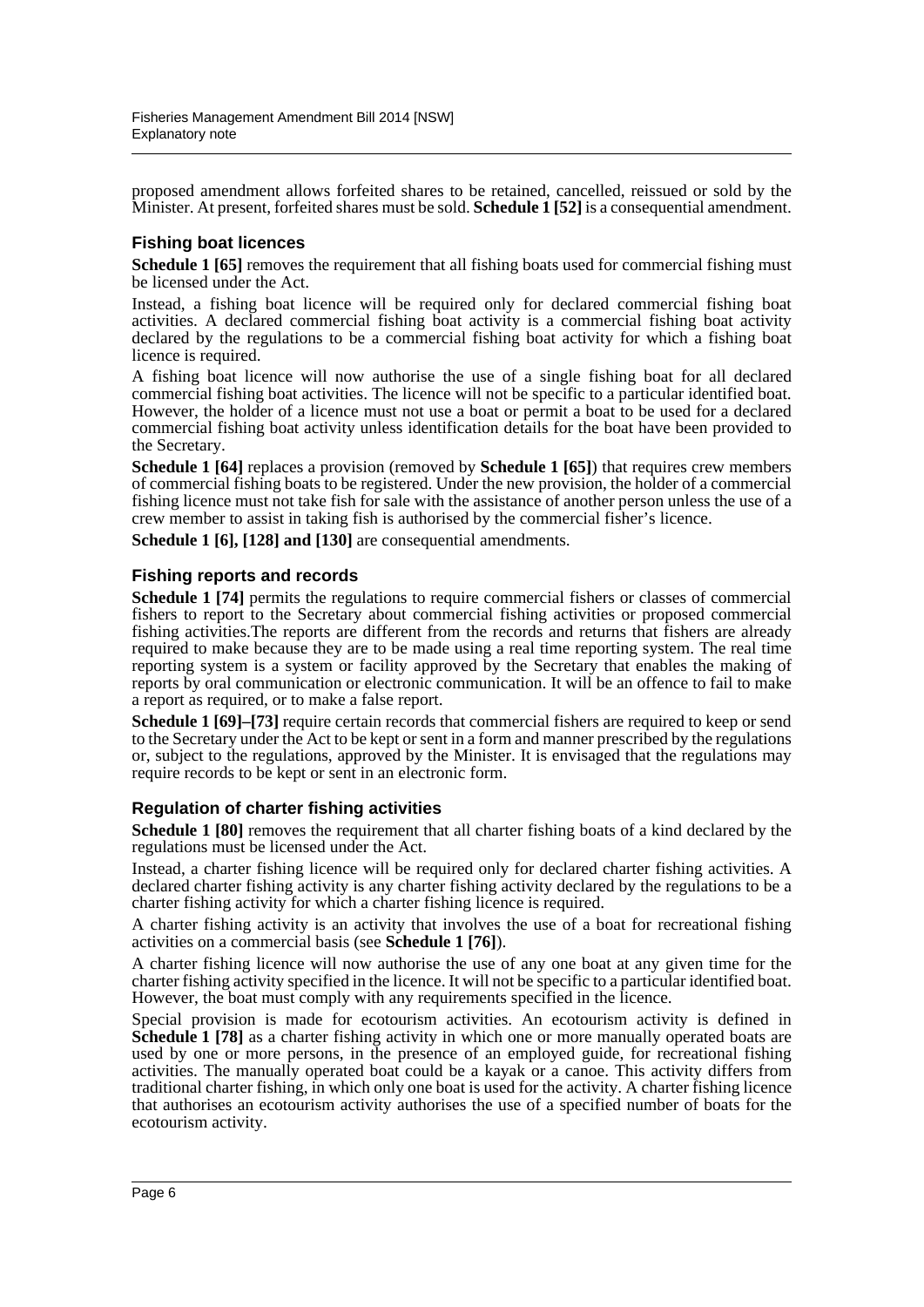proposed amendment allows forfeited shares to be retained, cancelled, reissued or sold by the Minister. At present, forfeited shares must be sold. **Schedule 1 [52]** is a consequential amendment.

### Fishing boat licences

**Schedule 1 [65]** removes the requirement that all fishing boats used for commercial fishing must be licensed under the Act.

Instead, a fishing boat licence will be required only for declared commercial fishing boat activities. A declared commercial fishing boat activity is a commercial fishing boat activity declared by the regulations to be a commercial fishing boat activity for which a fishing boat licence is required.

A fishing boat licence will now authorise the use of a single fishing boat for all declared commercial fishing boat activities. The licence will not be specific to a particular identified boat. However, the holder of a licence must not use a boat or permit a boat to be used for a declared commercial fishing boat activity unless identification details for the boat have been provided to the Secretary.

**Schedule 1 [64]** replaces a provision (removed by **Schedule 1 [65]**) that requires crew members of commercial fishing boats to be registered. Under the new provision, the holder of a commercial fishing licence must not take fish for sale with the assistance of another person unless the use of a crew member to assist in taking fish is authorised by the commercial fisher's licence.

**Schedule 1 [6], [128] and [130]** are consequential amendments.

### Fishing reports and records

**Schedule 1 [74]** permits the regulations to require commercial fishers or classes of commercial fishers to report to the Secretary about commercial fishing activities or proposed commercial fishing activities.The reports are different from the records and returns that fishers are already required to make because they are to be made using a real time reporting system. The real time reporting system is a system or facility approved by the Secretary that enables the making of reports by oral communication or electronic communication. It will be an offence to fail to make a report as required, or to make a false report.

**Schedule 1 [69]–[73]** require certain records that commercial fishers are required to keep or send to the Secretary under the Act to be kept or sent in a form and manner prescribed by the regulations or, subject to the regulations, approved by the Minister. It is envisaged that the regulations may require records to be kept or sent in an electronic form.

### Regulation of charter fishing activities

**Schedule 1 [80]** removes the requirement that all charter fishing boats of a kind declared by the regulations must be licensed under the Act.

Instead, a charter fishing licence will be required only for declared charter fishing activities. A declared charter fishing activity is any charter fishing activity declared by the regulations to be a charter fishing activity for which a charter fishing licence is required.

A charter fishing activity is an activity that involves the use of a boat for recreational fishing activities on a commercial basis (see **Schedule 1 [76]**).

A charter fishing licence will now authorise the use of any one boat at any given time for the charter fishing activity specified in the licence. It will not be specific to a particular identified boat. However, the boat must comply with any requirements specified in the licence.

Special provision is made for ecotourism activities. An ecotourism activity is defined in **Schedule 1 [78]** as a charter fishing activity in which one or more manually operated boats are used by one or more persons, in the presence of an employed guide, for recreational fishing activities. The manually operated boat could be a kayak or a canoe. This activity differs from traditional charter fishing, in which only one boat is used for the activity. A charter fishing licence that authorises an ecotourism activity authorises the use of a specified number of boats for the ecotourism activity.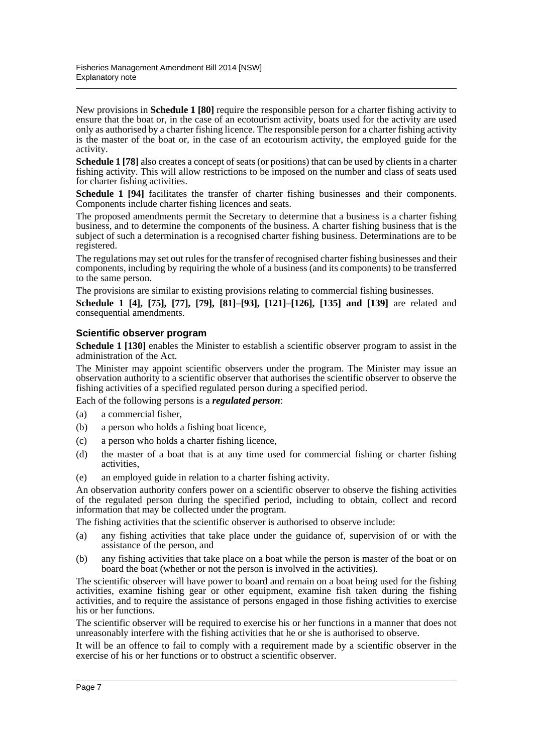New provisions in **Schedule 1 [80]** require the responsible person for a charter fishing activity to ensure that the boat or, in the case of an ecotourism activity, boats used for the activity are used only as authorised by a charter fishing licence. The responsible person for a charter fishing activity is the master of the boat or, in the case of an ecotourism activity, the employed guide for the activity.

**Schedule 1 [78]** also creates a concept of seats (or positions) that can be used by clients in a charter fishing activity. This will allow restrictions to be imposed on the number and class of seats used for charter fishing activities.

**Schedule 1 [94]** facilitates the transfer of charter fishing businesses and their components. Components include charter fishing licences and seats.

The proposed amendments permit the Secretary to determine that a business is a charter fishing business, and to determine the components of the business. A charter fishing business that is the subject of such a determination is a recognised charter fishing business. Determinations are to be registered.

The regulations may set out rules for the transfer of recognised charter fishing businesses and their components, including by requiring the whole of a business (and its components) to be transferred to the same person.

The provisions are similar to existing provisions relating to commercial fishing businesses.

**Schedule 1 [4], [75], [77], [79], [81]–[93], [121]–[126], [135] and [139]** are related and consequential amendments.

### Scientific observer program

**Schedule 1 [130]** enables the Minister to establish a scientific observer program to assist in the administration of the Act.

The Minister may appoint scientific observers under the program. The Minister may issue an observation authority to a scientific observer that authorises the scientific observer to observe the fishing activities of a specified regulated person during a specified period.

Each of the following persons is a ***regulated person***:

(a) a commercial fisher,

(b) a person who holds a fishing boat licence,

(c) a person who holds a charter fishing licence,

(d) the master of a boat that is at any time used for commercial fishing or charter fishing activities,

(e) an employed guide in relation to a charter fishing activity.

An observation authority confers power on a scientific observer to observe the fishing activities of the regulated person during the specified period, including to obtain, collect and record information that may be collected under the program.

The fishing activities that the scientific observer is authorised to observe include:

(a) any fishing activities that take place under the guidance of, supervision of or with the assistance of the person, and

(b) any fishing activities that take place on a boat while the person is master of the boat or on board the boat (whether or not the person is involved in the activities).

The scientific observer will have power to board and remain on a boat being used for the fishing activities, examine fishing gear or other equipment, examine fish taken during the fishing activities, and to require the assistance of persons engaged in those fishing activities to exercise his or her functions.

The scientific observer will be required to exercise his or her functions in a manner that does not unreasonably interfere with the fishing activities that he or she is authorised to observe.

It will be an offence to fail to comply with a requirement made by a scientific observer in the exercise of his or her functions or to obstruct a scientific observer.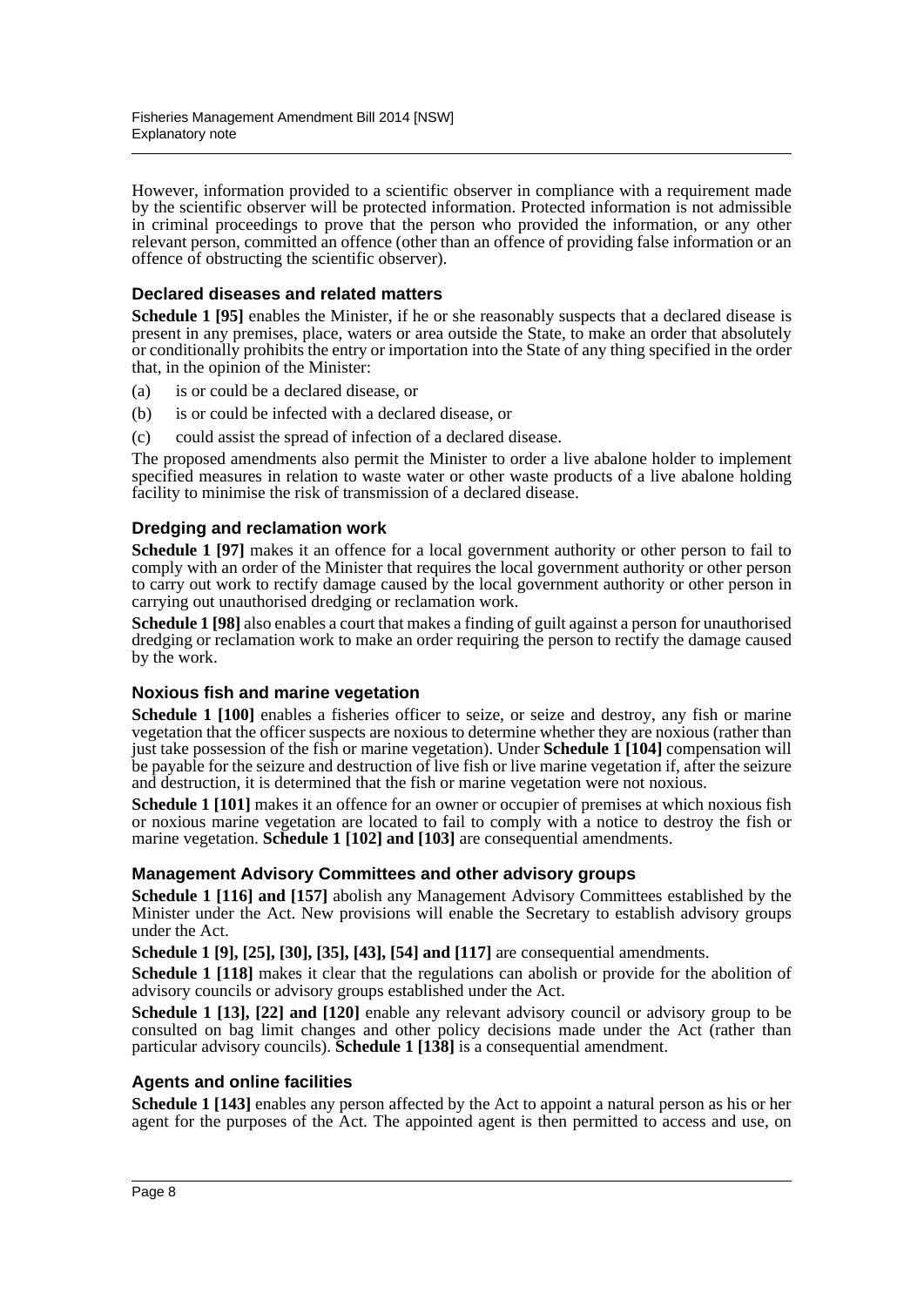However, information provided to a scientific observer in compliance with a requirement made by the scientific observer will be protected information. Protected information is not admissible in criminal proceedings to prove that the person who provided the information, or any other relevant person, committed an offence (other than an offence of providing false information or an offence of obstructing the scientific observer).

### Declared diseases and related matters

**Schedule 1 [95]** enables the Minister, if he or she reasonably suspects that a declared disease is present in any premises, place, waters or area outside the State, to make an order that absolutely or conditionally prohibits the entry or importation into the State of any thing specified in the order that, in the opinion of the Minister:

(a) is or could be a declared disease, or

(b) is or could be infected with a declared disease, or

(c) could assist the spread of infection of a declared disease.

The proposed amendments also permit the Minister to order a live abalone holder to implement specified measures in relation to waste water or other waste products of a live abalone holding facility to minimise the risk of transmission of a declared disease.

### Dredging and reclamation work

**Schedule 1 [97]** makes it an offence for a local government authority or other person to fail to comply with an order of the Minister that requires the local government authority or other person to carry out work to rectify damage caused by the local government authority or other person in carrying out unauthorised dredging or reclamation work.

**Schedule 1 [98]** also enables a court that makes a finding of guilt against a person for unauthorised dredging or reclamation work to make an order requiring the person to rectify the damage caused by the work.

### Noxious fish and marine vegetation

**Schedule 1 [100]** enables a fisheries officer to seize, or seize and destroy, any fish or marine vegetation that the officer suspects are noxious to determine whether they are noxious (rather than just take possession of the fish or marine vegetation). Under **Schedule 1 [104]** compensation will be payable for the seizure and destruction of live fish or live marine vegetation if, after the seizure and destruction, it is determined that the fish or marine vegetation were not noxious.

**Schedule 1 [101]** makes it an offence for an owner or occupier of premises at which noxious fish or noxious marine vegetation are located to fail to comply with a notice to destroy the fish or marine vegetation. **Schedule 1 [102] and [103]** are consequential amendments.

### Management Advisory Committees and other advisory groups

**Schedule 1 [116] and [157]** abolish any Management Advisory Committees established by the Minister under the Act. New provisions will enable the Secretary to establish advisory groups under the Act.

**Schedule 1 [9], [25], [30], [35], [43], [54] and [117]** are consequential amendments.

**Schedule 1 [118]** makes it clear that the regulations can abolish or provide for the abolition of advisory councils or advisory groups established under the Act.

**Schedule 1 [13], [22] and [120]** enable any relevant advisory council or advisory group to be consulted on bag limit changes and other policy decisions made under the Act (rather than particular advisory councils). **Schedule 1 [138]** is a consequential amendment.

### Agents and online facilities

**Schedule 1 [143]** enables any person affected by the Act to appoint a natural person as his or her agent for the purposes of the Act. The appointed agent is then permitted to access and use, on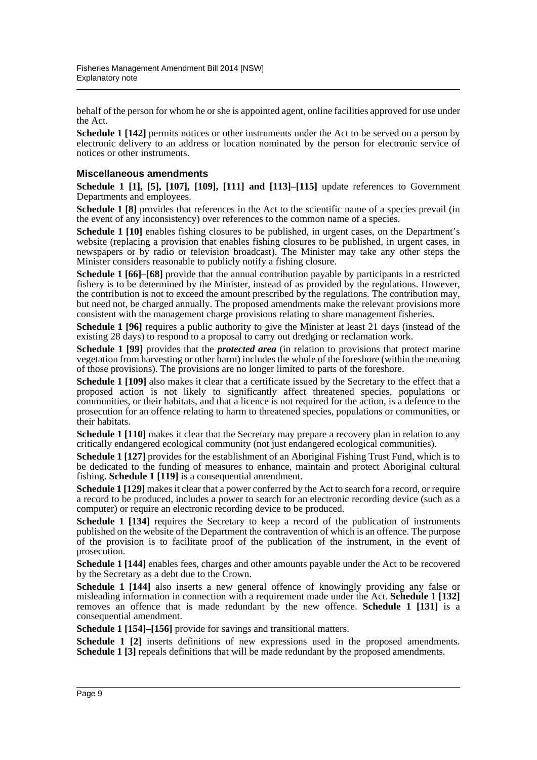behalf of the person for whom he or she is appointed agent, online facilities approved for use under the Act.

**Schedule 1 [142]** permits notices or other instruments under the Act to be served on a person by electronic delivery to an address or location nominated by the person for electronic service of notices or other instruments.

### Miscellaneous amendments

**Schedule 1 [1], [5], [107], [109], [111] and [113]–[115]** update references to Government Departments and employees.

**Schedule 1 [8]** provides that references in the Act to the scientific name of a species prevail (in the event of any inconsistency) over references to the common name of a species.

**Schedule 1 [10]** enables fishing closures to be published, in urgent cases, on the Department's website (replacing a provision that enables fishing closures to be published, in urgent cases, in newspapers or by radio or television broadcast). The Minister may take any other steps the Minister considers reasonable to publicly notify a fishing closure.

**Schedule 1 [66]–[68]** provide that the annual contribution payable by participants in a restricted fishery is to be determined by the Minister, instead of as provided by the regulations. However, the contribution is not to exceed the amount prescribed by the regulations. The contribution may, but need not, be charged annually. The proposed amendments make the relevant provisions more consistent with the management charge provisions relating to share management fisheries.

**Schedule 1 [96]** requires a public authority to give the Minister at least 21 days (instead of the existing 28 days) to respond to a proposal to carry out dredging or reclamation work.

**Schedule 1 [99]** provides that the ***protected area*** (in relation to provisions that protect marine vegetation from harvesting or other harm) includes the whole of the foreshore (within the meaning of those provisions). The provisions are no longer limited to parts of the foreshore.

**Schedule 1 [109]** also makes it clear that a certificate issued by the Secretary to the effect that a proposed action is not likely to significantly affect threatened species, populations or communities, or their habitats, and that a licence is not required for the action, is a defence to the prosecution for an offence relating to harm to threatened species, populations or communities, or their habitats.

**Schedule 1 [110]** makes it clear that the Secretary may prepare a recovery plan in relation to any critically endangered ecological community (not just endangered ecological communities).

**Schedule 1 [127]** provides for the establishment of an Aboriginal Fishing Trust Fund, which is to be dedicated to the funding of measures to enhance, maintain and protect Aboriginal cultural fishing. **Schedule 1 [119]** is a consequential amendment.

**Schedule 1 [129]** makes it clear that a power conferred by the Act to search for a record, or require a record to be produced, includes a power to search for an electronic recording device (such as a computer) or require an electronic recording device to be produced.

**Schedule 1 [134]** requires the Secretary to keep a record of the publication of instruments published on the website of the Department the contravention of which is an offence. The purpose of the provision is to facilitate proof of the publication of the instrument, in the event of prosecution.

**Schedule 1 [144]** enables fees, charges and other amounts payable under the Act to be recovered by the Secretary as a debt due to the Crown.

**Schedule 1 [144]** also inserts a new general offence of knowingly providing any false or misleading information in connection with a requirement made under the Act. **Schedule 1 [132]** removes an offence that is made redundant by the new offence. **Schedule 1 [131]** is a consequential amendment.

**Schedule 1 [154]–[156]** provide for savings and transitional matters.

**Schedule 1 [2]** inserts definitions of new expressions used in the proposed amendments. **Schedule 1 [3]** repeals definitions that will be made redundant by the proposed amendments.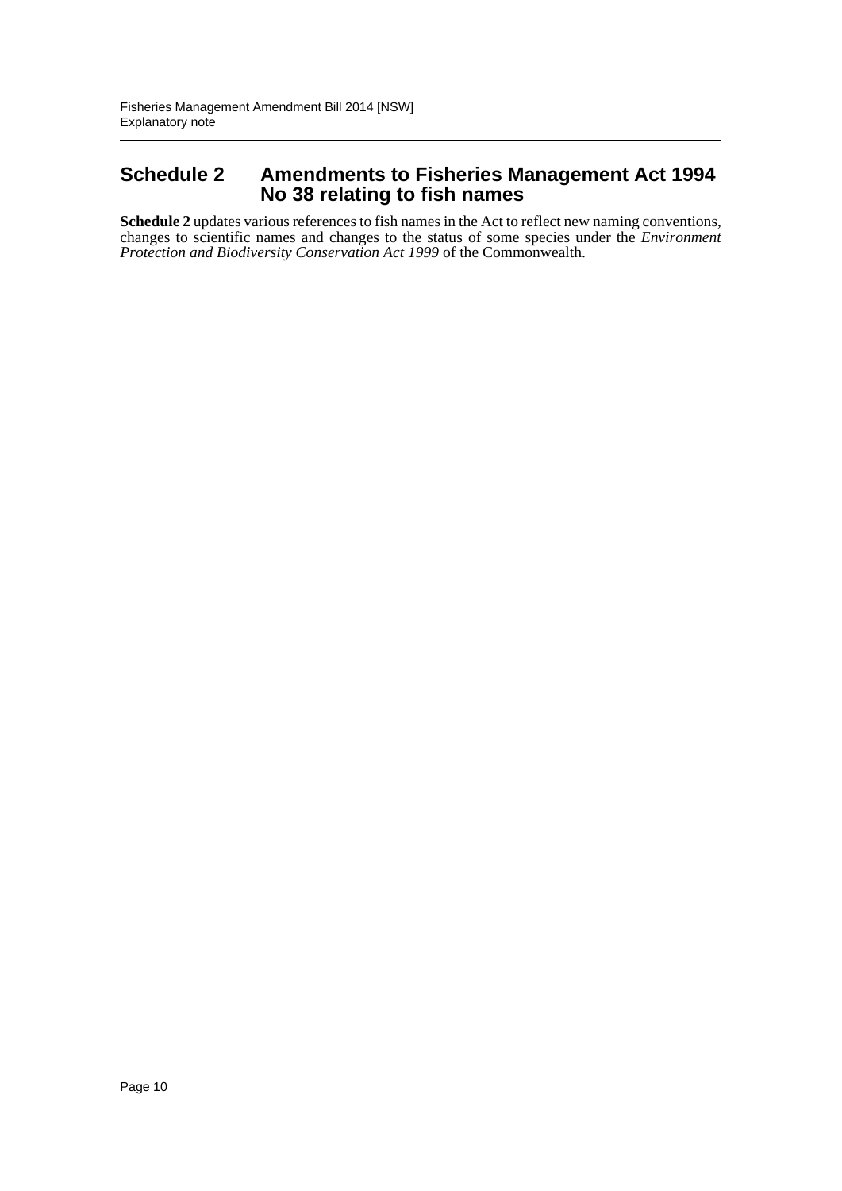## Schedule 2 Amendments to Fisheries Management Act 1994 No 38 relating to fish names

**Schedule 2** updates various references to fish names in the Act to reflect new naming conventions, changes to scientific names and changes to the status of some species under the *Environment Protection and Biodiversity Conservation Act 1999* of the Commonwealth.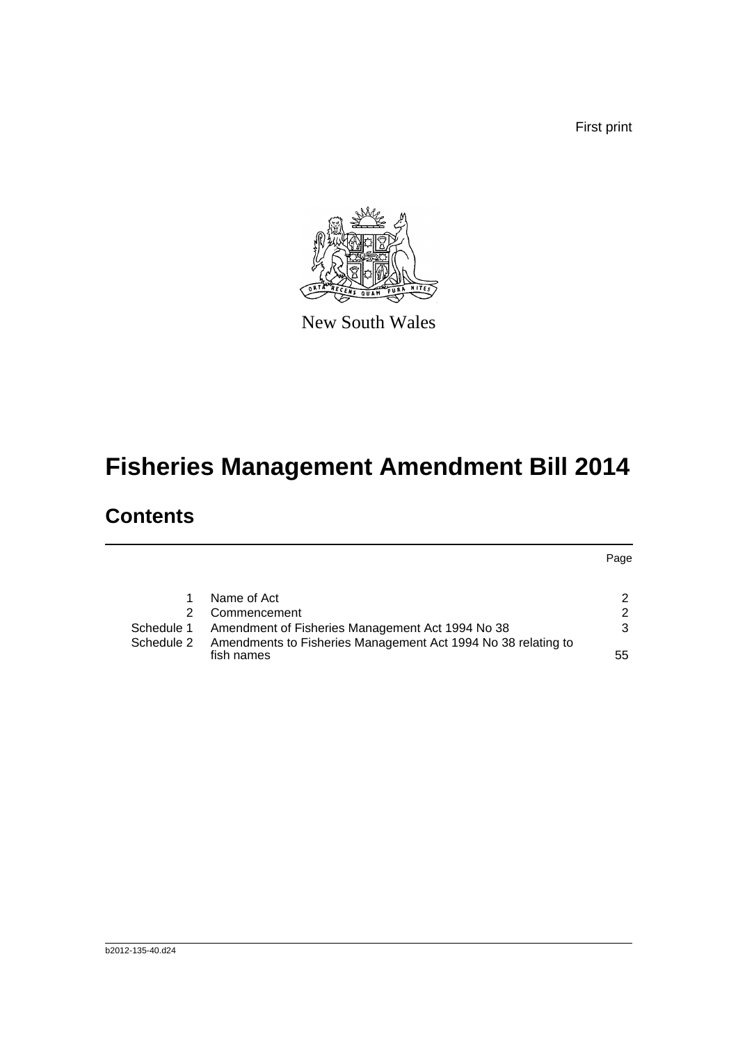New South Wales

# Fisheries Management Amendment Bill 2014

## Contents

| | | Page |
|---|---|---|
| 1 | Name of Act | 2 |
| 2 | Commencement | 2 |
| Schedule 1 | Amendment of Fisheries Management Act 1994 No 38 | 3 |
| Schedule 2 | Amendments to Fisheries Management Act 1994 No 38 relating to fish names | 55 |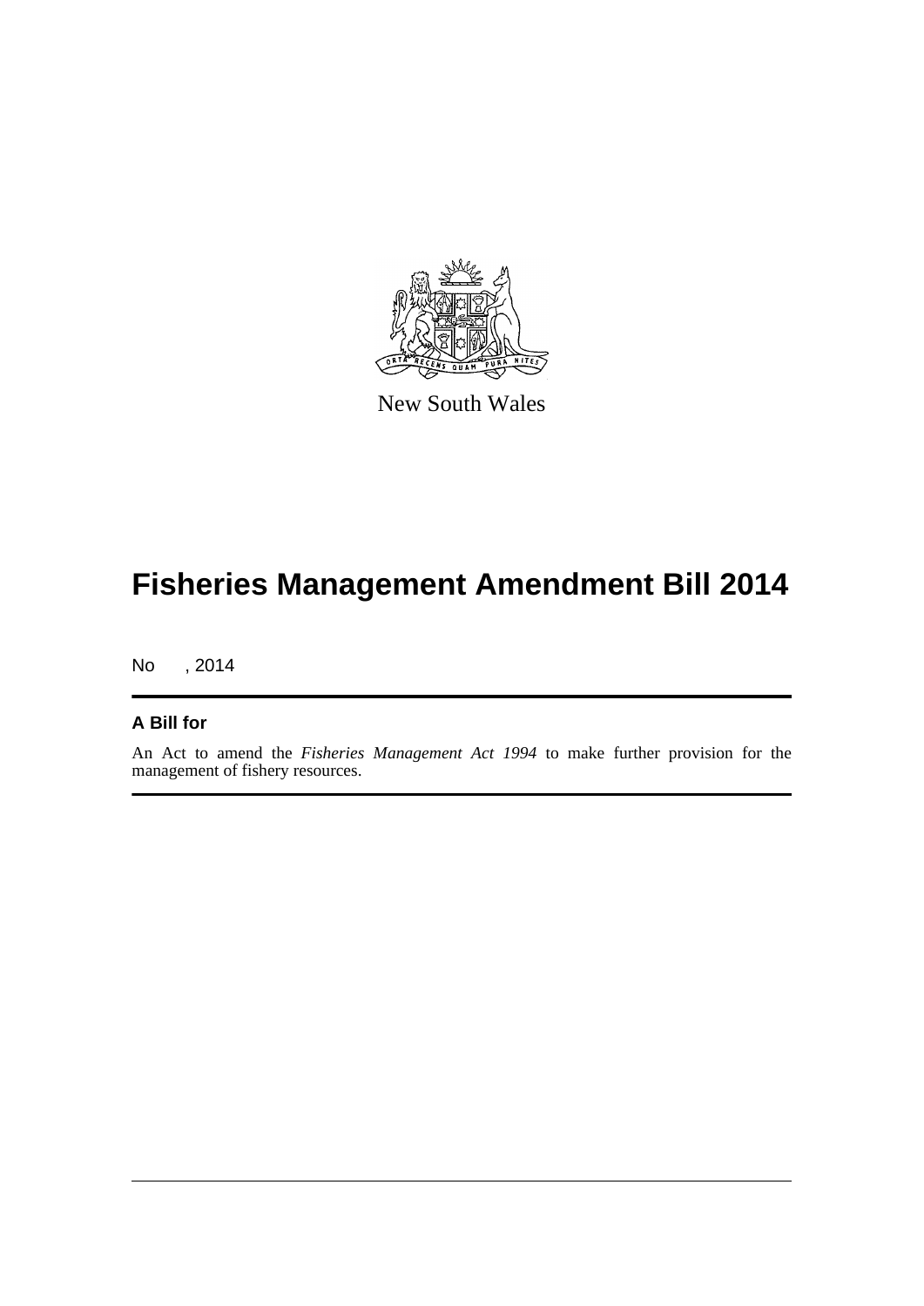New South Wales

# Fisheries Management Amendment Bill 2014

No , 2014

## A Bill for

An Act to amend the *Fisheries Management Act 1994* to make further provision for the management of fishery resources.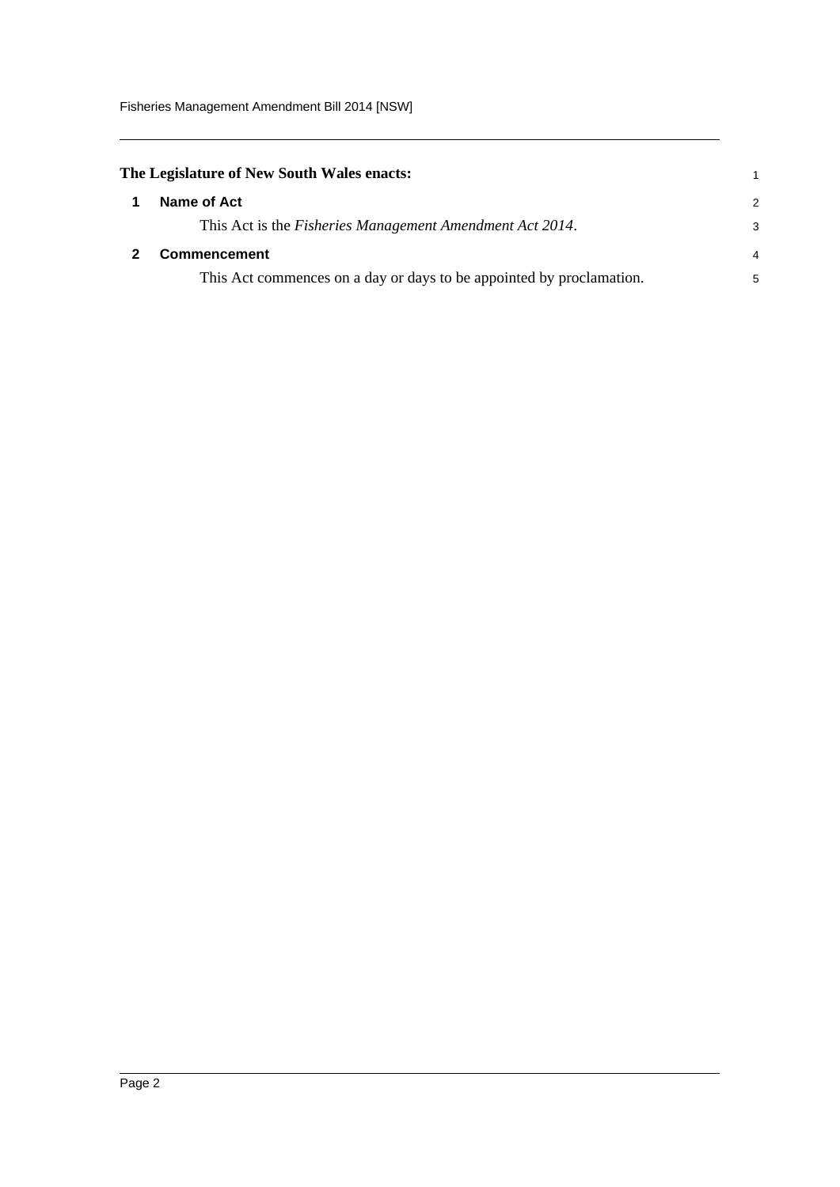**The Legislature of New South Wales enacts:**

## 1 Name of Act

This Act is the *Fisheries Management Amendment Act 2014*.

## 2 Commencement

This Act commences on a day or days to be appointed by proclamation.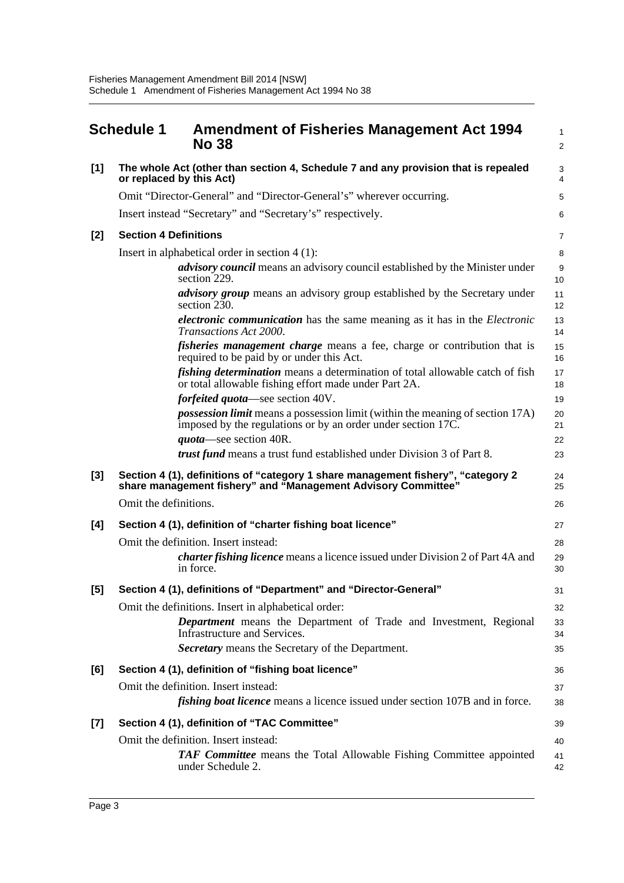## Schedule 1 Amendment of Fisheries Management Act 1994 No 38

**[1] The whole Act (other than section 4, Schedule 7 and any provision that is repealed or replaced by this Act)**

Omit "Director-General" and "Director-General's" wherever occurring.

Insert instead "Secretary" and "Secretary's" respectively.

**[2] Section 4 Definitions**

Insert in alphabetical order in section 4 (1):

> ***advisory council*** means an advisory council established by the Minister under section 229.
>
> ***advisory group*** means an advisory group established by the Secretary under section 230.
>
> ***electronic communication*** has the same meaning as it has in the *Electronic Transactions Act 2000*.
>
> ***fisheries management charge*** means a fee, charge or contribution that is required to be paid by or under this Act.
>
> ***fishing determination*** means a determination of total allowable catch of fish or total allowable fishing effort made under Part 2A.
>
> ***forfeited quota***—see section 40V.
>
> ***possession limit*** means a possession limit (within the meaning of section 17A) imposed by the regulations or by an order under section 17C.
>
> ***quota***—see section 40R.
>
> ***trust fund*** means a trust fund established under Division 3 of Part 8.

**[3] Section 4 (1), definitions of "category 1 share management fishery", "category 2 share management fishery" and "Management Advisory Committee"**

Omit the definitions.

**[4] Section 4 (1), definition of "charter fishing boat licence"**

Omit the definition. Insert instead:

> ***charter fishing licence*** means a licence issued under Division 2 of Part 4A and in force.

**[5] Section 4 (1), definitions of "Department" and "Director-General"**

Omit the definitions. Insert in alphabetical order:

> ***Department*** means the Department of Trade and Investment, Regional Infrastructure and Services.
>
> ***Secretary*** means the Secretary of the Department.

**[6] Section 4 (1), definition of "fishing boat licence"**

Omit the definition. Insert instead:

> ***fishing boat licence*** means a licence issued under section 107B and in force.

**[7] Section 4 (1), definition of "TAC Committee"**

Omit the definition. Insert instead:

> ***TAF Committee*** means the Total Allowable Fishing Committee appointed under Schedule 2.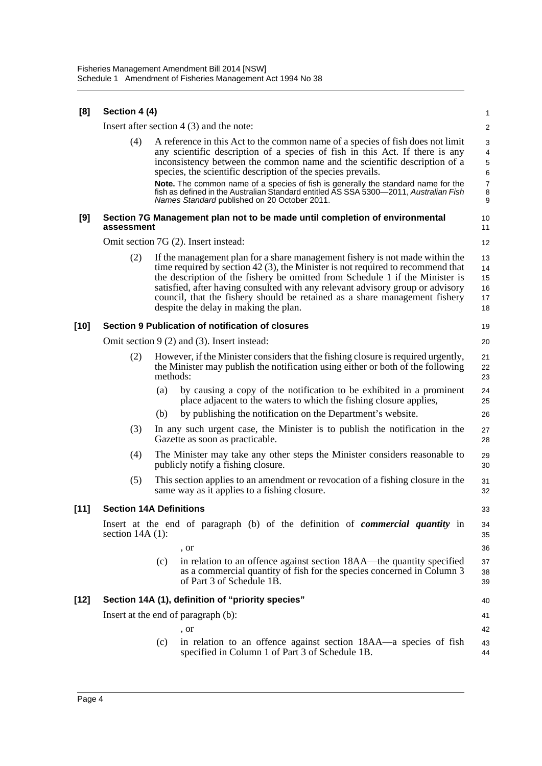**[8] Section 4 (4)**

Insert after section 4 (3) and the note:

(4) A reference in this Act to the common name of a species of fish does not limit any scientific description of a species of fish in this Act. If there is any inconsistency between the common name and the scientific description of a species, the scientific description of the species prevails.

**Note.** The common name of a species of fish is generally the standard name for the fish as defined in the Australian Standard entitled AS SSA 5300—2011, *Australian Fish Names Standard* published on 20 October 2011.

**[9] Section 7G Management plan not to be made until completion of environmental assessment**

Omit section 7G (2). Insert instead:

(2) If the management plan for a share management fishery is not made within the time required by section 42 (3), the Minister is not required to recommend that the description of the fishery be omitted from Schedule 1 if the Minister is satisfied, after having consulted with any relevant advisory group or advisory council, that the fishery should be retained as a share management fishery despite the delay in making the plan.

**[10] Section 9 Publication of notification of closures**

Omit section 9 (2) and (3). Insert instead:

(2) However, if the Minister considers that the fishing closure is required urgently, the Minister may publish the notification using either or both of the following methods:

(a) by causing a copy of the notification to be exhibited in a prominent place adjacent to the waters to which the fishing closure applies,

(b) by publishing the notification on the Department's website.

(3) In any such urgent case, the Minister is to publish the notification in the Gazette as soon as practicable.

(4) The Minister may take any other steps the Minister considers reasonable to publicly notify a fishing closure.

(5) This section applies to an amendment or revocation of a fishing closure in the same way as it applies to a fishing closure.

**[11] Section 14A Definitions**

Insert at the end of paragraph (b) of the definition of ***commercial quantity*** in section 14A (1):

, or

(c) in relation to an offence against section 18AA—the quantity specified as a commercial quantity of fish for the species concerned in Column 3 of Part 3 of Schedule 1B.

**[12] Section 14A (1), definition of "priority species"**

Insert at the end of paragraph (b):

, or

(c) in relation to an offence against section 18AA—a species of fish specified in Column 1 of Part 3 of Schedule 1B.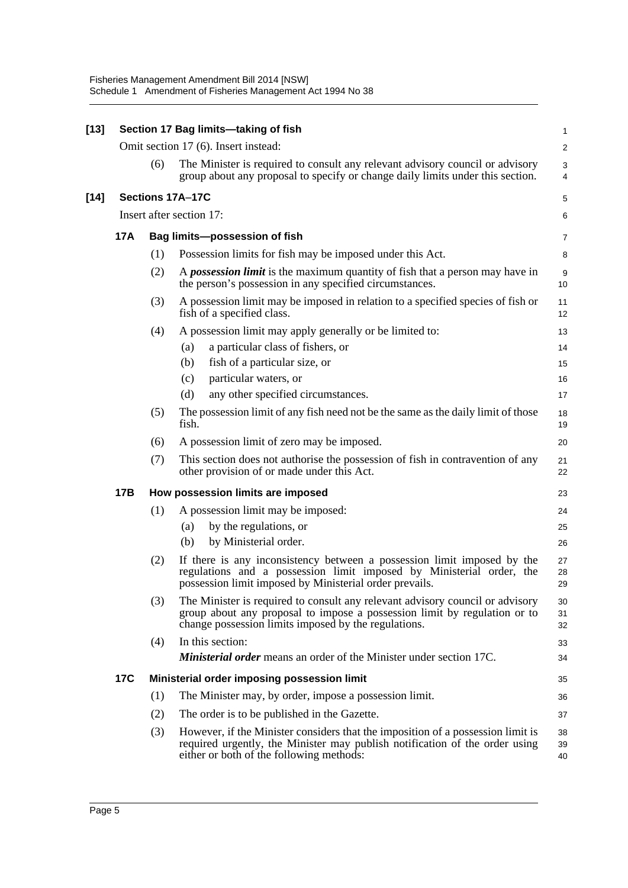**[13] Section 17 Bag limits—taking of fish**

Omit section 17 (6). Insert instead:

(6) The Minister is required to consult any relevant advisory council or advisory group about any proposal to specify or change daily limits under this section.

**[14] Sections 17A–17C**

Insert after section 17:

### 17A Bag limits—possession of fish

(1) Possession limits for fish may be imposed under this Act.

(2) A ***possession limit*** is the maximum quantity of fish that a person may have in the person's possession in any specified circumstances.

(3) A possession limit may be imposed in relation to a specified species of fish or fish of a specified class.

(4) A possession limit may apply generally or be limited to:

- (a) a particular class of fishers, or
- (b) fish of a particular size, or
- (c) particular waters, or
- (d) any other specified circumstances.

(5) The possession limit of any fish need not be the same as the daily limit of those fish.

(6) A possession limit of zero may be imposed.

(7) This section does not authorise the possession of fish in contravention of any other provision of or made under this Act.

### 17B How possession limits are imposed

(1) A possession limit may be imposed:

- (a) by the regulations, or
- (b) by Ministerial order.

(2) If there is any inconsistency between a possession limit imposed by the regulations and a possession limit imposed by Ministerial order, the possession limit imposed by Ministerial order prevails.

(3) The Minister is required to consult any relevant advisory council or advisory group about any proposal to impose a possession limit by regulation or to change possession limits imposed by the regulations.

(4) In this section:

***Ministerial order*** means an order of the Minister under section 17C.

### 17C Ministerial order imposing possession limit

(1) The Minister may, by order, impose a possession limit.

(2) The order is to be published in the Gazette.

(3) However, if the Minister considers that the imposition of a possession limit is required urgently, the Minister may publish notification of the order using either or both of the following methods: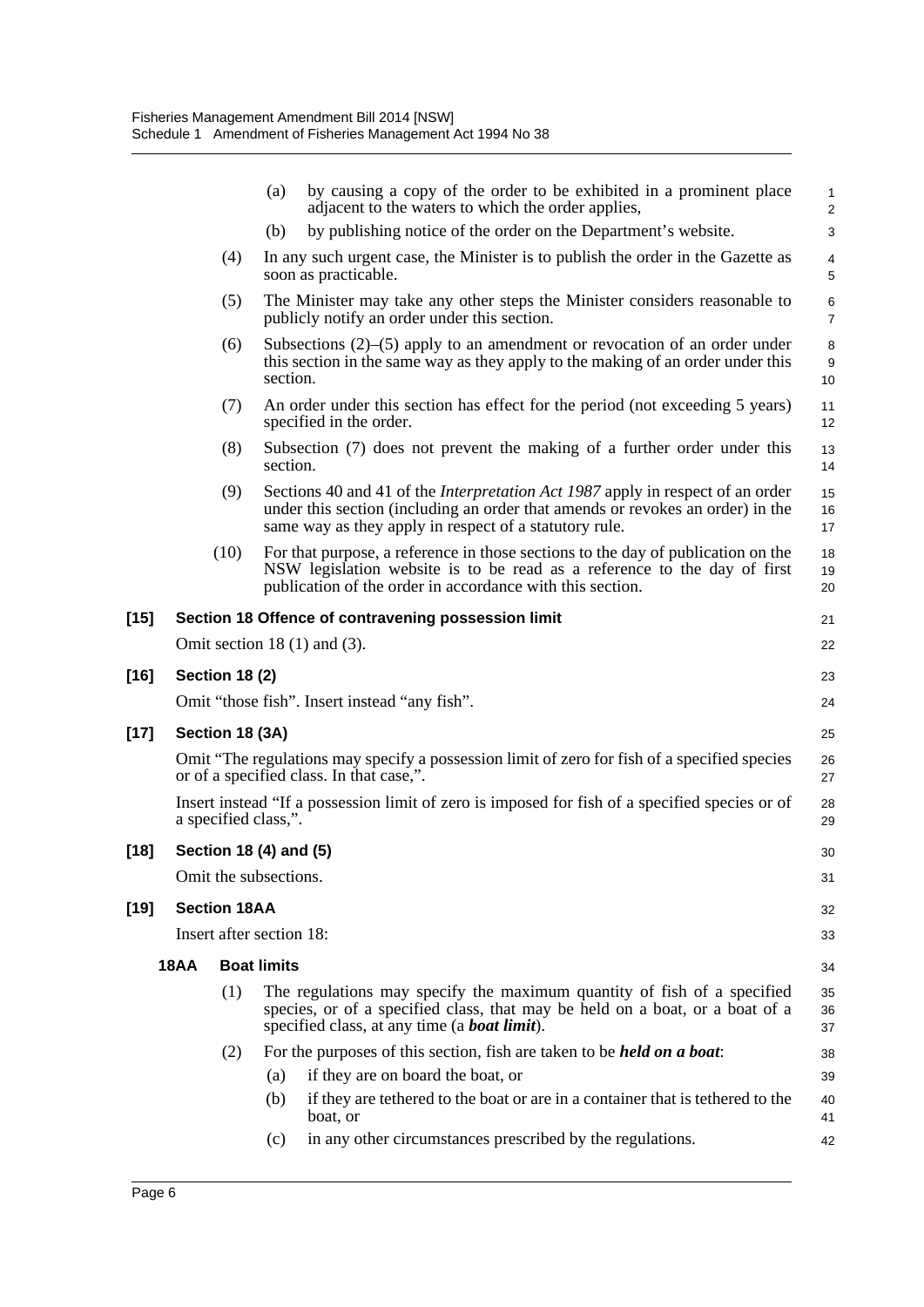(a) by causing a copy of the order to be exhibited in a prominent place adjacent to the waters to which the order applies,

(b) by publishing notice of the order on the Department's website.

(4) In any such urgent case, the Minister is to publish the order in the Gazette as soon as practicable.

(5) The Minister may take any other steps the Minister considers reasonable to publicly notify an order under this section.

(6) Subsections (2)–(5) apply to an amendment or revocation of an order under this section in the same way as they apply to the making of an order under this section.

(7) An order under this section has effect for the period (not exceeding 5 years) specified in the order.

(8) Subsection (7) does not prevent the making of a further order under this section.

(9) Sections 40 and 41 of the *Interpretation Act 1987* apply in respect of an order under this section (including an order that amends or revokes an order) in the same way as they apply in respect of a statutory rule.

(10) For that purpose, a reference in those sections to the day of publication on the NSW legislation website is to be read as a reference to the day of first publication of the order in accordance with this section.

**[15] Section 18 Offence of contravening possession limit**

Omit section 18 (1) and (3).

**[16] Section 18 (2)**

Omit "those fish". Insert instead "any fish".

**[17] Section 18 (3A)**

Omit "The regulations may specify a possession limit of zero for fish of a specified species or of a specified class. In that case,".

Insert instead "If a possession limit of zero is imposed for fish of a specified species or of a specified class,".

**[18] Section 18 (4) and (5)**

Omit the subsections.

**[19] Section 18AA**

Insert after section 18:

**18AA Boat limits**

(1) The regulations may specify the maximum quantity of fish of a specified species, or of a specified class, that may be held on a boat, or a boat of a specified class, at any time (a ***boat limit***).

(2) For the purposes of this section, fish are taken to be ***held on a boat***:

(a) if they are on board the boat, or

(b) if they are tethered to the boat or are in a container that is tethered to the boat, or

(c) in any other circumstances prescribed by the regulations.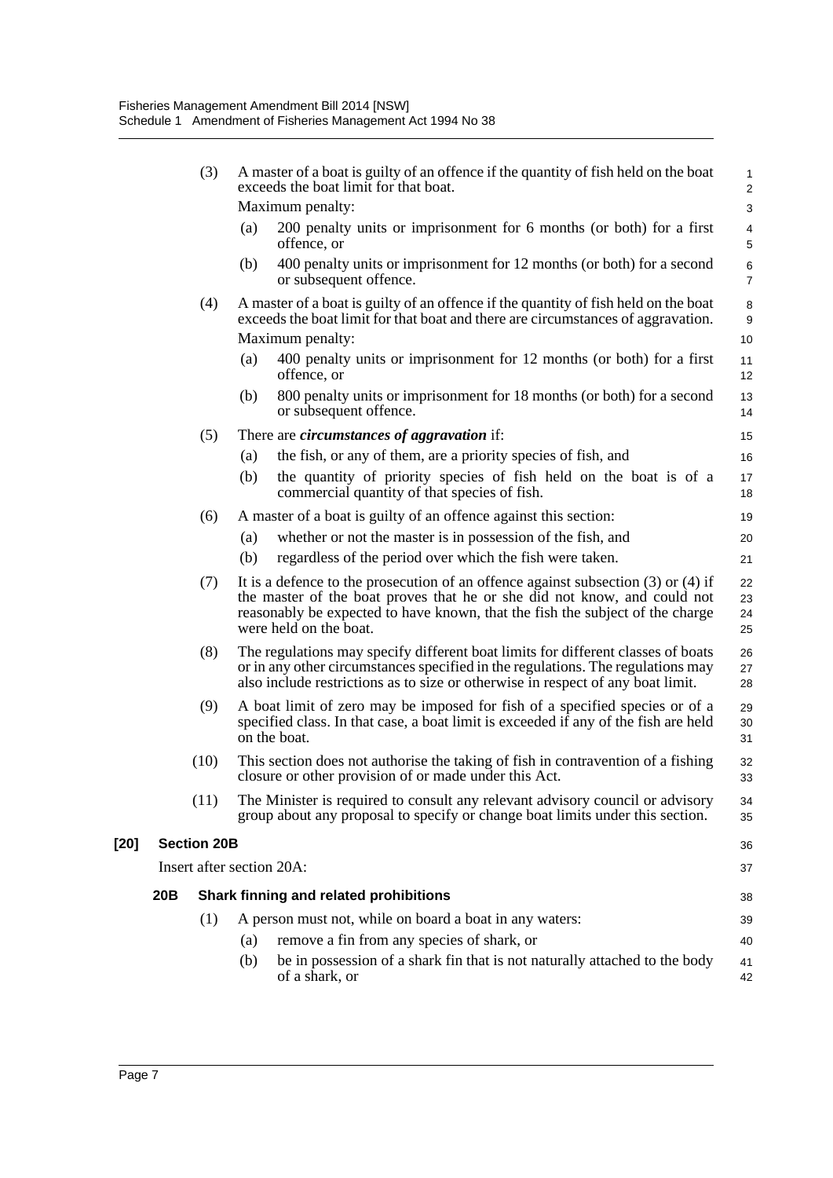(3) A master of a boat is guilty of an offence if the quantity of fish held on the boat exceeds the boat limit for that boat.

Maximum penalty:

(a) 200 penalty units or imprisonment for 6 months (or both) for a first offence, or

(b) 400 penalty units or imprisonment for 12 months (or both) for a second or subsequent offence.

(4) A master of a boat is guilty of an offence if the quantity of fish held on the boat exceeds the boat limit for that boat and there are circumstances of aggravation.

Maximum penalty:

(a) 400 penalty units or imprisonment for 12 months (or both) for a first offence, or

(b) 800 penalty units or imprisonment for 18 months (or both) for a second or subsequent offence.

(5) There are ***circumstances of aggravation*** if:

(a) the fish, or any of them, are a priority species of fish, and

(b) the quantity of priority species of fish held on the boat is of a commercial quantity of that species of fish.

(6) A master of a boat is guilty of an offence against this section:

(a) whether or not the master is in possession of the fish, and

(b) regardless of the period over which the fish were taken.

(7) It is a defence to the prosecution of an offence against subsection (3) or (4) if the master of the boat proves that he or she did not know, and could not reasonably be expected to have known, that the fish the subject of the charge were held on the boat.

(8) The regulations may specify different boat limits for different classes of boats or in any other circumstances specified in the regulations. The regulations may also include restrictions as to size or otherwise in respect of any boat limit.

(9) A boat limit of zero may be imposed for fish of a specified species or of a specified class. In that case, a boat limit is exceeded if any of the fish are held on the boat.

(10) This section does not authorise the taking of fish in contravention of a fishing closure or other provision of or made under this Act.

(11) The Minister is required to consult any relevant advisory council or advisory group about any proposal to specify or change boat limits under this section.

**[20] Section 20B**

Insert after section 20A:

**20B Shark finning and related prohibitions**

(1) A person must not, while on board a boat in any waters:

(a) remove a fin from any species of shark, or

(b) be in possession of a shark fin that is not naturally attached to the body of a shark, or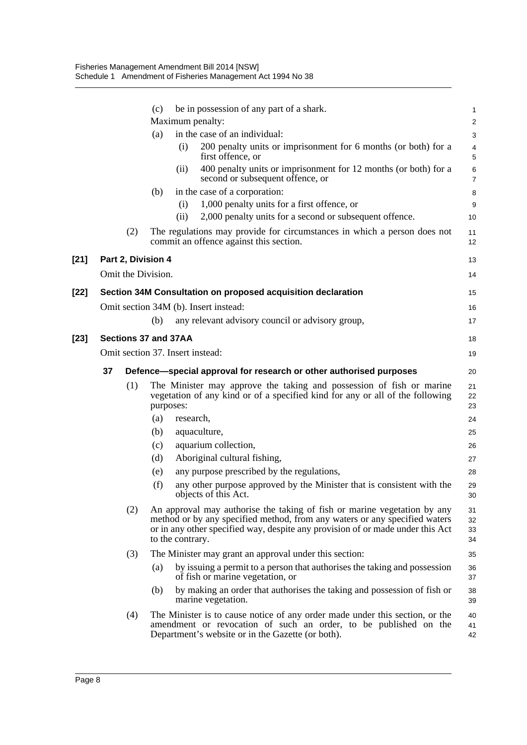(c) be in possession of any part of a shark.

Maximum penalty:

(a) in the case of an individual:

(i) 200 penalty units or imprisonment for 6 months (or both) for a first offence, or

(ii) 400 penalty units or imprisonment for 12 months (or both) for a second or subsequent offence, or

(b) in the case of a corporation:

(i) 1,000 penalty units for a first offence, or

(ii) 2,000 penalty units for a second or subsequent offence.

(2) The regulations may provide for circumstances in which a person does not commit an offence against this section.

**[21] Part 2, Division 4**

Omit the Division.

**[22] Section 34M Consultation on proposed acquisition declaration**

Omit section 34M (b). Insert instead:

(b) any relevant advisory council or advisory group,

**[23] Sections 37 and 37AA**

Omit section 37. Insert instead:

**37 Defence—special approval for research or other authorised purposes**

(1) The Minister may approve the taking and possession of fish or marine vegetation of any kind or of a specified kind for any or all of the following purposes:

(a) research,

(b) aquaculture,

(c) aquarium collection,

(d) Aboriginal cultural fishing,

(e) any purpose prescribed by the regulations,

(f) any other purpose approved by the Minister that is consistent with the objects of this Act.

(2) An approval may authorise the taking of fish or marine vegetation by any method or by any specified method, from any waters or any specified waters or in any other specified way, despite any provision of or made under this Act to the contrary.

(3) The Minister may grant an approval under this section:

(a) by issuing a permit to a person that authorises the taking and possession of fish or marine vegetation, or

(b) by making an order that authorises the taking and possession of fish or marine vegetation.

(4) The Minister is to cause notice of any order made under this section, or the amendment or revocation of such an order, to be published on the Department's website or in the Gazette (or both).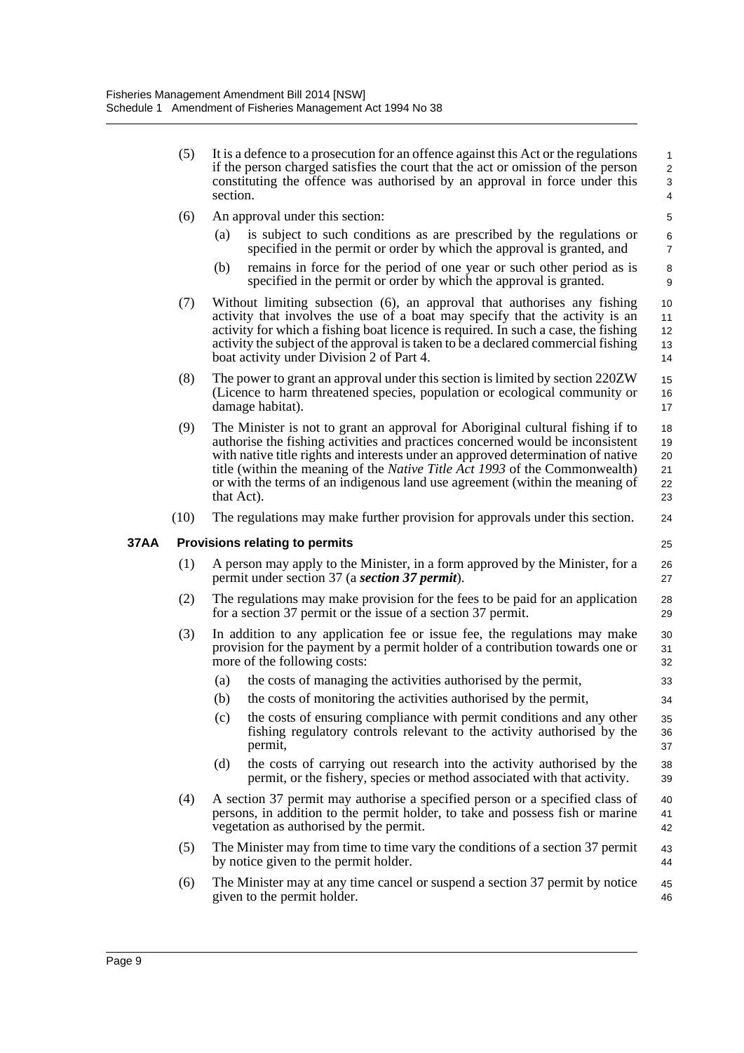(5) It is a defence to a prosecution for an offence against this Act or the regulations if the person charged satisfies the court that the act or omission of the person constituting the offence was authorised by an approval in force under this section.

(6) An approval under this section:

- (a) is subject to such conditions as are prescribed by the regulations or specified in the permit or order by which the approval is granted, and
- (b) remains in force for the period of one year or such other period as is specified in the permit or order by which the approval is granted.

(7) Without limiting subsection (6), an approval that authorises any fishing activity that involves the use of a boat may specify that the activity is an activity for which a fishing boat licence is required. In such a case, the fishing activity the subject of the approval is taken to be a declared commercial fishing boat activity under Division 2 of Part 4.

(8) The power to grant an approval under this section is limited by section 220ZW (Licence to harm threatened species, population or ecological community or damage habitat).

(9) The Minister is not to grant an approval for Aboriginal cultural fishing if to authorise the fishing activities and practices concerned would be inconsistent with native title rights and interests under an approved determination of native title (within the meaning of the *Native Title Act 1993* of the Commonwealth) or with the terms of an indigenous land use agreement (within the meaning of that Act).

(10) The regulations may make further provision for approvals under this section.

**37AA Provisions relating to permits**

(1) A person may apply to the Minister, in a form approved by the Minister, for a permit under section 37 (a ***section 37 permit***).

(2) The regulations may make provision for the fees to be paid for an application for a section 37 permit or the issue of a section 37 permit.

(3) In addition to any application fee or issue fee, the regulations may make provision for the payment by a permit holder of a contribution towards one or more of the following costs:

- (a) the costs of managing the activities authorised by the permit,
- (b) the costs of monitoring the activities authorised by the permit,
- (c) the costs of ensuring compliance with permit conditions and any other fishing regulatory controls relevant to the activity authorised by the permit,
- (d) the costs of carrying out research into the activity authorised by the permit, or the fishery, species or method associated with that activity.

(4) A section 37 permit may authorise a specified person or a specified class of persons, in addition to the permit holder, to take and possess fish or marine vegetation as authorised by the permit.

(5) The Minister may from time to time vary the conditions of a section 37 permit by notice given to the permit holder.

(6) The Minister may at any time cancel or suspend a section 37 permit by notice given to the permit holder.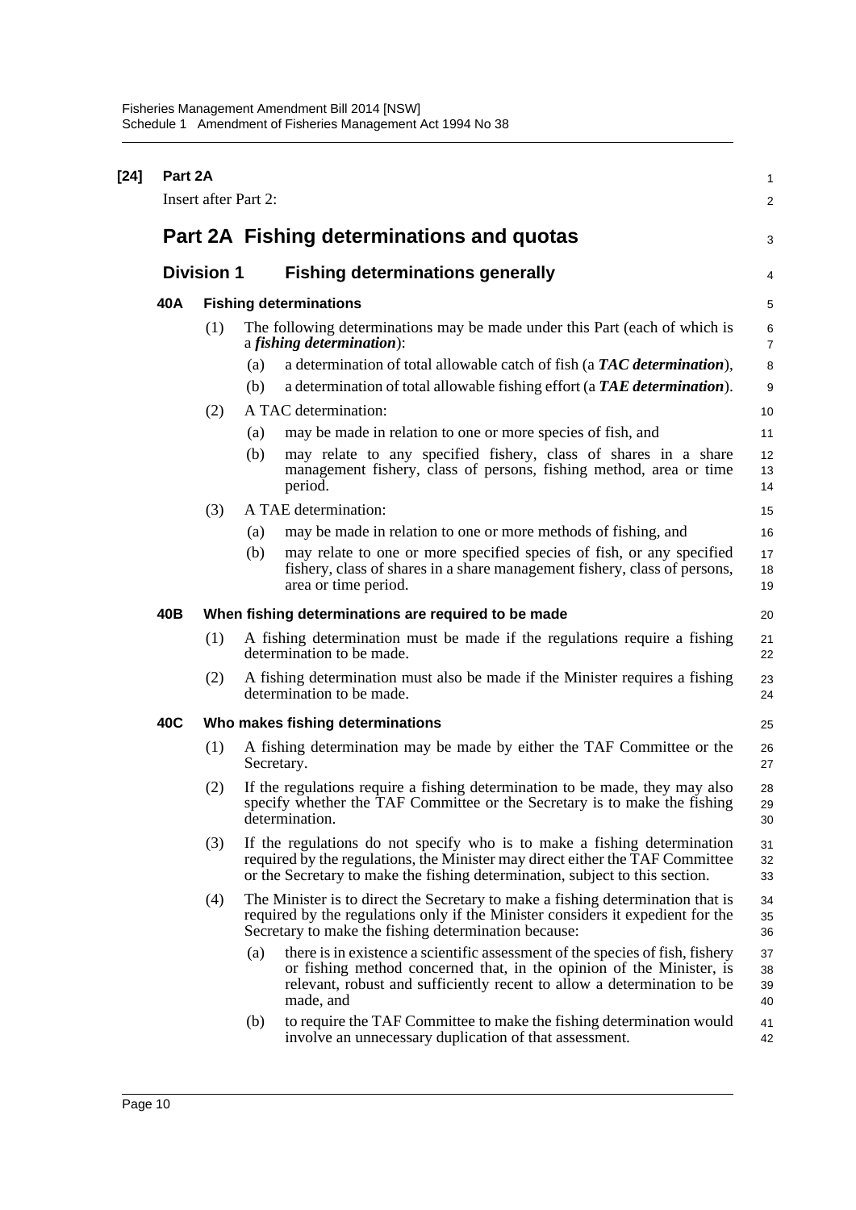**[24] Part 2A**

Insert after Part 2:

# Part 2A Fishing determinations and quotas

## Division 1 Fishing determinations generally

### 40A Fishing determinations

(1) The following determinations may be made under this Part (each of which is a ***fishing determination***):

(a) a determination of total allowable catch of fish (a ***TAC determination***),

(b) a determination of total allowable fishing effort (a ***TAE determination***).

(2) A TAC determination:

(a) may be made in relation to one or more species of fish, and

(b) may relate to any specified fishery, class of shares in a share management fishery, class of persons, fishing method, area or time period.

(3) A TAE determination:

(a) may be made in relation to one or more methods of fishing, and

(b) may relate to one or more specified species of fish, or any specified fishery, class of shares in a share management fishery, class of persons, area or time period.

### 40B When fishing determinations are required to be made

(1) A fishing determination must be made if the regulations require a fishing determination to be made.

(2) A fishing determination must also be made if the Minister requires a fishing determination to be made.

### 40C Who makes fishing determinations

(1) A fishing determination may be made by either the TAF Committee or the Secretary.

(2) If the regulations require a fishing determination to be made, they may also specify whether the TAF Committee or the Secretary is to make the fishing determination.

(3) If the regulations do not specify who is to make a fishing determination required by the regulations, the Minister may direct either the TAF Committee or the Secretary to make the fishing determination, subject to this section.

(4) The Minister is to direct the Secretary to make a fishing determination that is required by the regulations only if the Minister considers it expedient for the Secretary to make the fishing determination because:

(a) there is in existence a scientific assessment of the species of fish, fishery or fishing method concerned that, in the opinion of the Minister, is relevant, robust and sufficiently recent to allow a determination to be made, and

(b) to require the TAF Committee to make the fishing determination would involve an unnecessary duplication of that assessment.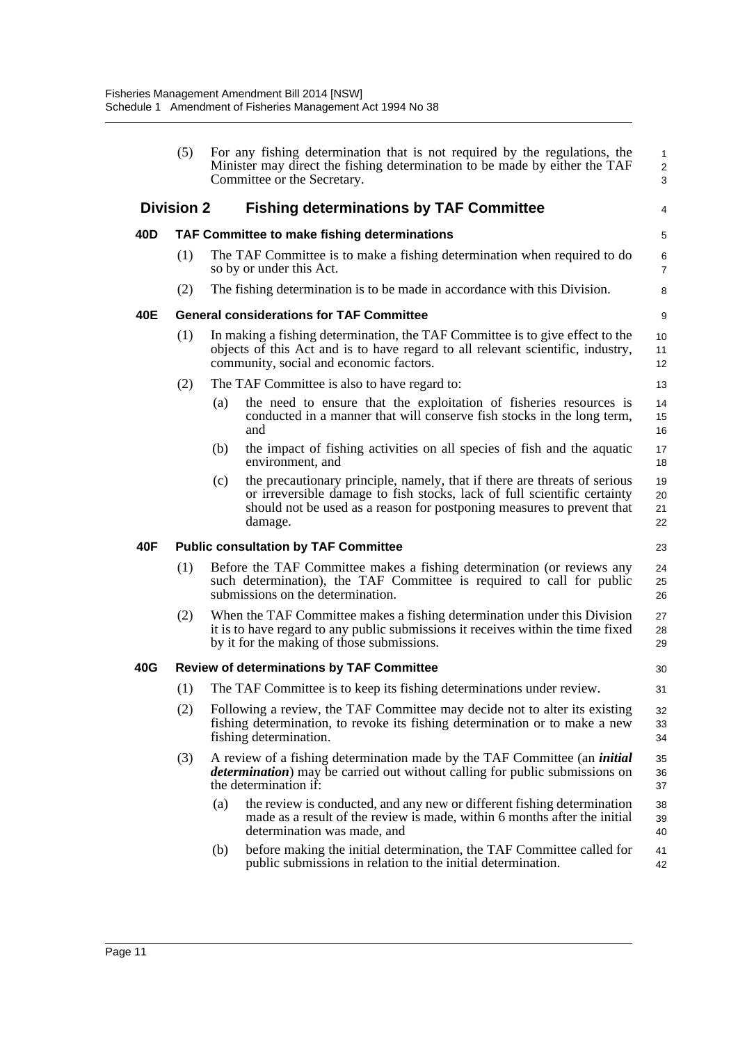(5) For any fishing determination that is not required by the regulations, the Minister may direct the fishing determination to be made by either the TAF Committee or the Secretary.

## Division 2 Fishing determinations by TAF Committee

### 40D TAF Committee to make fishing determinations

(1) The TAF Committee is to make a fishing determination when required to do so by or under this Act.

(2) The fishing determination is to be made in accordance with this Division.

### 40E General considerations for TAF Committee

(1) In making a fishing determination, the TAF Committee is to give effect to the objects of this Act and is to have regard to all relevant scientific, industry, community, social and economic factors.

(2) The TAF Committee is also to have regard to:

(a) the need to ensure that the exploitation of fisheries resources is conducted in a manner that will conserve fish stocks in the long term, and

(b) the impact of fishing activities on all species of fish and the aquatic environment, and

(c) the precautionary principle, namely, that if there are threats of serious or irreversible damage to fish stocks, lack of full scientific certainty should not be used as a reason for postponing measures to prevent that damage.

### 40F Public consultation by TAF Committee

(1) Before the TAF Committee makes a fishing determination (or reviews any such determination), the TAF Committee is required to call for public submissions on the determination.

(2) When the TAF Committee makes a fishing determination under this Division it is to have regard to any public submissions it receives within the time fixed by it for the making of those submissions.

### 40G Review of determinations by TAF Committee

(1) The TAF Committee is to keep its fishing determinations under review.

(2) Following a review, the TAF Committee may decide not to alter its existing fishing determination, to revoke its fishing determination or to make a new fishing determination.

(3) A review of a fishing determination made by the TAF Committee (an ***initial determination***) may be carried out without calling for public submissions on the determination if:

(a) the review is conducted, and any new or different fishing determination made as a result of the review is made, within 6 months after the initial determination was made, and

(b) before making the initial determination, the TAF Committee called for public submissions in relation to the initial determination.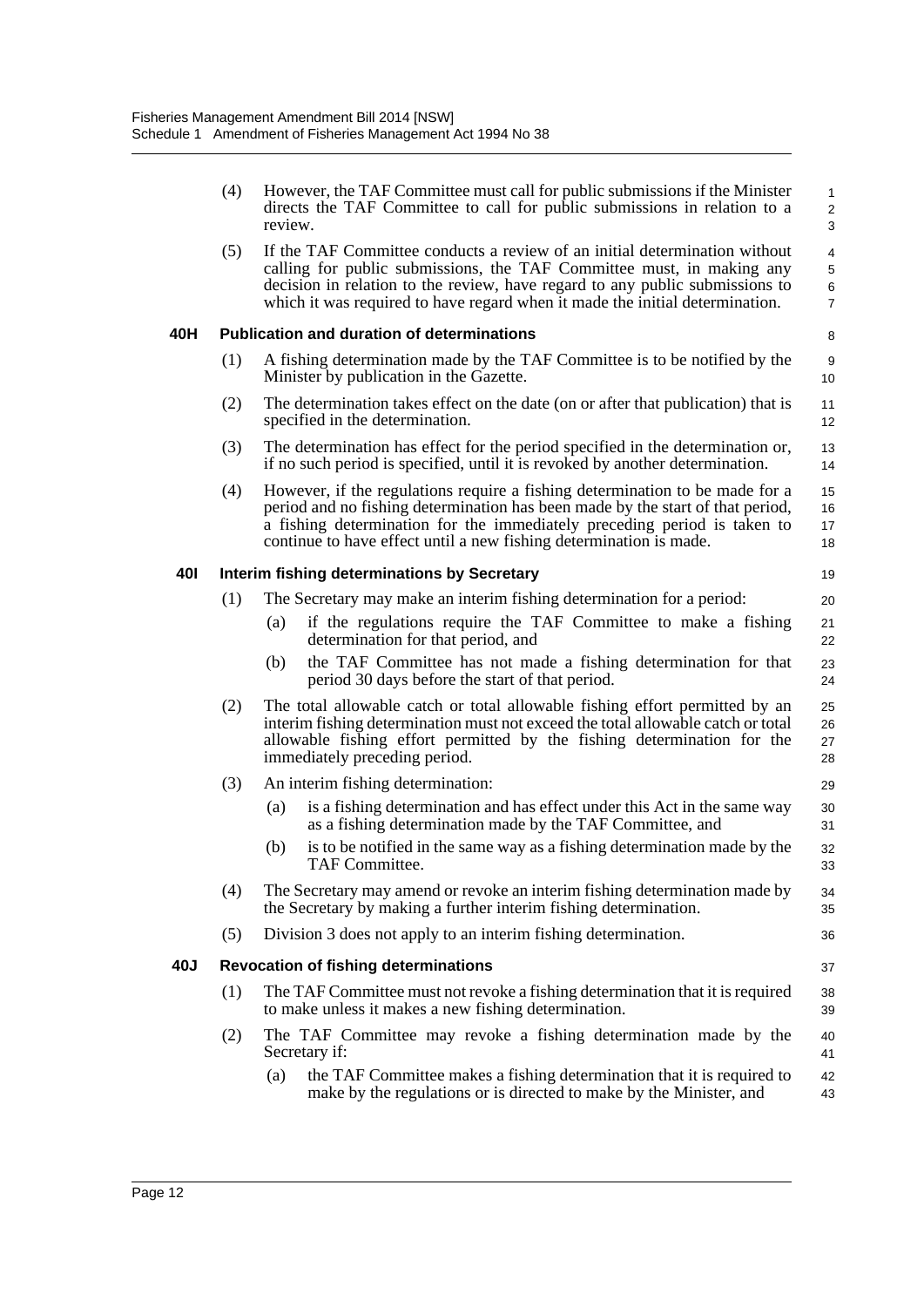(4) However, the TAF Committee must call for public submissions if the Minister directs the TAF Committee to call for public submissions in relation to a review.

(5) If the TAF Committee conducts a review of an initial determination without calling for public submissions, the TAF Committee must, in making any decision in relation to the review, have regard to any public submissions to which it was required to have regard when it made the initial determination.

**40H Publication and duration of determinations**

(1) A fishing determination made by the TAF Committee is to be notified by the Minister by publication in the Gazette.

(2) The determination takes effect on the date (on or after that publication) that is specified in the determination.

(3) The determination has effect for the period specified in the determination or, if no such period is specified, until it is revoked by another determination.

(4) However, if the regulations require a fishing determination to be made for a period and no fishing determination has been made by the start of that period, a fishing determination for the immediately preceding period is taken to continue to have effect until a new fishing determination is made.

**40I Interim fishing determinations by Secretary**

(1) The Secretary may make an interim fishing determination for a period:

(a) if the regulations require the TAF Committee to make a fishing determination for that period, and

(b) the TAF Committee has not made a fishing determination for that period 30 days before the start of that period.

(2) The total allowable catch or total allowable fishing effort permitted by an interim fishing determination must not exceed the total allowable catch or total allowable fishing effort permitted by the fishing determination for the immediately preceding period.

(3) An interim fishing determination:

(a) is a fishing determination and has effect under this Act in the same way as a fishing determination made by the TAF Committee, and

(b) is to be notified in the same way as a fishing determination made by the TAF Committee.

(4) The Secretary may amend or revoke an interim fishing determination made by the Secretary by making a further interim fishing determination.

(5) Division 3 does not apply to an interim fishing determination.

**40J Revocation of fishing determinations**

(1) The TAF Committee must not revoke a fishing determination that it is required to make unless it makes a new fishing determination.

(2) The TAF Committee may revoke a fishing determination made by the Secretary if:

(a) the TAF Committee makes a fishing determination that it is required to make by the regulations or is directed to make by the Minister, and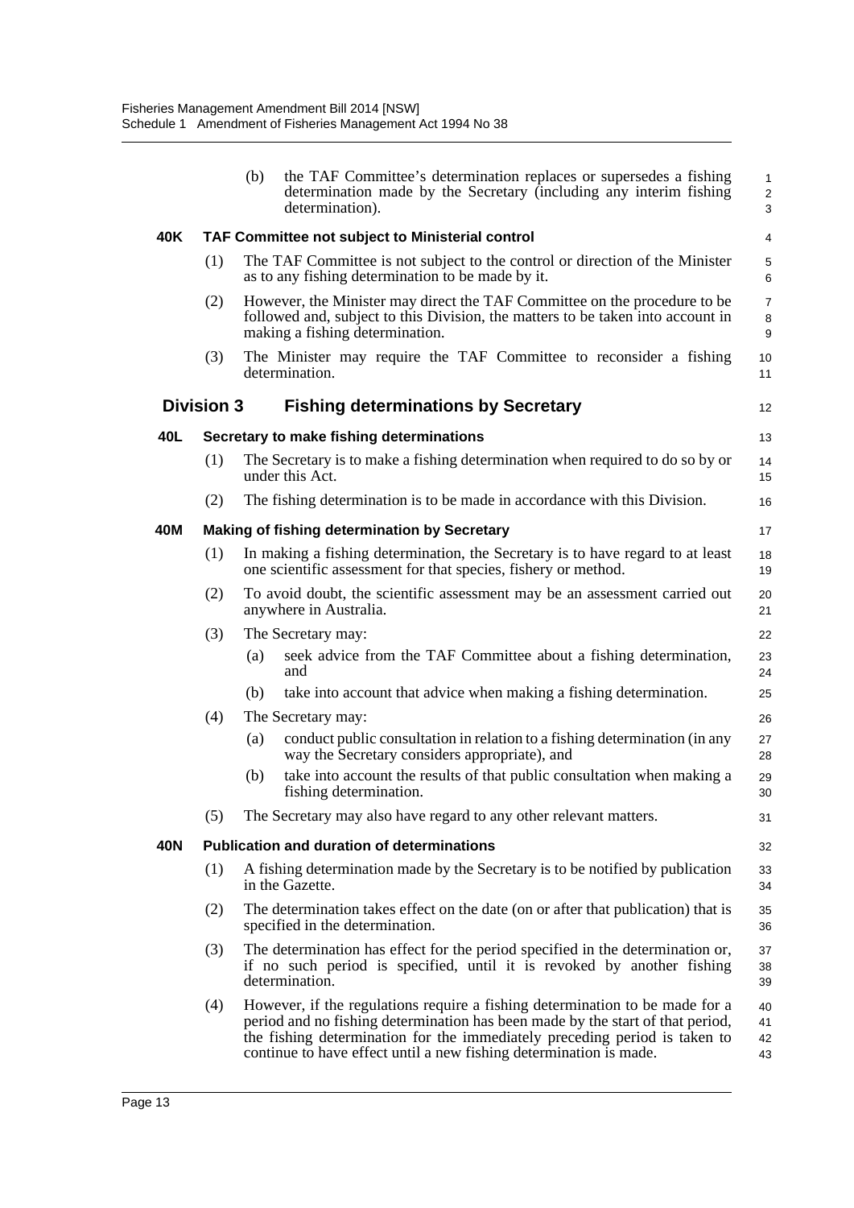(b) the TAF Committee's determination replaces or supersedes a fishing determination made by the Secretary (including any interim fishing determination).

**40K TAF Committee not subject to Ministerial control**

(1) The TAF Committee is not subject to the control or direction of the Minister as to any fishing determination to be made by it.

(2) However, the Minister may direct the TAF Committee on the procedure to be followed and, subject to this Division, the matters to be taken into account in making a fishing determination.

(3) The Minister may require the TAF Committee to reconsider a fishing determination.

## Division 3 Fishing determinations by Secretary

**40L Secretary to make fishing determinations**

(1) The Secretary is to make a fishing determination when required to do so by or under this Act.

(2) The fishing determination is to be made in accordance with this Division.

**40M Making of fishing determination by Secretary**

(1) In making a fishing determination, the Secretary is to have regard to at least one scientific assessment for that species, fishery or method.

(2) To avoid doubt, the scientific assessment may be an assessment carried out anywhere in Australia.

(3) The Secretary may:

(a) seek advice from the TAF Committee about a fishing determination, and

(b) take into account that advice when making a fishing determination.

(4) The Secretary may:

(a) conduct public consultation in relation to a fishing determination (in any way the Secretary considers appropriate), and

(b) take into account the results of that public consultation when making a fishing determination.

(5) The Secretary may also have regard to any other relevant matters.

**40N Publication and duration of determinations**

(1) A fishing determination made by the Secretary is to be notified by publication in the Gazette.

(2) The determination takes effect on the date (on or after that publication) that is specified in the determination.

(3) The determination has effect for the period specified in the determination or, if no such period is specified, until it is revoked by another fishing determination.

(4) However, if the regulations require a fishing determination to be made for a period and no fishing determination has been made by the start of that period, the fishing determination for the immediately preceding period is taken to continue to have effect until a new fishing determination is made.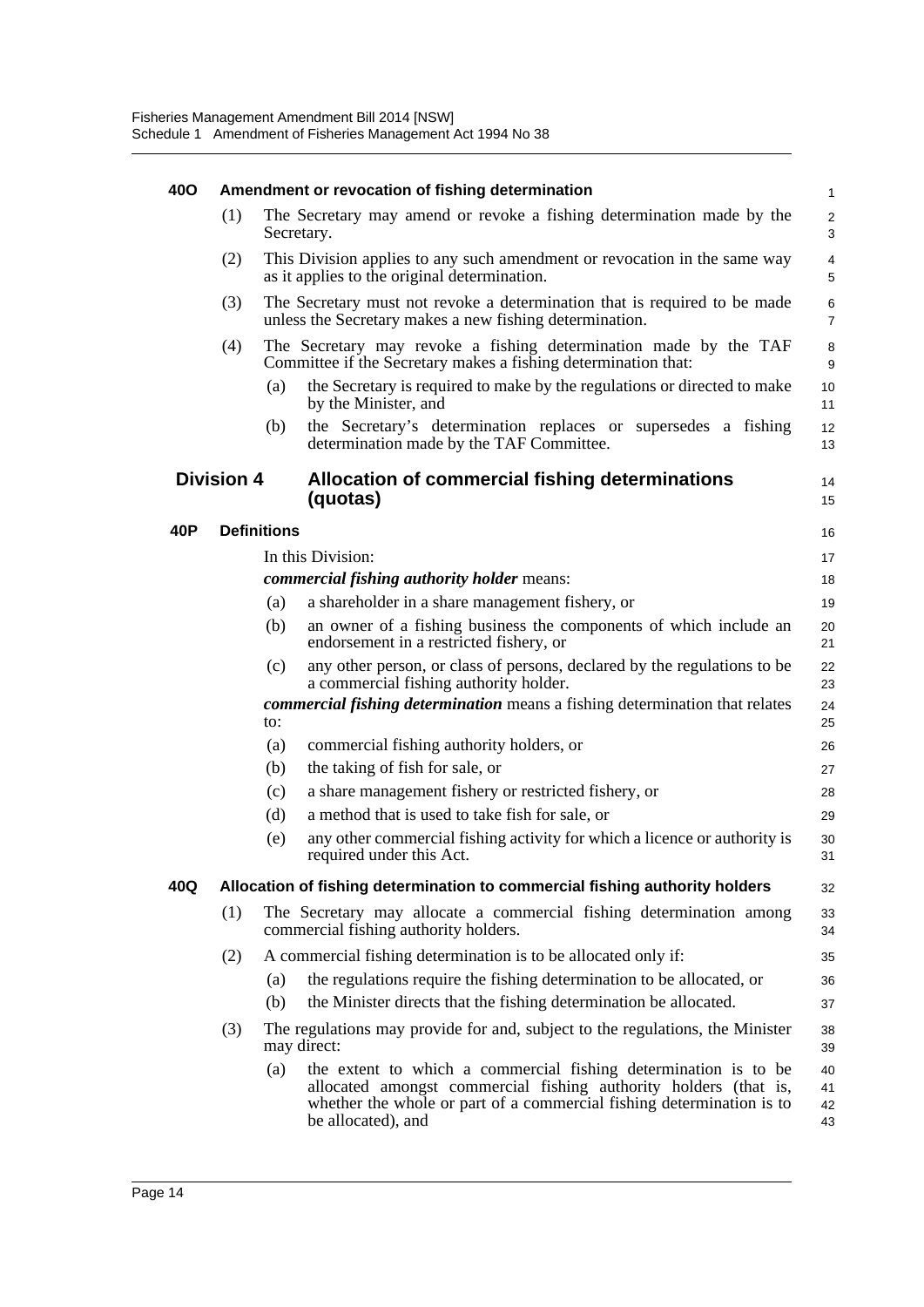**40O Amendment or revocation of fishing determination**

(1) The Secretary may amend or revoke a fishing determination made by the Secretary.

(2) This Division applies to any such amendment or revocation in the same way as it applies to the original determination.

(3) The Secretary must not revoke a determination that is required to be made unless the Secretary makes a new fishing determination.

(4) The Secretary may revoke a fishing determination made by the TAF Committee if the Secretary makes a fishing determination that:

- (a) the Secretary is required to make by the regulations or directed to make by the Minister, and
- (b) the Secretary's determination replaces or supersedes a fishing determination made by the TAF Committee.

## Division 4 Allocation of commercial fishing determinations (quotas)

**40P Definitions**

In this Division:

***commercial fishing authority holder*** means:

- (a) a shareholder in a share management fishery, or
- (b) an owner of a fishing business the components of which include an endorsement in a restricted fishery, or
- (c) any other person, or class of persons, declared by the regulations to be a commercial fishing authority holder.

***commercial fishing determination*** means a fishing determination that relates to:

- (a) commercial fishing authority holders, or
- (b) the taking of fish for sale, or
- (c) a share management fishery or restricted fishery, or
- (d) a method that is used to take fish for sale, or
- (e) any other commercial fishing activity for which a licence or authority is required under this Act.

**40Q Allocation of fishing determination to commercial fishing authority holders**

(1) The Secretary may allocate a commercial fishing determination among commercial fishing authority holders.

(2) A commercial fishing determination is to be allocated only if:

- (a) the regulations require the fishing determination to be allocated, or
- (b) the Minister directs that the fishing determination be allocated.

(3) The regulations may provide for and, subject to the regulations, the Minister may direct:

- (a) the extent to which a commercial fishing determination is to be allocated amongst commercial fishing authority holders (that is, whether the whole or part of a commercial fishing determination is to be allocated), and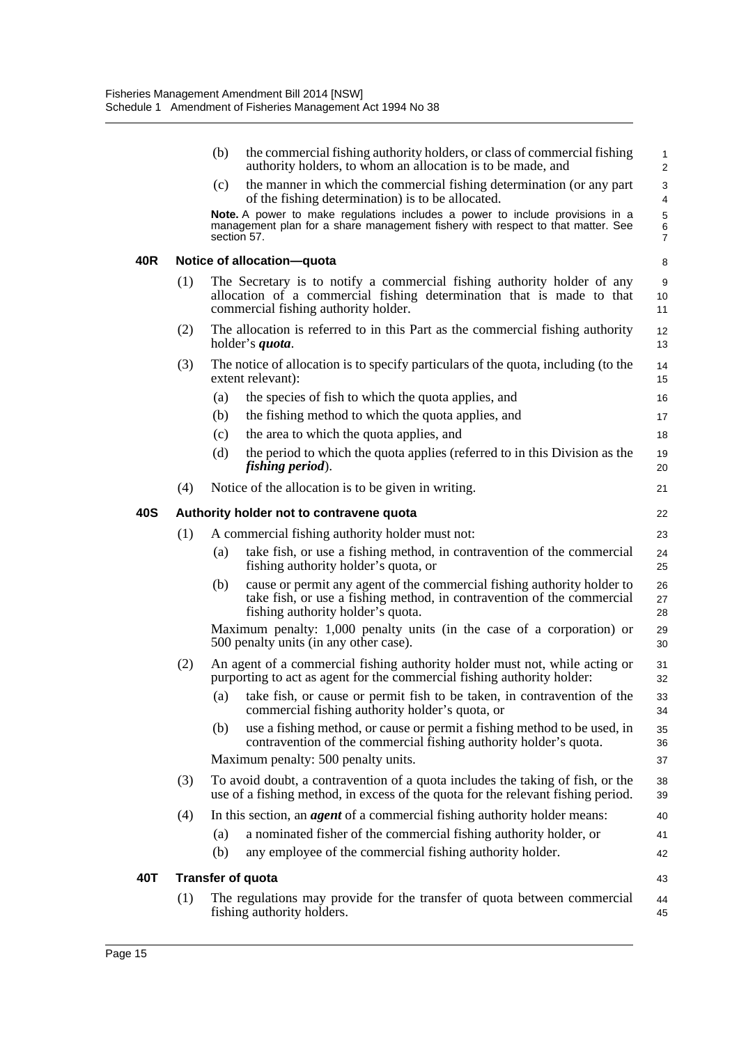(b) the commercial fishing authority holders, or class of commercial fishing authority holders, to whom an allocation is to be made, and

(c) the manner in which the commercial fishing determination (or any part of the fishing determination) is to be allocated.

**Note.** A power to make regulations includes a power to include provisions in a management plan for a share management fishery with respect to that matter. See section 57.

#### 40R Notice of allocation—quota

(1) The Secretary is to notify a commercial fishing authority holder of any allocation of a commercial fishing determination that is made to that commercial fishing authority holder.

(2) The allocation is referred to in this Part as the commercial fishing authority holder's ***quota***.

(3) The notice of allocation is to specify particulars of the quota, including (to the extent relevant):

(a) the species of fish to which the quota applies, and

(b) the fishing method to which the quota applies, and

(c) the area to which the quota applies, and

(d) the period to which the quota applies (referred to in this Division as the ***fishing period***).

(4) Notice of the allocation is to be given in writing.

#### 40S Authority holder not to contravene quota

(1) A commercial fishing authority holder must not:

(a) take fish, or use a fishing method, in contravention of the commercial fishing authority holder's quota, or

(b) cause or permit any agent of the commercial fishing authority holder to take fish, or use a fishing method, in contravention of the commercial fishing authority holder's quota.

Maximum penalty: 1,000 penalty units (in the case of a corporation) or 500 penalty units (in any other case).

(2) An agent of a commercial fishing authority holder must not, while acting or purporting to act as agent for the commercial fishing authority holder:

(a) take fish, or cause or permit fish to be taken, in contravention of the commercial fishing authority holder's quota, or

(b) use a fishing method, or cause or permit a fishing method to be used, in contravention of the commercial fishing authority holder's quota.

Maximum penalty: 500 penalty units.

(3) To avoid doubt, a contravention of a quota includes the taking of fish, or the use of a fishing method, in excess of the quota for the relevant fishing period.

(4) In this section, an ***agent*** of a commercial fishing authority holder means:

(a) a nominated fisher of the commercial fishing authority holder, or

(b) any employee of the commercial fishing authority holder.

#### 40T Transfer of quota

(1) The regulations may provide for the transfer of quota between commercial fishing authority holders.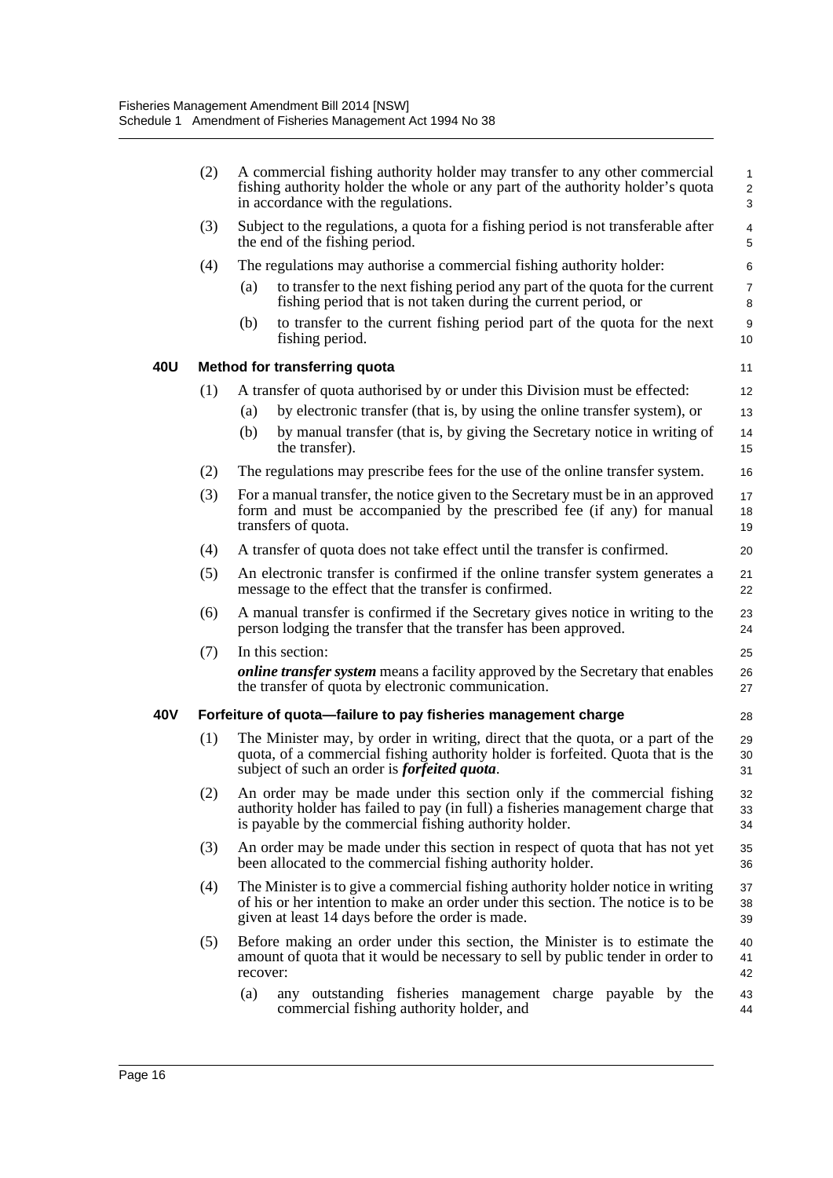(2) A commercial fishing authority holder may transfer to any other commercial fishing authority holder the whole or any part of the authority holder's quota in accordance with the regulations.

(3) Subject to the regulations, a quota for a fishing period is not transferable after the end of the fishing period.

(4) The regulations may authorise a commercial fishing authority holder:

(a) to transfer to the next fishing period any part of the quota for the current fishing period that is not taken during the current period, or

(b) to transfer to the current fishing period part of the quota for the next fishing period.

### 40U Method for transferring quota

(1) A transfer of quota authorised by or under this Division must be effected:

(a) by electronic transfer (that is, by using the online transfer system), or

(b) by manual transfer (that is, by giving the Secretary notice in writing of the transfer).

(2) The regulations may prescribe fees for the use of the online transfer system.

(3) For a manual transfer, the notice given to the Secretary must be in an approved form and must be accompanied by the prescribed fee (if any) for manual transfers of quota.

(4) A transfer of quota does not take effect until the transfer is confirmed.

(5) An electronic transfer is confirmed if the online transfer system generates a message to the effect that the transfer is confirmed.

(6) A manual transfer is confirmed if the Secretary gives notice in writing to the person lodging the transfer that the transfer has been approved.

(7) In this section:

***online transfer system*** means a facility approved by the Secretary that enables the transfer of quota by electronic communication.

### 40V Forfeiture of quota—failure to pay fisheries management charge

(1) The Minister may, by order in writing, direct that the quota, or a part of the quota, of a commercial fishing authority holder is forfeited. Quota that is the subject of such an order is ***forfeited quota***.

(2) An order may be made under this section only if the commercial fishing authority holder has failed to pay (in full) a fisheries management charge that is payable by the commercial fishing authority holder.

(3) An order may be made under this section in respect of quota that has not yet been allocated to the commercial fishing authority holder.

(4) The Minister is to give a commercial fishing authority holder notice in writing of his or her intention to make an order under this section. The notice is to be given at least 14 days before the order is made.

(5) Before making an order under this section, the Minister is to estimate the amount of quota that it would be necessary to sell by public tender in order to recover:

(a) any outstanding fisheries management charge payable by the commercial fishing authority holder, and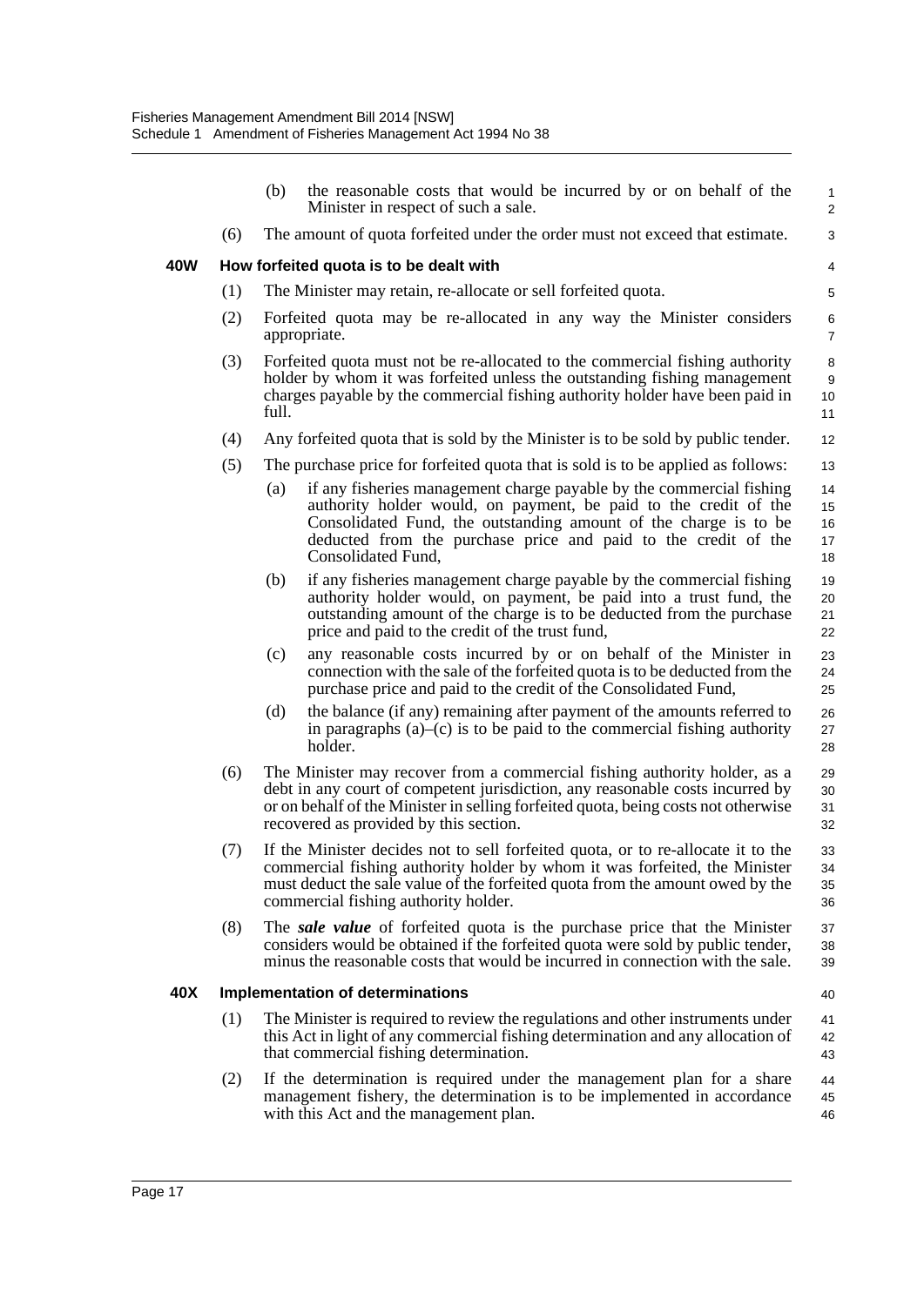(b) the reasonable costs that would be incurred by or on behalf of the Minister in respect of such a sale.

(6) The amount of quota forfeited under the order must not exceed that estimate.

### 40W How forfeited quota is to be dealt with

(1) The Minister may retain, re-allocate or sell forfeited quota.

(2) Forfeited quota may be re-allocated in any way the Minister considers appropriate.

(3) Forfeited quota must not be re-allocated to the commercial fishing authority holder by whom it was forfeited unless the outstanding fishing management charges payable by the commercial fishing authority holder have been paid in full.

(4) Any forfeited quota that is sold by the Minister is to be sold by public tender.

(5) The purchase price for forfeited quota that is sold is to be applied as follows:

(a) if any fisheries management charge payable by the commercial fishing authority holder would, on payment, be paid to the credit of the Consolidated Fund, the outstanding amount of the charge is to be deducted from the purchase price and paid to the credit of the Consolidated Fund,

(b) if any fisheries management charge payable by the commercial fishing authority holder would, on payment, be paid into a trust fund, the outstanding amount of the charge is to be deducted from the purchase price and paid to the credit of the trust fund,

(c) any reasonable costs incurred by or on behalf of the Minister in connection with the sale of the forfeited quota is to be deducted from the purchase price and paid to the credit of the Consolidated Fund,

(d) the balance (if any) remaining after payment of the amounts referred to in paragraphs (a)–(c) is to be paid to the commercial fishing authority holder.

(6) The Minister may recover from a commercial fishing authority holder, as a debt in any court of competent jurisdiction, any reasonable costs incurred by or on behalf of the Minister in selling forfeited quota, being costs not otherwise recovered as provided by this section.

(7) If the Minister decides not to sell forfeited quota, or to re-allocate it to the commercial fishing authority holder by whom it was forfeited, the Minister must deduct the sale value of the forfeited quota from the amount owed by the commercial fishing authority holder.

(8) The ***sale value*** of forfeited quota is the purchase price that the Minister considers would be obtained if the forfeited quota were sold by public tender, minus the reasonable costs that would be incurred in connection with the sale.

### 40X Implementation of determinations

(1) The Minister is required to review the regulations and other instruments under this Act in light of any commercial fishing determination and any allocation of that commercial fishing determination.

(2) If the determination is required under the management plan for a share management fishery, the determination is to be implemented in accordance with this Act and the management plan.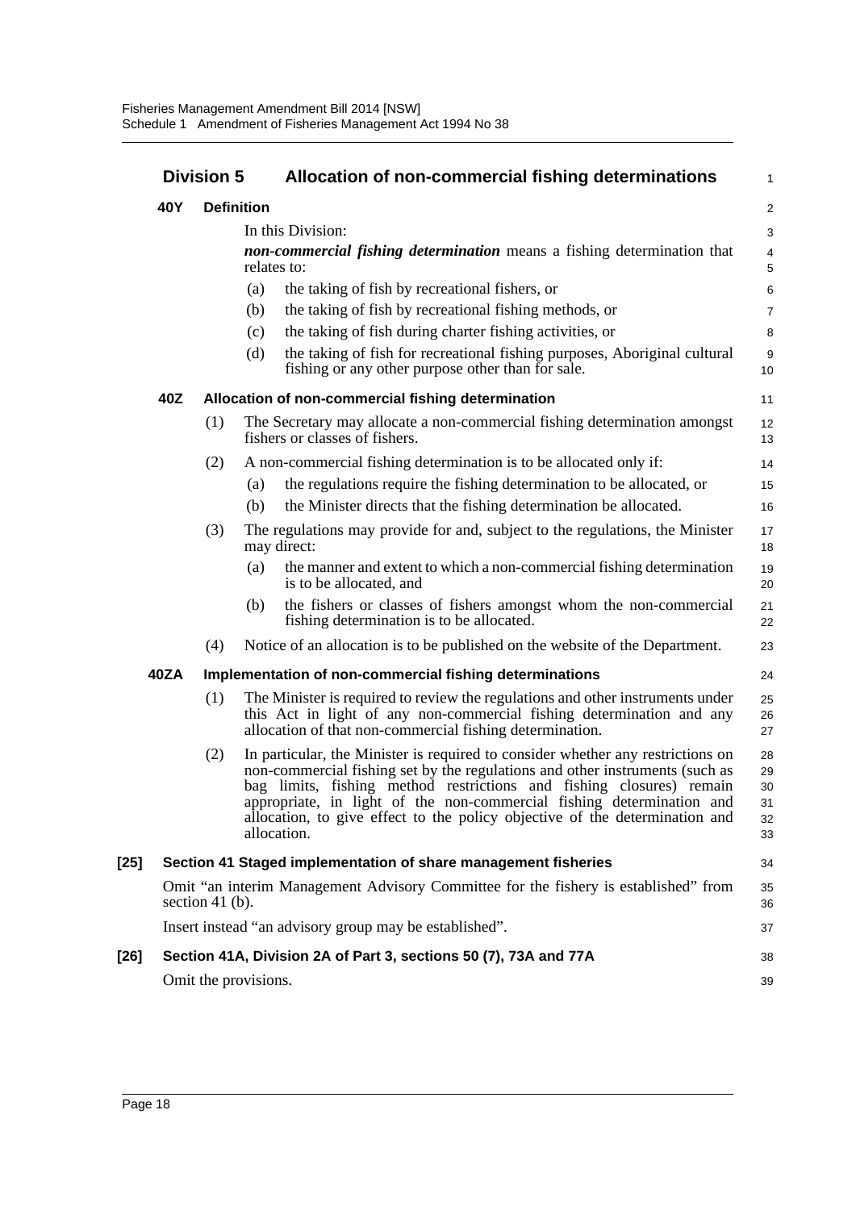## Division 5 Allocation of non-commercial fishing determinations

### 40Y Definition

In this Division:

***non-commercial fishing determination*** means a fishing determination that relates to:

(a) the taking of fish by recreational fishers, or

(b) the taking of fish by recreational fishing methods, or

(c) the taking of fish during charter fishing activities, or

(d) the taking of fish for recreational fishing purposes, Aboriginal cultural fishing or any other purpose other than for sale.

### 40Z Allocation of non-commercial fishing determination

(1) The Secretary may allocate a non-commercial fishing determination amongst fishers or classes of fishers.

(2) A non-commercial fishing determination is to be allocated only if:

(a) the regulations require the fishing determination to be allocated, or

(b) the Minister directs that the fishing determination be allocated.

(3) The regulations may provide for and, subject to the regulations, the Minister may direct:

(a) the manner and extent to which a non-commercial fishing determination is to be allocated, and

(b) the fishers or classes of fishers amongst whom the non-commercial fishing determination is to be allocated.

(4) Notice of an allocation is to be published on the website of the Department.

### 40ZA Implementation of non-commercial fishing determinations

(1) The Minister is required to review the regulations and other instruments under this Act in light of any non-commercial fishing determination and any allocation of that non-commercial fishing determination.

(2) In particular, the Minister is required to consider whether any restrictions on non-commercial fishing set by the regulations and other instruments (such as bag limits, fishing method restrictions and fishing closures) remain appropriate, in light of the non-commercial fishing determination and allocation, to give effect to the policy objective of the determination and allocation.

## [25] Section 41 Staged implementation of share management fisheries

Omit "an interim Management Advisory Committee for the fishery is established" from section 41 (b).

Insert instead "an advisory group may be established".

## [26] Section 41A, Division 2A of Part 3, sections 50 (7), 73A and 77A

Omit the provisions.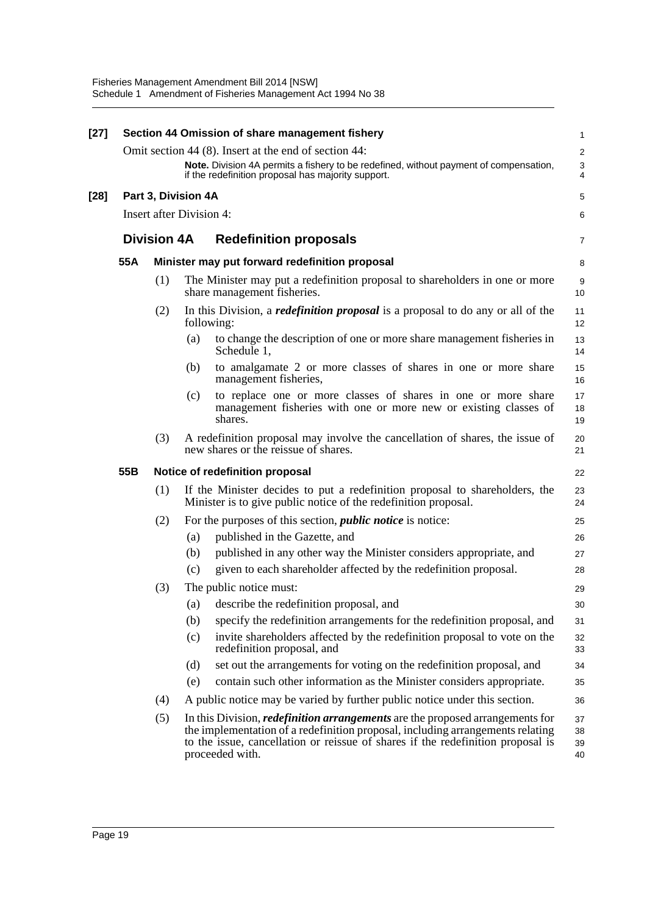**[27] Section 44 Omission of share management fishery**

Omit section 44 (8). Insert at the end of section 44:

> **Note.** Division 4A permits a fishery to be redefined, without payment of compensation, if the redefinition proposal has majority support.

**[28] Part 3, Division 4A**

Insert after Division 4:

## Division 4A Redefinition proposals

### 55A Minister may put forward redefinition proposal

(1) The Minister may put a redefinition proposal to shareholders in one or more share management fisheries.

(2) In this Division, a ***redefinition proposal*** is a proposal to do any or all of the following:

- (a) to change the description of one or more share management fisheries in Schedule 1,
- (b) to amalgamate 2 or more classes of shares in one or more share management fisheries,
- (c) to replace one or more classes of shares in one or more share management fisheries with one or more new or existing classes of shares.

(3) A redefinition proposal may involve the cancellation of shares, the issue of new shares or the reissue of shares.

### 55B Notice of redefinition proposal

(1) If the Minister decides to put a redefinition proposal to shareholders, the Minister is to give public notice of the redefinition proposal.

(2) For the purposes of this section, ***public notice*** is notice:

- (a) published in the Gazette, and
- (b) published in any other way the Minister considers appropriate, and
- (c) given to each shareholder affected by the redefinition proposal.

(3) The public notice must:

- (a) describe the redefinition proposal, and
- (b) specify the redefinition arrangements for the redefinition proposal, and
- (c) invite shareholders affected by the redefinition proposal to vote on the redefinition proposal, and
- (d) set out the arrangements for voting on the redefinition proposal, and
- (e) contain such other information as the Minister considers appropriate.

(4) A public notice may be varied by further public notice under this section.

(5) In this Division, ***redefinition arrangements*** are the proposed arrangements for the implementation of a redefinition proposal, including arrangements relating to the issue, cancellation or reissue of shares if the redefinition proposal is proceeded with.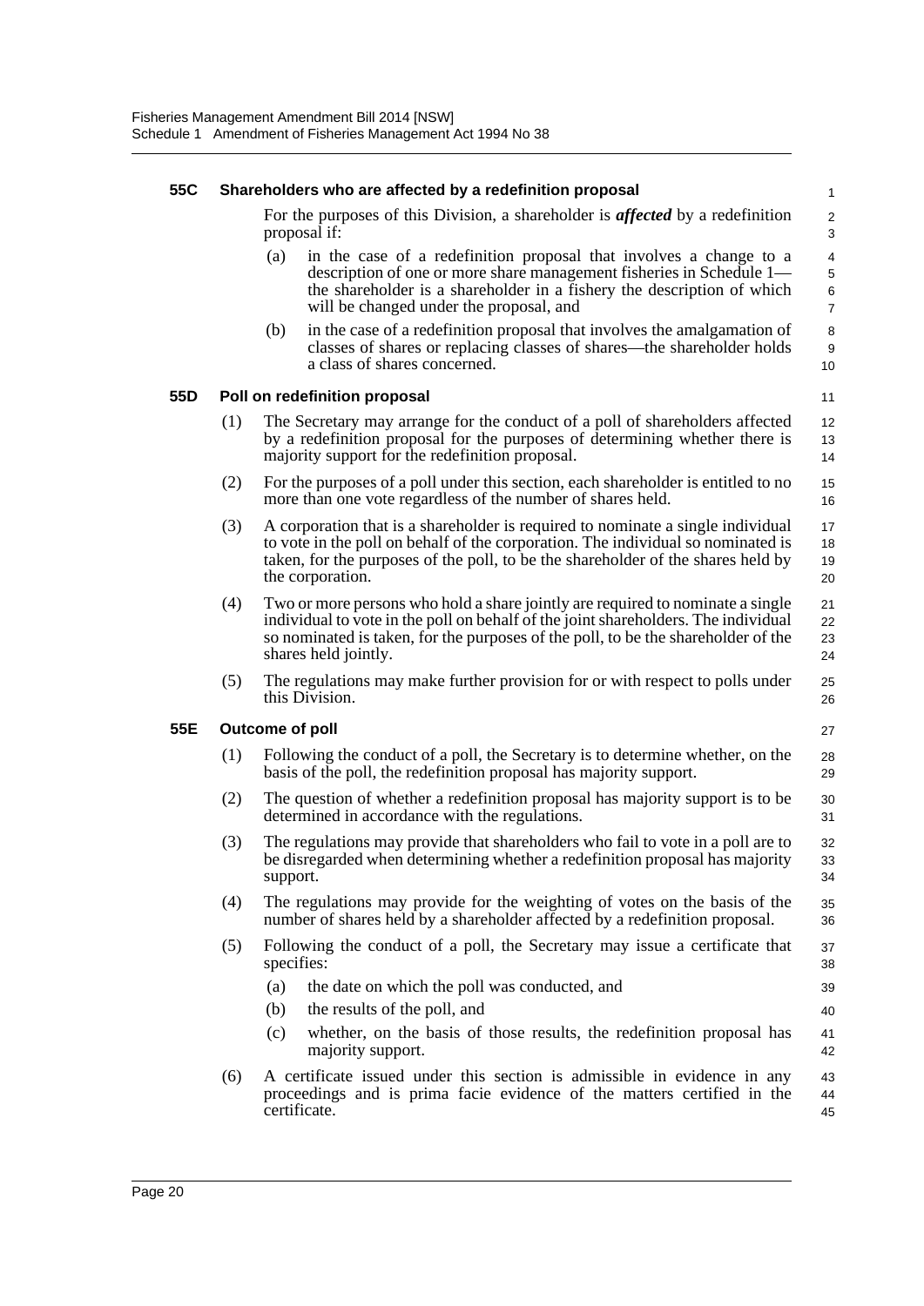### 55C Shareholders who are affected by a redefinition proposal

For the purposes of this Division, a shareholder is ***affected*** by a redefinition proposal if:

(a) in the case of a redefinition proposal that involves a change to a description of one or more share management fisheries in Schedule 1—the shareholder is a shareholder in a fishery the description of which will be changed under the proposal, and

(b) in the case of a redefinition proposal that involves the amalgamation of classes of shares or replacing classes of shares—the shareholder holds a class of shares concerned.

### 55D Poll on redefinition proposal

(1) The Secretary may arrange for the conduct of a poll of shareholders affected by a redefinition proposal for the purposes of determining whether there is majority support for the redefinition proposal.

(2) For the purposes of a poll under this section, each shareholder is entitled to no more than one vote regardless of the number of shares held.

(3) A corporation that is a shareholder is required to nominate a single individual to vote in the poll on behalf of the corporation. The individual so nominated is taken, for the purposes of the poll, to be the shareholder of the shares held by the corporation.

(4) Two or more persons who hold a share jointly are required to nominate a single individual to vote in the poll on behalf of the joint shareholders. The individual so nominated is taken, for the purposes of the poll, to be the shareholder of the shares held jointly.

(5) The regulations may make further provision for or with respect to polls under this Division.

### 55E Outcome of poll

(1) Following the conduct of a poll, the Secretary is to determine whether, on the basis of the poll, the redefinition proposal has majority support.

(2) The question of whether a redefinition proposal has majority support is to be determined in accordance with the regulations.

(3) The regulations may provide that shareholders who fail to vote in a poll are to be disregarded when determining whether a redefinition proposal has majority support.

(4) The regulations may provide for the weighting of votes on the basis of the number of shares held by a shareholder affected by a redefinition proposal.

(5) Following the conduct of a poll, the Secretary may issue a certificate that specifies:

(a) the date on which the poll was conducted, and

(b) the results of the poll, and

(c) whether, on the basis of those results, the redefinition proposal has majority support.

(6) A certificate issued under this section is admissible in evidence in any proceedings and is prima facie evidence of the matters certified in the certificate.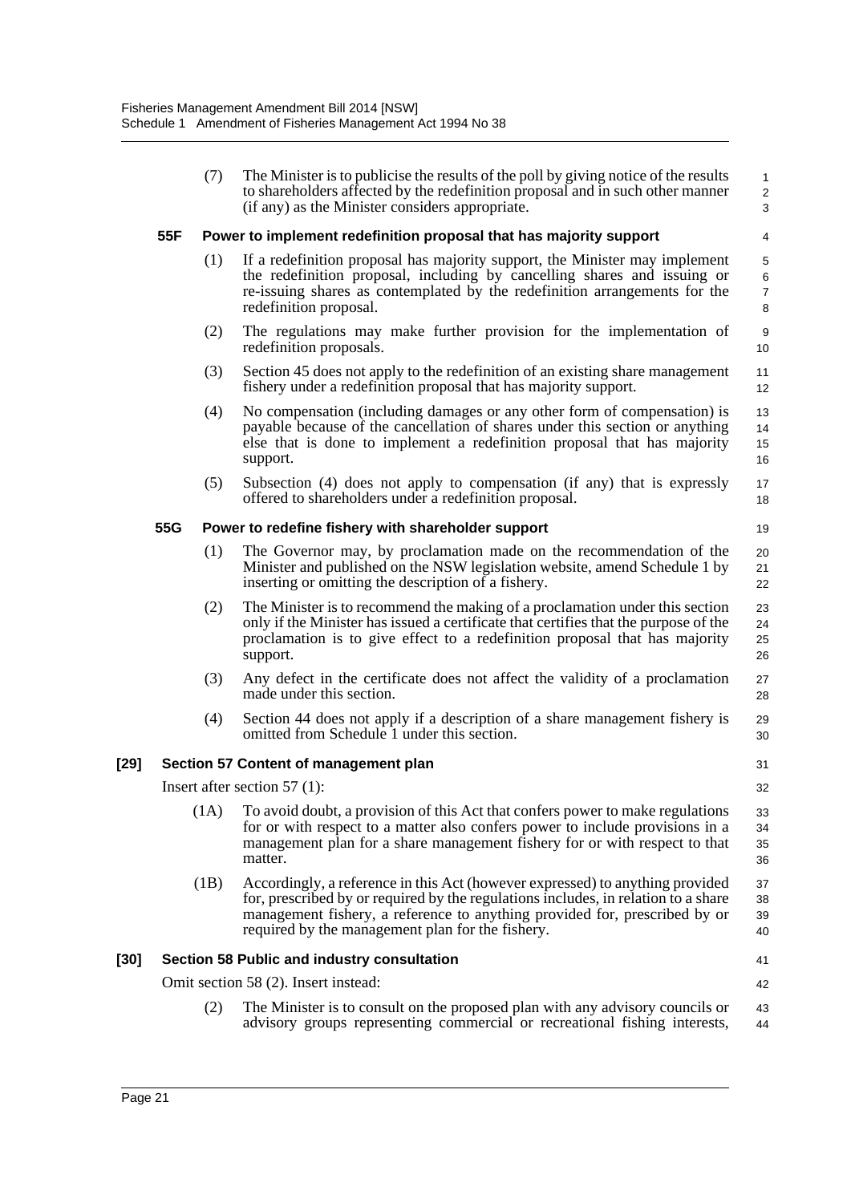(7) The Minister is to publicise the results of the poll by giving notice of the results to shareholders affected by the redefinition proposal and in such other manner (if any) as the Minister considers appropriate.

### 55F Power to implement redefinition proposal that has majority support

(1) If a redefinition proposal has majority support, the Minister may implement the redefinition proposal, including by cancelling shares and issuing or re-issuing shares as contemplated by the redefinition arrangements for the redefinition proposal.

(2) The regulations may make further provision for the implementation of redefinition proposals.

(3) Section 45 does not apply to the redefinition of an existing share management fishery under a redefinition proposal that has majority support.

(4) No compensation (including damages or any other form of compensation) is payable because of the cancellation of shares under this section or anything else that is done to implement a redefinition proposal that has majority support.

(5) Subsection (4) does not apply to compensation (if any) that is expressly offered to shareholders under a redefinition proposal.

### 55G Power to redefine fishery with shareholder support

(1) The Governor may, by proclamation made on the recommendation of the Minister and published on the NSW legislation website, amend Schedule 1 by inserting or omitting the description of a fishery.

(2) The Minister is to recommend the making of a proclamation under this section only if the Minister has issued a certificate that certifies that the purpose of the proclamation is to give effect to a redefinition proposal that has majority support.

(3) Any defect in the certificate does not affect the validity of a proclamation made under this section.

(4) Section 44 does not apply if a description of a share management fishery is omitted from Schedule 1 under this section.

## [29] Section 57 Content of management plan

Insert after section 57 (1):

(1A) To avoid doubt, a provision of this Act that confers power to make regulations for or with respect to a matter also confers power to include provisions in a management plan for a share management fishery for or with respect to that matter.

(1B) Accordingly, a reference in this Act (however expressed) to anything provided for, prescribed by or required by the regulations includes, in relation to a share management fishery, a reference to anything provided for, prescribed by or required by the management plan for the fishery.

## [30] Section 58 Public and industry consultation

Omit section 58 (2). Insert instead:

(2) The Minister is to consult on the proposed plan with any advisory councils or advisory groups representing commercial or recreational fishing interests,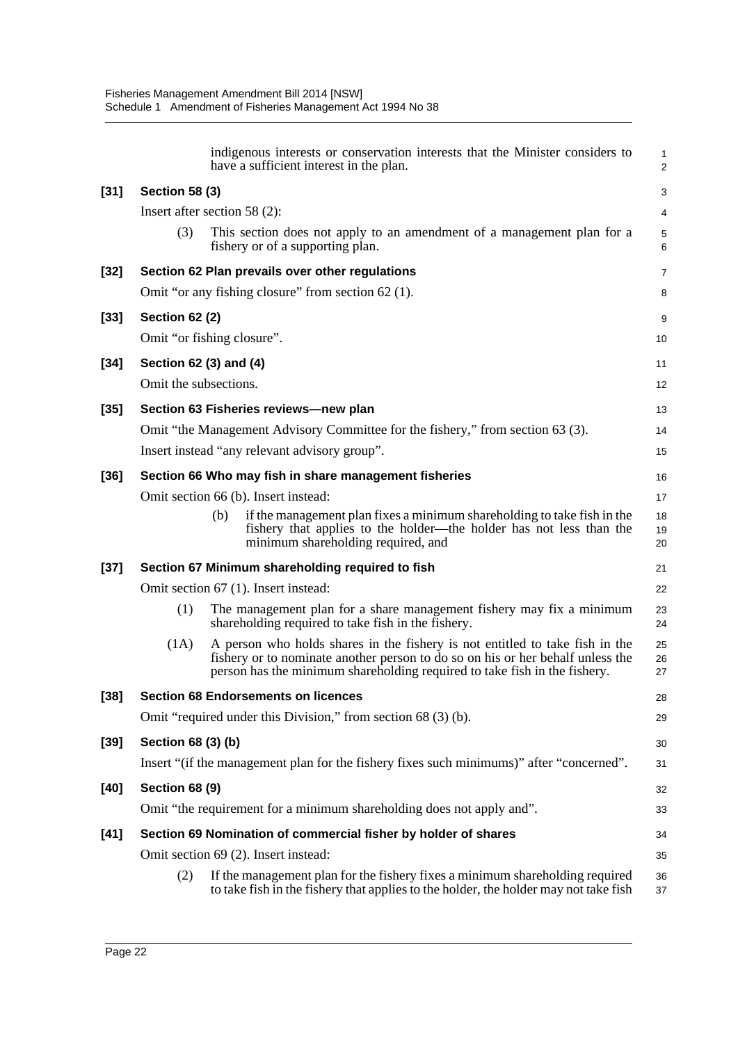indigenous interests or conservation interests that the Minister considers to have a sufficient interest in the plan.

**[31] Section 58 (3)**

Insert after section 58 (2):

(3) This section does not apply to an amendment of a management plan for a fishery or of a supporting plan.

**[32] Section 62 Plan prevails over other regulations**

Omit "or any fishing closure" from section 62 (1).

**[33] Section 62 (2)**

Omit "or fishing closure".

**[34] Section 62 (3) and (4)**

Omit the subsections.

**[35] Section 63 Fisheries reviews—new plan**

Omit "the Management Advisory Committee for the fishery," from section 63 (3).

Insert instead "any relevant advisory group".

**[36] Section 66 Who may fish in share management fisheries**

Omit section 66 (b). Insert instead:

(b) if the management plan fixes a minimum shareholding to take fish in the fishery that applies to the holder—the holder has not less than the minimum shareholding required, and

**[37] Section 67 Minimum shareholding required to fish**

Omit section 67 (1). Insert instead:

(1) The management plan for a share management fishery may fix a minimum shareholding required to take fish in the fishery.

(1A) A person who holds shares in the fishery is not entitled to take fish in the fishery or to nominate another person to do so on his or her behalf unless the person has the minimum shareholding required to take fish in the fishery.

**[38] Section 68 Endorsements on licences**

Omit "required under this Division," from section 68 (3) (b).

**[39] Section 68 (3) (b)**

Insert "(if the management plan for the fishery fixes such minimums)" after "concerned".

**[40] Section 68 (9)**

Omit "the requirement for a minimum shareholding does not apply and".

**[41] Section 69 Nomination of commercial fisher by holder of shares**

Omit section 69 (2). Insert instead:

(2) If the management plan for the fishery fixes a minimum shareholding required to take fish in the fishery that applies to the holder, the holder may not take fish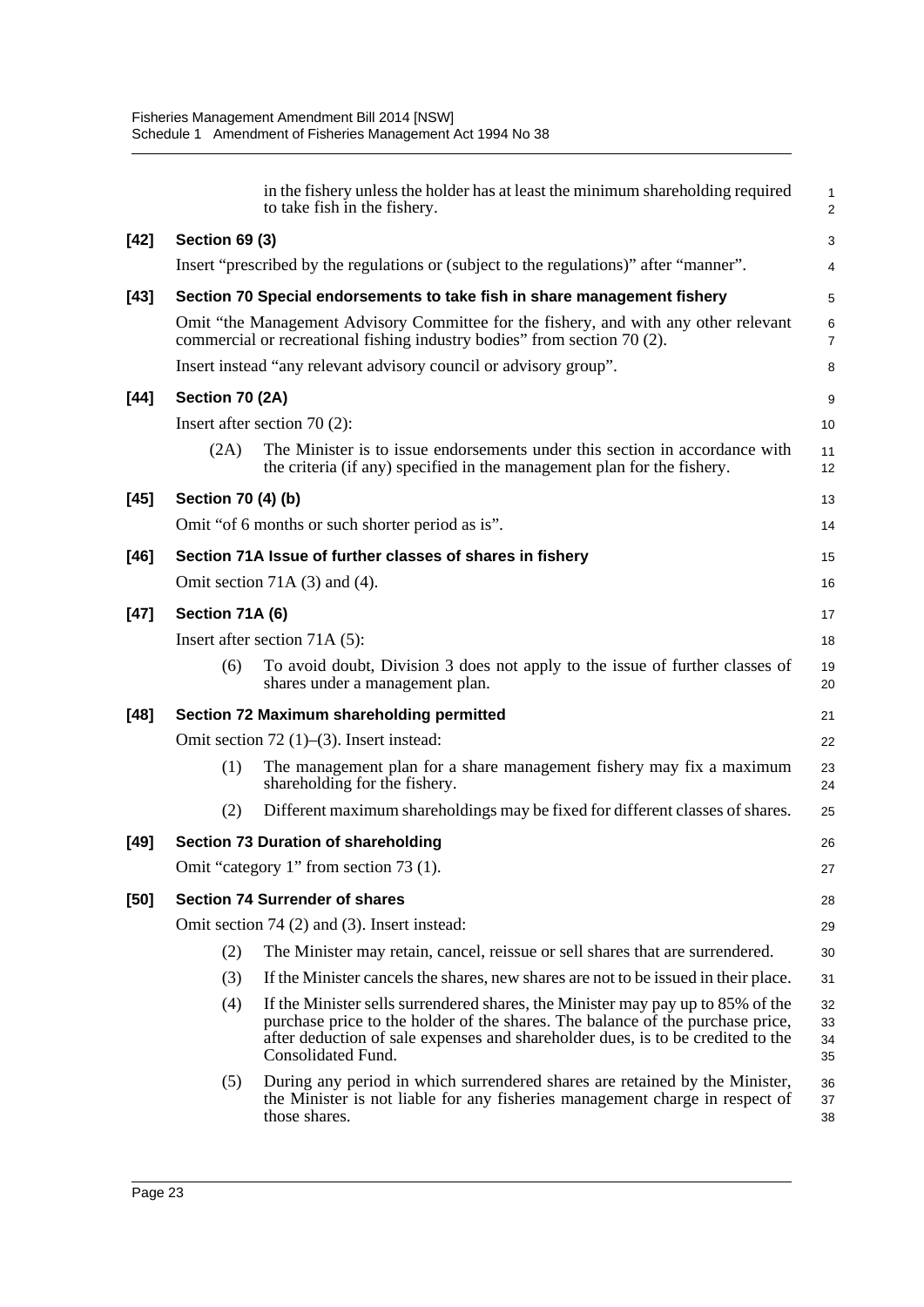in the fishery unless the holder has at least the minimum shareholding required to take fish in the fishery.

**[42] Section 69 (3)**

Insert "prescribed by the regulations or (subject to the regulations)" after "manner".

**[43] Section 70 Special endorsements to take fish in share management fishery**

Omit "the Management Advisory Committee for the fishery, and with any other relevant commercial or recreational fishing industry bodies" from section 70 (2).

Insert instead "any relevant advisory council or advisory group".

**[44] Section 70 (2A)**

Insert after section 70 (2):

(2A) The Minister is to issue endorsements under this section in accordance with the criteria (if any) specified in the management plan for the fishery.

**[45] Section 70 (4) (b)**

Omit "of 6 months or such shorter period as is".

**[46] Section 71A Issue of further classes of shares in fishery**

Omit section 71A (3) and (4).

**[47] Section 71A (6)**

Insert after section 71A (5):

(6) To avoid doubt, Division 3 does not apply to the issue of further classes of shares under a management plan.

**[48] Section 72 Maximum shareholding permitted**

Omit section 72 (1)–(3). Insert instead:

(1) The management plan for a share management fishery may fix a maximum shareholding for the fishery.

(2) Different maximum shareholdings may be fixed for different classes of shares.

**[49] Section 73 Duration of shareholding**

Omit "category 1" from section 73 (1).

**[50] Section 74 Surrender of shares**

Omit section 74 (2) and (3). Insert instead:

(2) The Minister may retain, cancel, reissue or sell shares that are surrendered.

(3) If the Minister cancels the shares, new shares are not to be issued in their place.

(4) If the Minister sells surrendered shares, the Minister may pay up to 85% of the purchase price to the holder of the shares. The balance of the purchase price, after deduction of sale expenses and shareholder dues, is to be credited to the Consolidated Fund.

(5) During any period in which surrendered shares are retained by the Minister, the Minister is not liable for any fisheries management charge in respect of those shares.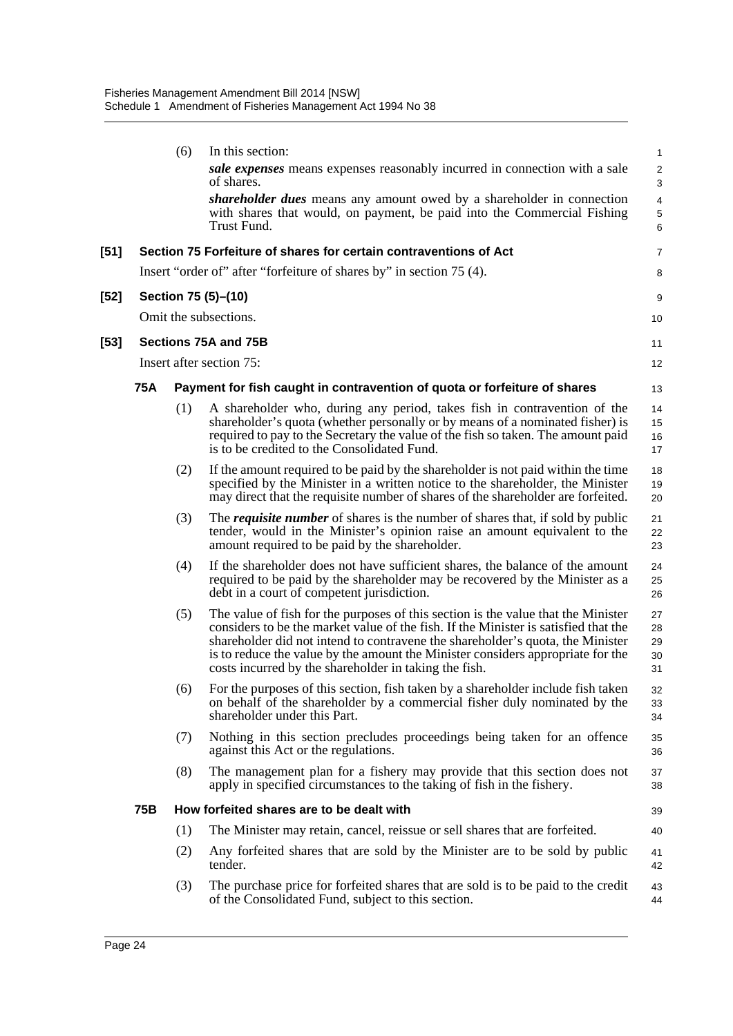(6) In this section:

***sale expenses*** means expenses reasonably incurred in connection with a sale of shares.

***shareholder dues*** means any amount owed by a shareholder in connection with shares that would, on payment, be paid into the Commercial Fishing Trust Fund.

### [51] Section 75 Forfeiture of shares for certain contraventions of Act

Insert "order of" after "forfeiture of shares by" in section 75 (4).

### [52] Section 75 (5)–(10)

Omit the subsections.

### [53] Sections 75A and 75B

Insert after section 75:

#### 75A Payment for fish caught in contravention of quota or forfeiture of shares

(1) A shareholder who, during any period, takes fish in contravention of the shareholder's quota (whether personally or by means of a nominated fisher) is required to pay to the Secretary the value of the fish so taken. The amount paid is to be credited to the Consolidated Fund.

(2) If the amount required to be paid by the shareholder is not paid within the time specified by the Minister in a written notice to the shareholder, the Minister may direct that the requisite number of shares of the shareholder are forfeited.

(3) The ***requisite number*** of shares is the number of shares that, if sold by public tender, would in the Minister's opinion raise an amount equivalent to the amount required to be paid by the shareholder.

(4) If the shareholder does not have sufficient shares, the balance of the amount required to be paid by the shareholder may be recovered by the Minister as a debt in a court of competent jurisdiction.

(5) The value of fish for the purposes of this section is the value that the Minister considers to be the market value of the fish. If the Minister is satisfied that the shareholder did not intend to contravene the shareholder's quota, the Minister is to reduce the value by the amount the Minister considers appropriate for the costs incurred by the shareholder in taking the fish.

(6) For the purposes of this section, fish taken by a shareholder include fish taken on behalf of the shareholder by a commercial fisher duly nominated by the shareholder under this Part.

(7) Nothing in this section precludes proceedings being taken for an offence against this Act or the regulations.

(8) The management plan for a fishery may provide that this section does not apply in specified circumstances to the taking of fish in the fishery.

#### 75B How forfeited shares are to be dealt with

(1) The Minister may retain, cancel, reissue or sell shares that are forfeited.

(2) Any forfeited shares that are sold by the Minister are to be sold by public tender.

(3) The purchase price for forfeited shares that are sold is to be paid to the credit of the Consolidated Fund, subject to this section.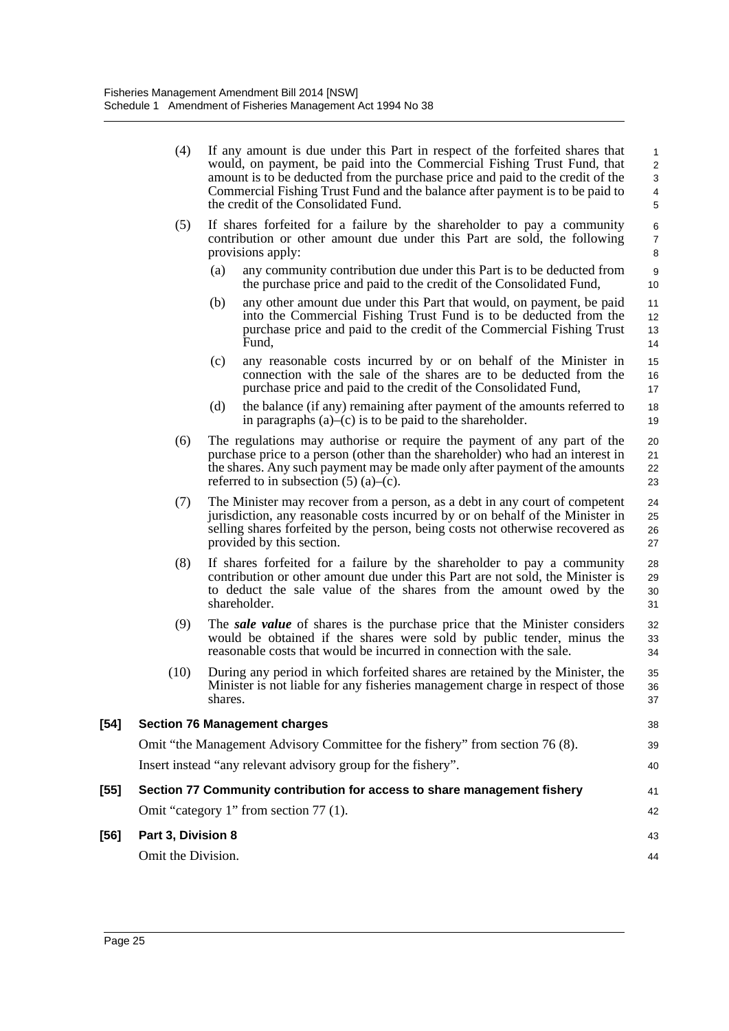(4) If any amount is due under this Part in respect of the forfeited shares that would, on payment, be paid into the Commercial Fishing Trust Fund, that amount is to be deducted from the purchase price and paid to the credit of the Commercial Fishing Trust Fund and the balance after payment is to be paid to the credit of the Consolidated Fund.

(5) If shares forfeited for a failure by the shareholder to pay a community contribution or other amount due under this Part are sold, the following provisions apply:

(a) any community contribution due under this Part is to be deducted from the purchase price and paid to the credit of the Consolidated Fund,

(b) any other amount due under this Part that would, on payment, be paid into the Commercial Fishing Trust Fund is to be deducted from the purchase price and paid to the credit of the Commercial Fishing Trust Fund,

(c) any reasonable costs incurred by or on behalf of the Minister in connection with the sale of the shares are to be deducted from the purchase price and paid to the credit of the Consolidated Fund,

(d) the balance (if any) remaining after payment of the amounts referred to in paragraphs (a)–(c) is to be paid to the shareholder.

(6) The regulations may authorise or require the payment of any part of the purchase price to a person (other than the shareholder) who had an interest in the shares. Any such payment may be made only after payment of the amounts referred to in subsection (5) (a)–(c).

(7) The Minister may recover from a person, as a debt in any court of competent jurisdiction, any reasonable costs incurred by or on behalf of the Minister in selling shares forfeited by the person, being costs not otherwise recovered as provided by this section.

(8) If shares forfeited for a failure by the shareholder to pay a community contribution or other amount due under this Part are not sold, the Minister is to deduct the sale value of the shares from the amount owed by the shareholder.

(9) The ***sale value*** of shares is the purchase price that the Minister considers would be obtained if the shares were sold by public tender, minus the reasonable costs that would be incurred in connection with the sale.

(10) During any period in which forfeited shares are retained by the Minister, the Minister is not liable for any fisheries management charge in respect of those shares.

**[54] Section 76 Management charges**

Omit "the Management Advisory Committee for the fishery" from section 76 (8).

Insert instead "any relevant advisory group for the fishery".

**[55] Section 77 Community contribution for access to share management fishery**

Omit "category 1" from section 77 (1).

**[56] Part 3, Division 8**

Omit the Division.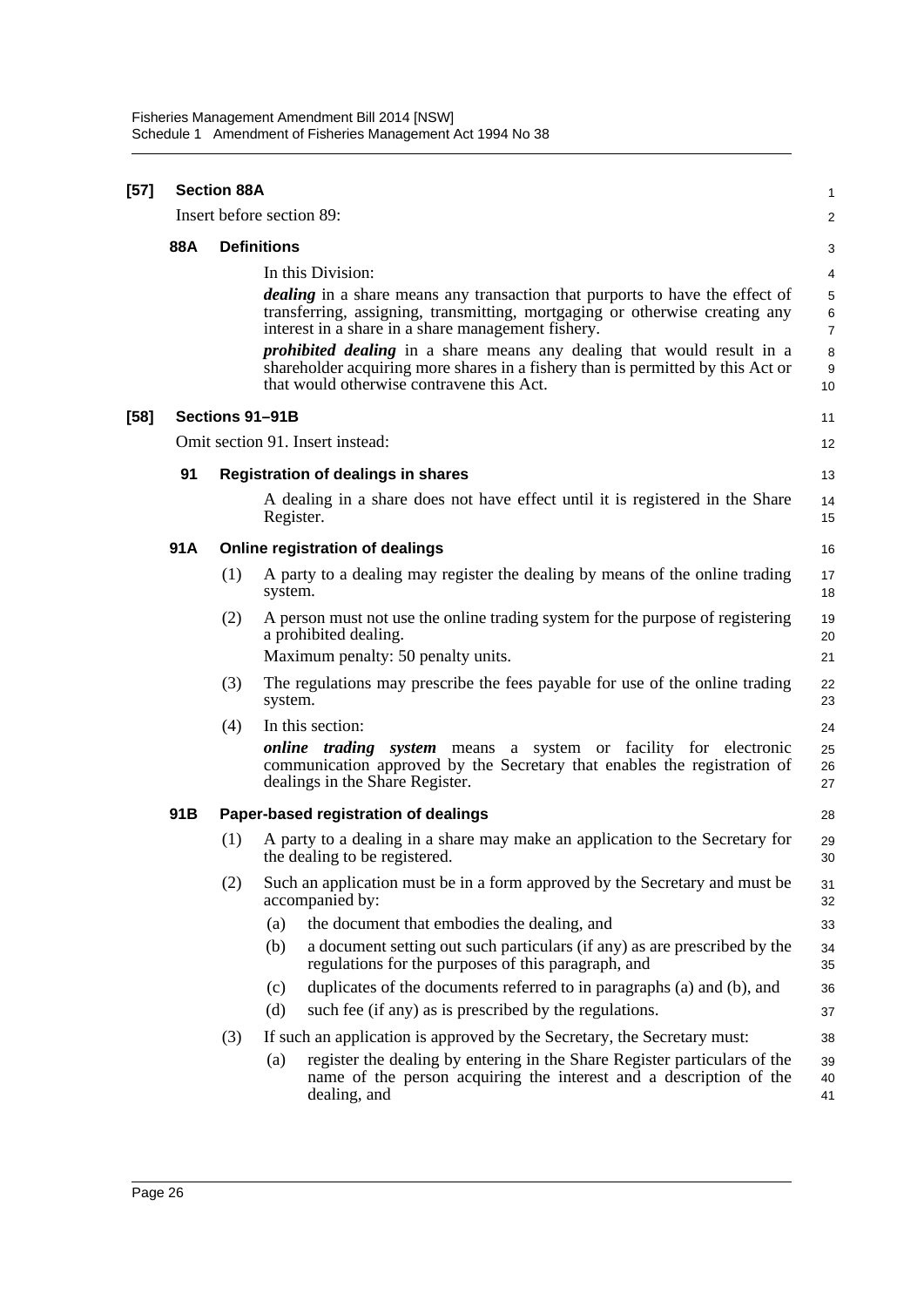**[57] Section 88A**

Insert before section 89:

**88A Definitions**

In this Division:

***dealing*** in a share means any transaction that purports to have the effect of transferring, assigning, transmitting, mortgaging or otherwise creating any interest in a share in a share management fishery.

***prohibited dealing*** in a share means any dealing that would result in a shareholder acquiring more shares in a fishery than is permitted by this Act or that would otherwise contravene this Act.

**[58] Sections 91–91B**

Omit section 91. Insert instead:

**91 Registration of dealings in shares**

A dealing in a share does not have effect until it is registered in the Share Register.

**91A Online registration of dealings**

(1) A party to a dealing may register the dealing by means of the online trading system.

(2) A person must not use the online trading system for the purpose of registering a prohibited dealing.

Maximum penalty: 50 penalty units.

(3) The regulations may prescribe the fees payable for use of the online trading system.

(4) In this section:

***online trading system*** means a system or facility for electronic communication approved by the Secretary that enables the registration of dealings in the Share Register.

**91B Paper-based registration of dealings**

(1) A party to a dealing in a share may make an application to the Secretary for the dealing to be registered.

(2) Such an application must be in a form approved by the Secretary and must be accompanied by:

(a) the document that embodies the dealing, and

(b) a document setting out such particulars (if any) as are prescribed by the regulations for the purposes of this paragraph, and

(c) duplicates of the documents referred to in paragraphs (a) and (b), and

(d) such fee (if any) as is prescribed by the regulations.

(3) If such an application is approved by the Secretary, the Secretary must:

(a) register the dealing by entering in the Share Register particulars of the name of the person acquiring the interest and a description of the dealing, and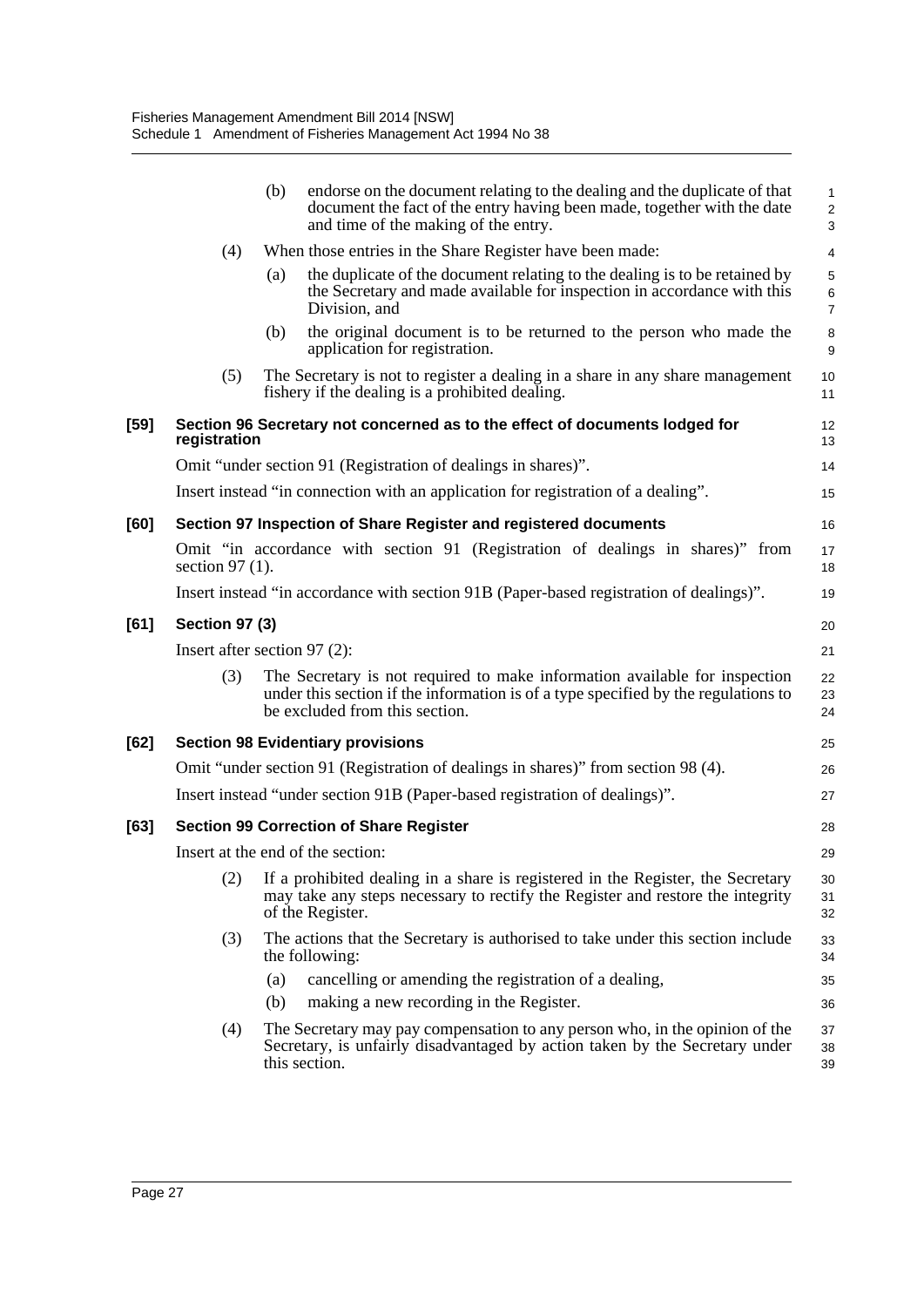(b) endorse on the document relating to the dealing and the duplicate of that document the fact of the entry having been made, together with the date and time of the making of the entry.

(4) When those entries in the Share Register have been made:

(a) the duplicate of the document relating to the dealing is to be retained by the Secretary and made available for inspection in accordance with this Division, and

(b) the original document is to be returned to the person who made the application for registration.

(5) The Secretary is not to register a dealing in a share in any share management fishery if the dealing is a prohibited dealing.

**[59] Section 96 Secretary not concerned as to the effect of documents lodged for registration**

Omit "under section 91 (Registration of dealings in shares)".

Insert instead "in connection with an application for registration of a dealing".

**[60] Section 97 Inspection of Share Register and registered documents**

Omit "in accordance with section 91 (Registration of dealings in shares)" from section 97 (1).

Insert instead "in accordance with section 91B (Paper-based registration of dealings)".

**[61] Section 97 (3)**

Insert after section 97 (2):

(3) The Secretary is not required to make information available for inspection under this section if the information is of a type specified by the regulations to be excluded from this section.

**[62] Section 98 Evidentiary provisions**

Omit "under section 91 (Registration of dealings in shares)" from section 98 (4).

Insert instead "under section 91B (Paper-based registration of dealings)".

**[63] Section 99 Correction of Share Register**

Insert at the end of the section:

(2) If a prohibited dealing in a share is registered in the Register, the Secretary may take any steps necessary to rectify the Register and restore the integrity of the Register.

(3) The actions that the Secretary is authorised to take under this section include the following:

(a) cancelling or amending the registration of a dealing,

(b) making a new recording in the Register.

(4) The Secretary may pay compensation to any person who, in the opinion of the Secretary, is unfairly disadvantaged by action taken by the Secretary under this section.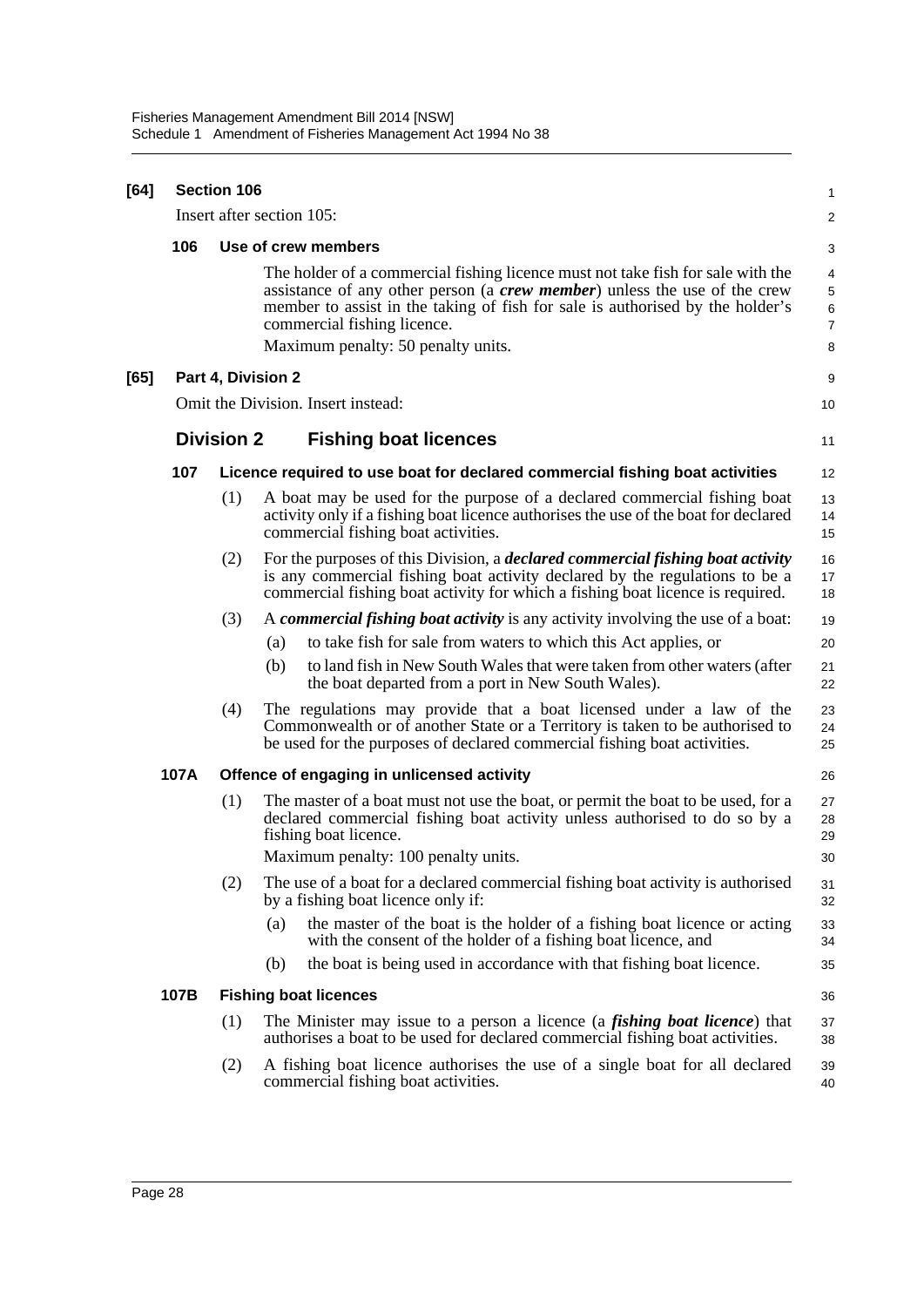**[64] Section 106**

Insert after section 105:

**106 Use of crew members**

The holder of a commercial fishing licence must not take fish for sale with the assistance of any other person (a ***crew member***) unless the use of the crew member to assist in the taking of fish for sale is authorised by the holder's commercial fishing licence.

Maximum penalty: 50 penalty units.

**[65] Part 4, Division 2**

Omit the Division. Insert instead:

## Division 2 Fishing boat licences

**107 Licence required to use boat for declared commercial fishing boat activities**

(1) A boat may be used for the purpose of a declared commercial fishing boat activity only if a fishing boat licence authorises the use of the boat for declared commercial fishing boat activities.

(2) For the purposes of this Division, a ***declared commercial fishing boat activity*** is any commercial fishing boat activity declared by the regulations to be a commercial fishing boat activity for which a fishing boat licence is required.

(3) A ***commercial fishing boat activity*** is any activity involving the use of a boat:

(a) to take fish for sale from waters to which this Act applies, or

(b) to land fish in New South Wales that were taken from other waters (after the boat departed from a port in New South Wales).

(4) The regulations may provide that a boat licensed under a law of the Commonwealth or of another State or a Territory is taken to be authorised to be used for the purposes of declared commercial fishing boat activities.

**107A Offence of engaging in unlicensed activity**

(1) The master of a boat must not use the boat, or permit the boat to be used, for a declared commercial fishing boat activity unless authorised to do so by a fishing boat licence.

Maximum penalty: 100 penalty units.

(2) The use of a boat for a declared commercial fishing boat activity is authorised by a fishing boat licence only if:

(a) the master of the boat is the holder of a fishing boat licence or acting with the consent of the holder of a fishing boat licence, and

(b) the boat is being used in accordance with that fishing boat licence.

**107B Fishing boat licences**

(1) The Minister may issue to a person a licence (a ***fishing boat licence***) that authorises a boat to be used for declared commercial fishing boat activities.

(2) A fishing boat licence authorises the use of a single boat for all declared commercial fishing boat activities.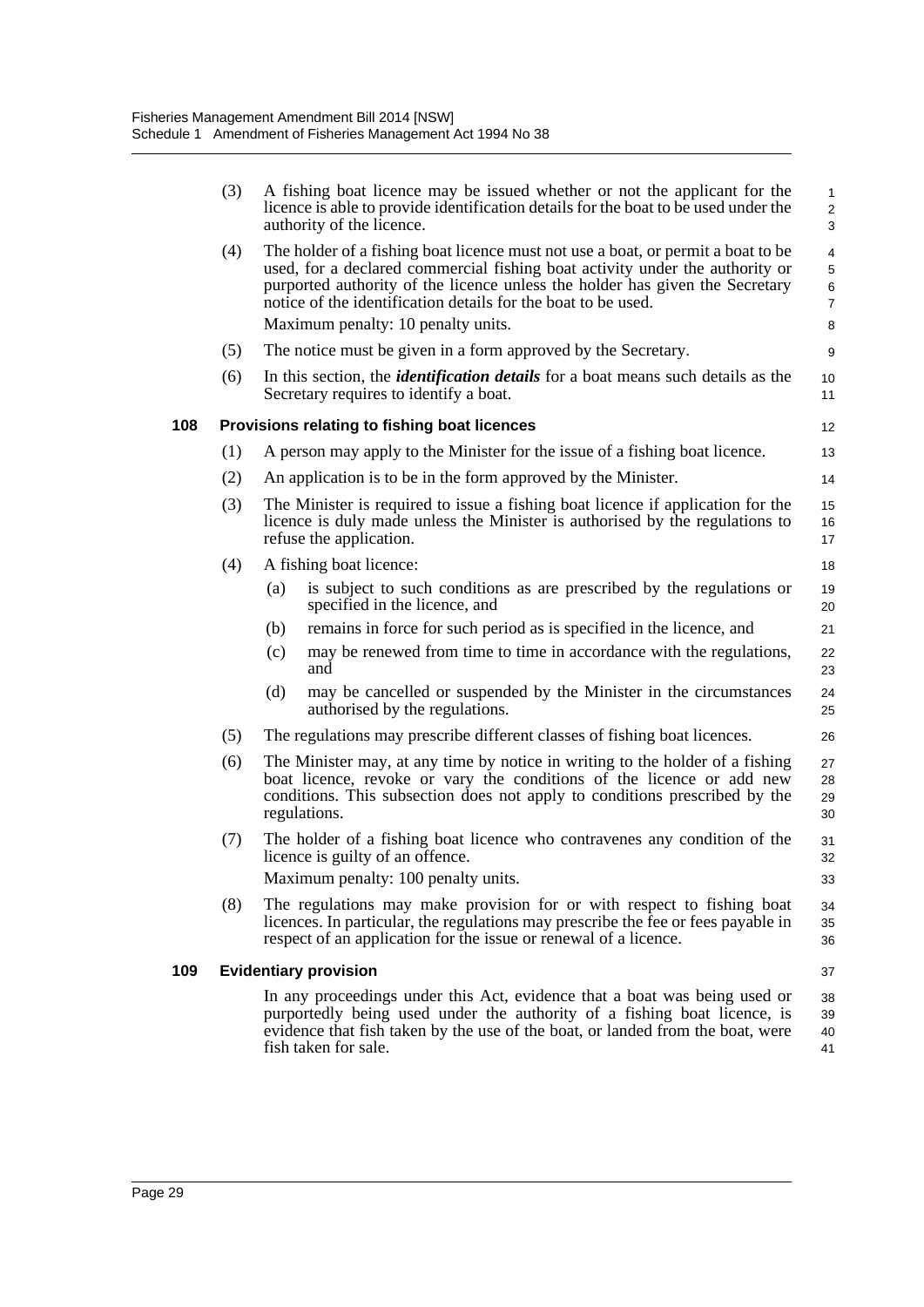(3) A fishing boat licence may be issued whether or not the applicant for the licence is able to provide identification details for the boat to be used under the authority of the licence.

(4) The holder of a fishing boat licence must not use a boat, or permit a boat to be used, for a declared commercial fishing boat activity under the authority or purported authority of the licence unless the holder has given the Secretary notice of the identification details for the boat to be used.

Maximum penalty: 10 penalty units.

(5) The notice must be given in a form approved by the Secretary.

(6) In this section, the ***identification details*** for a boat means such details as the Secretary requires to identify a boat.

### 108 Provisions relating to fishing boat licences

(1) A person may apply to the Minister for the issue of a fishing boat licence.

(2) An application is to be in the form approved by the Minister.

(3) The Minister is required to issue a fishing boat licence if application for the licence is duly made unless the Minister is authorised by the regulations to refuse the application.

(4) A fishing boat licence:

(a) is subject to such conditions as are prescribed by the regulations or specified in the licence, and

(b) remains in force for such period as is specified in the licence, and

(c) may be renewed from time to time in accordance with the regulations, and

(d) may be cancelled or suspended by the Minister in the circumstances authorised by the regulations.

(5) The regulations may prescribe different classes of fishing boat licences.

(6) The Minister may, at any time by notice in writing to the holder of a fishing boat licence, revoke or vary the conditions of the licence or add new conditions. This subsection does not apply to conditions prescribed by the regulations.

(7) The holder of a fishing boat licence who contravenes any condition of the licence is guilty of an offence.

Maximum penalty: 100 penalty units.

(8) The regulations may make provision for or with respect to fishing boat licences. In particular, the regulations may prescribe the fee or fees payable in respect of an application for the issue or renewal of a licence.

### 109 Evidentiary provision

In any proceedings under this Act, evidence that a boat was being used or purportedly being used under the authority of a fishing boat licence, is evidence that fish taken by the use of the boat, or landed from the boat, were fish taken for sale.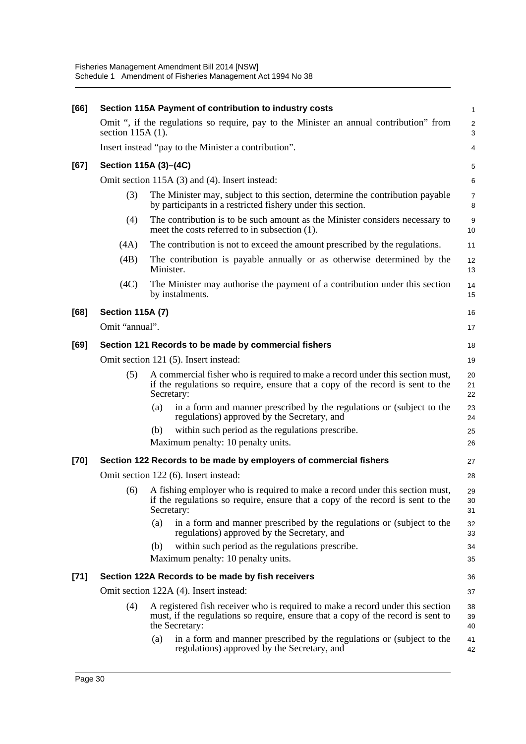**[66] Section 115A Payment of contribution to industry costs**

Omit ", if the regulations so require, pay to the Minister an annual contribution" from section 115A (1).

Insert instead "pay to the Minister a contribution".

**[67] Section 115A (3)–(4C)**

Omit section 115A (3) and (4). Insert instead:

(3) The Minister may, subject to this section, determine the contribution payable by participants in a restricted fishery under this section.

(4) The contribution is to be such amount as the Minister considers necessary to meet the costs referred to in subsection (1).

(4A) The contribution is not to exceed the amount prescribed by the regulations.

(4B) The contribution is payable annually or as otherwise determined by the Minister.

(4C) The Minister may authorise the payment of a contribution under this section by instalments.

**[68] Section 115A (7)**

Omit "annual".

**[69] Section 121 Records to be made by commercial fishers**

Omit section 121 (5). Insert instead:

(5) A commercial fisher who is required to make a record under this section must, if the regulations so require, ensure that a copy of the record is sent to the Secretary:

(a) in a form and manner prescribed by the regulations or (subject to the regulations) approved by the Secretary, and

(b) within such period as the regulations prescribe.

Maximum penalty: 10 penalty units.

**[70] Section 122 Records to be made by employers of commercial fishers**

Omit section 122 (6). Insert instead:

(6) A fishing employer who is required to make a record under this section must, if the regulations so require, ensure that a copy of the record is sent to the Secretary:

(a) in a form and manner prescribed by the regulations or (subject to the regulations) approved by the Secretary, and

(b) within such period as the regulations prescribe.

Maximum penalty: 10 penalty units.

**[71] Section 122A Records to be made by fish receivers**

Omit section 122A (4). Insert instead:

(4) A registered fish receiver who is required to make a record under this section must, if the regulations so require, ensure that a copy of the record is sent to the Secretary:

(a) in a form and manner prescribed by the regulations or (subject to the regulations) approved by the Secretary, and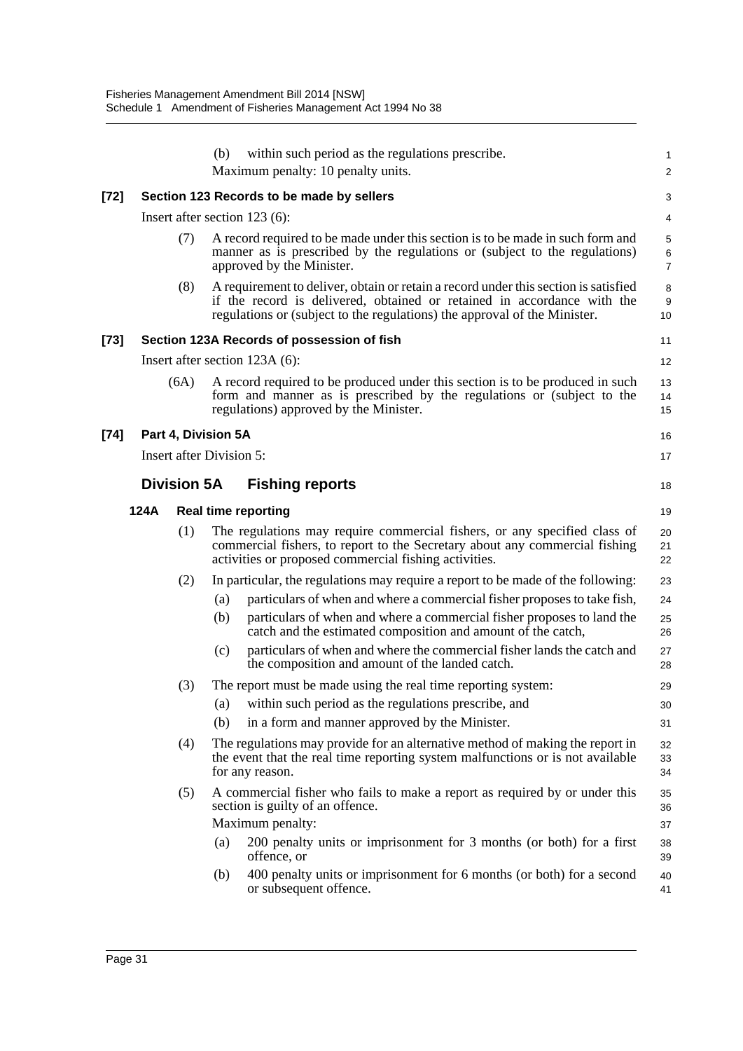(b) within such period as the regulations prescribe.

Maximum penalty: 10 penalty units.

**[72] Section 123 Records to be made by sellers**

Insert after section 123 (6):

(7) A record required to be made under this section is to be made in such form and manner as is prescribed by the regulations or (subject to the regulations) approved by the Minister.

(8) A requirement to deliver, obtain or retain a record under this section is satisfied if the record is delivered, obtained or retained in accordance with the regulations or (subject to the regulations) the approval of the Minister.

**[73] Section 123A Records of possession of fish**

Insert after section 123A (6):

(6A) A record required to be produced under this section is to be produced in such form and manner as is prescribed by the regulations or (subject to the regulations) approved by the Minister.

**[74] Part 4, Division 5A**

Insert after Division 5:

## Division 5A Fishing reports

**124A Real time reporting**

(1) The regulations may require commercial fishers, or any specified class of commercial fishers, to report to the Secretary about any commercial fishing activities or proposed commercial fishing activities.

(2) In particular, the regulations may require a report to be made of the following:

(a) particulars of when and where a commercial fisher proposes to take fish,

(b) particulars of when and where a commercial fisher proposes to land the catch and the estimated composition and amount of the catch,

(c) particulars of when and where the commercial fisher lands the catch and the composition and amount of the landed catch.

(3) The report must be made using the real time reporting system:

(a) within such period as the regulations prescribe, and

(b) in a form and manner approved by the Minister.

(4) The regulations may provide for an alternative method of making the report in the event that the real time reporting system malfunctions or is not available for any reason.

(5) A commercial fisher who fails to make a report as required by or under this section is guilty of an offence.

Maximum penalty:

(a) 200 penalty units or imprisonment for 3 months (or both) for a first offence, or

(b) 400 penalty units or imprisonment for 6 months (or both) for a second or subsequent offence.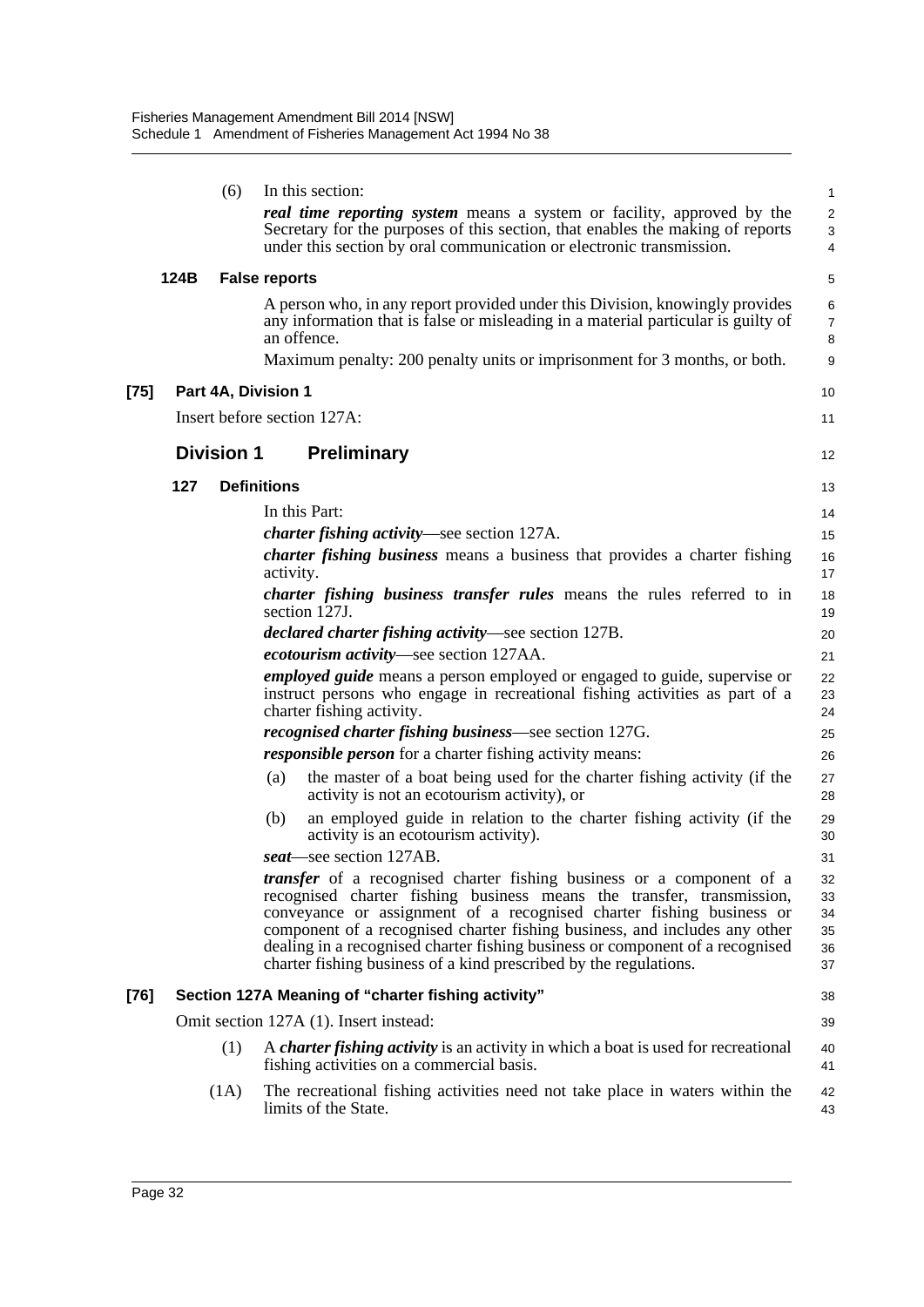(6) In this section:

***real time reporting system*** means a system or facility, approved by the Secretary for the purposes of this section, that enables the making of reports under this section by oral communication or electronic transmission.

**124B False reports**

A person who, in any report provided under this Division, knowingly provides any information that is false or misleading in a material particular is guilty of an offence.

Maximum penalty: 200 penalty units or imprisonment for 3 months, or both.

**[75] Part 4A, Division 1**

Insert before section 127A:

## Division 1 Preliminary

**127 Definitions**

In this Part:

***charter fishing activity***—see section 127A.

***charter fishing business*** means a business that provides a charter fishing activity.

***charter fishing business transfer rules*** means the rules referred to in section 127J.

***declared charter fishing activity***—see section 127B.

***ecotourism activity***—see section 127AA.

***employed guide*** means a person employed or engaged to guide, supervise or instruct persons who engage in recreational fishing activities as part of a charter fishing activity.

***recognised charter fishing business***—see section 127G.

***responsible person*** for a charter fishing activity means:

(a) the master of a boat being used for the charter fishing activity (if the activity is not an ecotourism activity), or

(b) an employed guide in relation to the charter fishing activity (if the activity is an ecotourism activity).

***seat***—see section 127AB.

***transfer*** of a recognised charter fishing business or a component of a recognised charter fishing business means the transfer, transmission, conveyance or assignment of a recognised charter fishing business or component of a recognised charter fishing business, and includes any other dealing in a recognised charter fishing business or component of a recognised charter fishing business of a kind prescribed by the regulations.

**[76] Section 127A Meaning of "charter fishing activity"**

Omit section 127A (1). Insert instead:

(1) A ***charter fishing activity*** is an activity in which a boat is used for recreational fishing activities on a commercial basis.

(1A) The recreational fishing activities need not take place in waters within the limits of the State.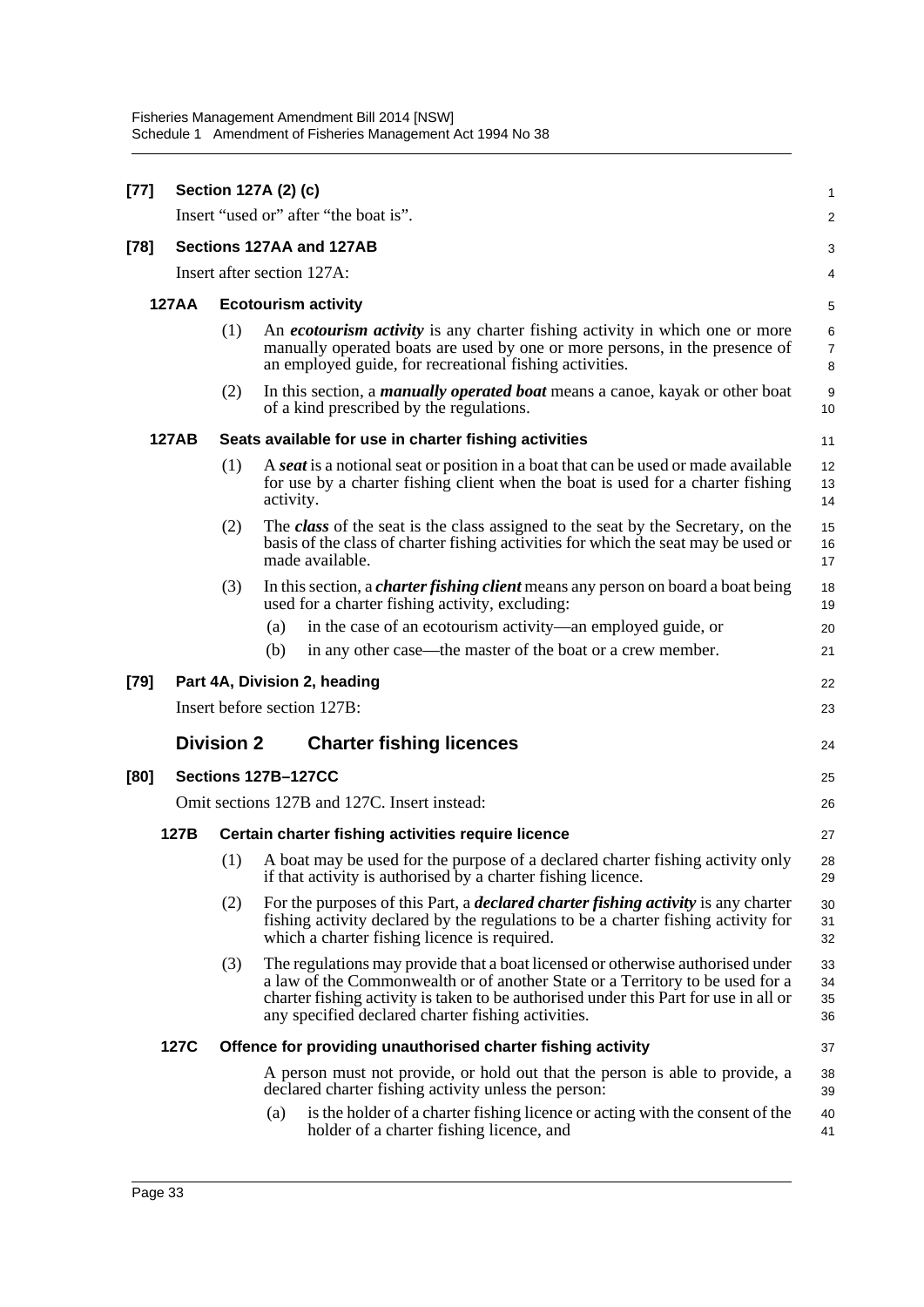**[77] Section 127A (2) (c)**

Insert "used or" after "the boat is".

**[78] Sections 127AA and 127AB**

Insert after section 127A:

**127AA Ecotourism activity**

(1) An ***ecotourism activity*** is any charter fishing activity in which one or more manually operated boats are used by one or more persons, in the presence of an employed guide, for recreational fishing activities.

(2) In this section, a ***manually operated boat*** means a canoe, kayak or other boat of a kind prescribed by the regulations.

**127AB Seats available for use in charter fishing activities**

(1) A ***seat*** is a notional seat or position in a boat that can be used or made available for use by a charter fishing client when the boat is used for a charter fishing activity.

(2) The ***class*** of the seat is the class assigned to the seat by the Secretary, on the basis of the class of charter fishing activities for which the seat may be used or made available.

(3) In this section, a ***charter fishing client*** means any person on board a boat being used for a charter fishing activity, excluding:

(a) in the case of an ecotourism activity—an employed guide, or

(b) in any other case—the master of the boat or a crew member.

**[79] Part 4A, Division 2, heading**

Insert before section 127B:

## Division 2 Charter fishing licences

**[80] Sections 127B–127CC**

Omit sections 127B and 127C. Insert instead:

**127B Certain charter fishing activities require licence**

(1) A boat may be used for the purpose of a declared charter fishing activity only if that activity is authorised by a charter fishing licence.

(2) For the purposes of this Part, a ***declared charter fishing activity*** is any charter fishing activity declared by the regulations to be a charter fishing activity for which a charter fishing licence is required.

(3) The regulations may provide that a boat licensed or otherwise authorised under a law of the Commonwealth or of another State or a Territory to be used for a charter fishing activity is taken to be authorised under this Part for use in all or any specified declared charter fishing activities.

**127C Offence for providing unauthorised charter fishing activity**

A person must not provide, or hold out that the person is able to provide, a declared charter fishing activity unless the person:

(a) is the holder of a charter fishing licence or acting with the consent of the holder of a charter fishing licence, and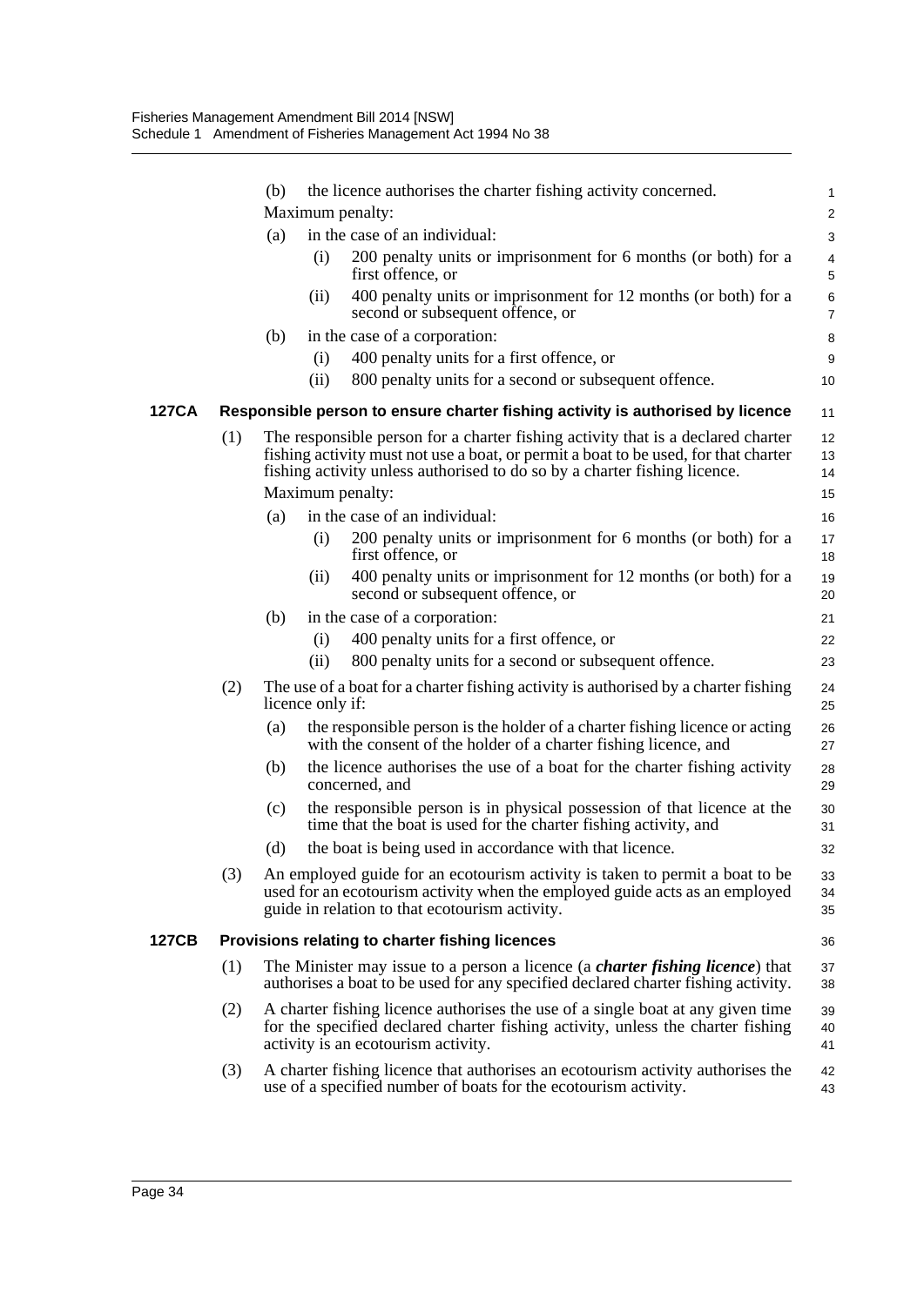(b) the licence authorises the charter fishing activity concerned.

Maximum penalty:

(a) in the case of an individual:

(i) 200 penalty units or imprisonment for 6 months (or both) for a first offence, or

(ii) 400 penalty units or imprisonment for 12 months (or both) for a second or subsequent offence, or

(b) in the case of a corporation:

(i) 400 penalty units for a first offence, or

(ii) 800 penalty units for a second or subsequent offence.

### 127CA Responsible person to ensure charter fishing activity is authorised by licence

(1) The responsible person for a charter fishing activity that is a declared charter fishing activity must not use a boat, or permit a boat to be used, for that charter fishing activity unless authorised to do so by a charter fishing licence.

Maximum penalty:

(a) in the case of an individual:

(i) 200 penalty units or imprisonment for 6 months (or both) for a first offence, or

(ii) 400 penalty units or imprisonment for 12 months (or both) for a second or subsequent offence, or

(b) in the case of a corporation:

(i) 400 penalty units for a first offence, or

(ii) 800 penalty units for a second or subsequent offence.

(2) The use of a boat for a charter fishing activity is authorised by a charter fishing licence only if:

(a) the responsible person is the holder of a charter fishing licence or acting with the consent of the holder of a charter fishing licence, and

(b) the licence authorises the use of a boat for the charter fishing activity concerned, and

(c) the responsible person is in physical possession of that licence at the time that the boat is used for the charter fishing activity, and

(d) the boat is being used in accordance with that licence.

(3) An employed guide for an ecotourism activity is taken to permit a boat to be used for an ecotourism activity when the employed guide acts as an employed guide in relation to that ecotourism activity.

### 127CB Provisions relating to charter fishing licences

(1) The Minister may issue to a person a licence (a ***charter fishing licence***) that authorises a boat to be used for any specified declared charter fishing activity.

(2) A charter fishing licence authorises the use of a single boat at any given time for the specified declared charter fishing activity, unless the charter fishing activity is an ecotourism activity.

(3) A charter fishing licence that authorises an ecotourism activity authorises the use of a specified number of boats for the ecotourism activity.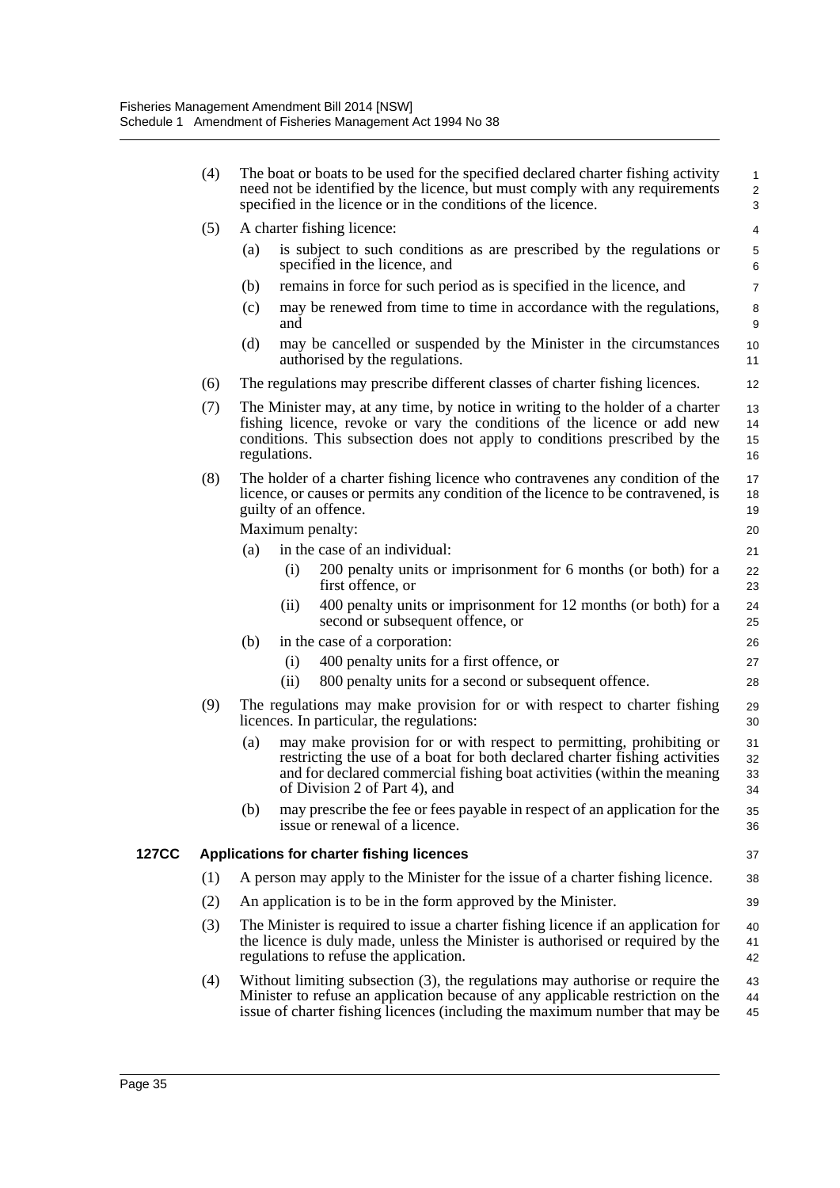(4) The boat or boats to be used for the specified declared charter fishing activity need not be identified by the licence, but must comply with any requirements specified in the licence or in the conditions of the licence.

(5) A charter fishing licence:

- (a) is subject to such conditions as are prescribed by the regulations or specified in the licence, and
- (b) remains in force for such period as is specified in the licence, and
- (c) may be renewed from time to time in accordance with the regulations, and
- (d) may be cancelled or suspended by the Minister in the circumstances authorised by the regulations.

(6) The regulations may prescribe different classes of charter fishing licences.

(7) The Minister may, at any time, by notice in writing to the holder of a charter fishing licence, revoke or vary the conditions of the licence or add new conditions. This subsection does not apply to conditions prescribed by the regulations.

(8) The holder of a charter fishing licence who contravenes any condition of the licence, or causes or permits any condition of the licence to be contravened, is guilty of an offence.

Maximum penalty:

- (a) in the case of an individual:
  - (i) 200 penalty units or imprisonment for 6 months (or both) for a first offence, or
  - (ii) 400 penalty units or imprisonment for 12 months (or both) for a second or subsequent offence, or
- (b) in the case of a corporation:
  - (i) 400 penalty units for a first offence, or
  - (ii) 800 penalty units for a second or subsequent offence.

(9) The regulations may make provision for or with respect to charter fishing licences. In particular, the regulations:

- (a) may make provision for or with respect to permitting, prohibiting or restricting the use of a boat for both declared charter fishing activities and for declared commercial fishing boat activities (within the meaning of Division 2 of Part 4), and
- (b) may prescribe the fee or fees payable in respect of an application for the issue or renewal of a licence.

**127CC Applications for charter fishing licences**

(1) A person may apply to the Minister for the issue of a charter fishing licence.

(2) An application is to be in the form approved by the Minister.

(3) The Minister is required to issue a charter fishing licence if an application for the licence is duly made, unless the Minister is authorised or required by the regulations to refuse the application.

(4) Without limiting subsection (3), the regulations may authorise or require the Minister to refuse an application because of any applicable restriction on the issue of charter fishing licences (including the maximum number that may be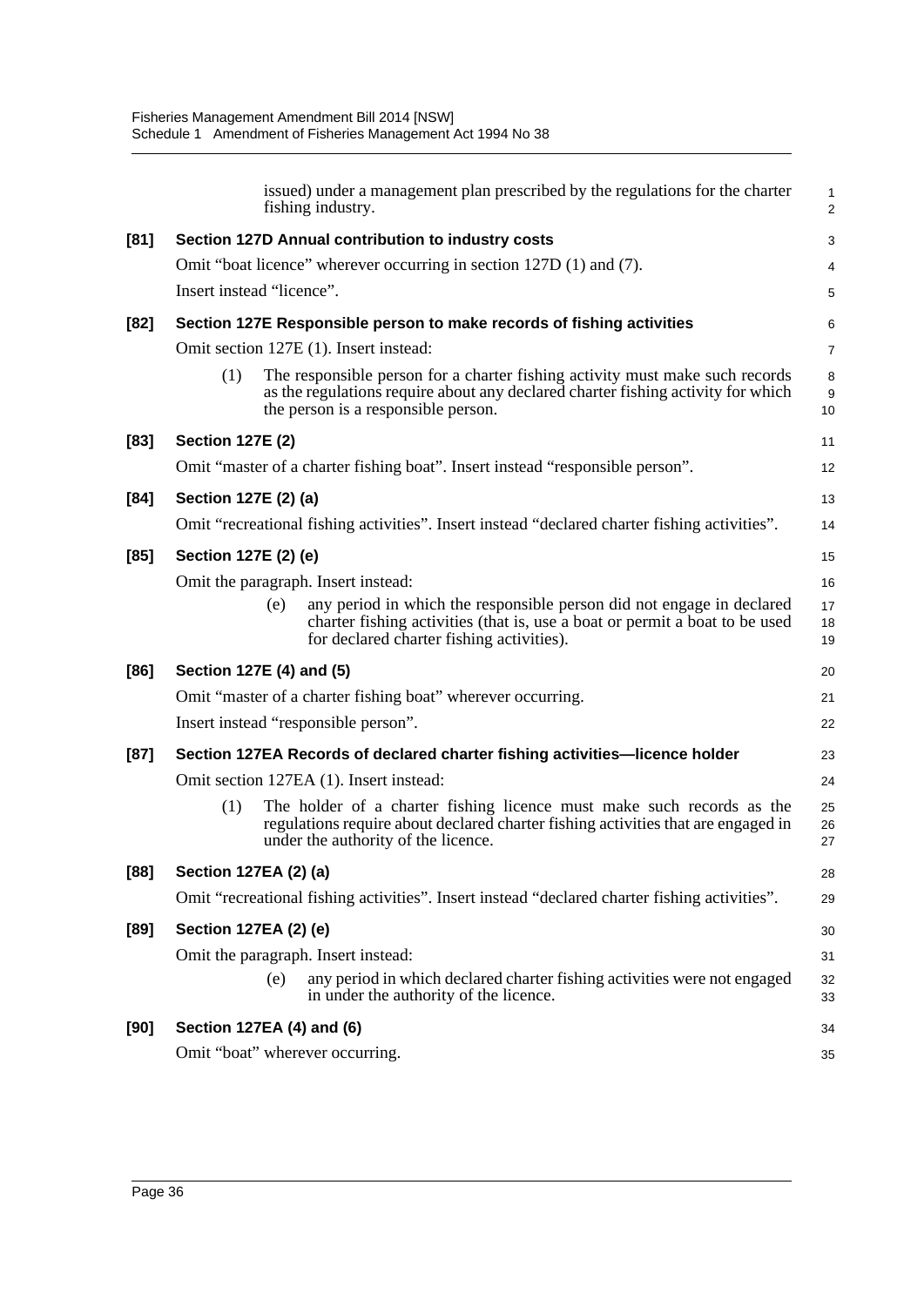issued) under a management plan prescribed by the regulations for the charter fishing industry.

**[81] Section 127D Annual contribution to industry costs**

Omit "boat licence" wherever occurring in section 127D (1) and (7).

Insert instead "licence".

**[82] Section 127E Responsible person to make records of fishing activities**

Omit section 127E (1). Insert instead:

(1) The responsible person for a charter fishing activity must make such records as the regulations require about any declared charter fishing activity for which the person is a responsible person.

**[83] Section 127E (2)**

Omit "master of a charter fishing boat". Insert instead "responsible person".

**[84] Section 127E (2) (a)**

Omit "recreational fishing activities". Insert instead "declared charter fishing activities".

**[85] Section 127E (2) (e)**

Omit the paragraph. Insert instead:

(e) any period in which the responsible person did not engage in declared charter fishing activities (that is, use a boat or permit a boat to be used for declared charter fishing activities).

**[86] Section 127E (4) and (5)**

Omit "master of a charter fishing boat" wherever occurring.

Insert instead "responsible person".

**[87] Section 127EA Records of declared charter fishing activities—licence holder**

Omit section 127EA (1). Insert instead:

(1) The holder of a charter fishing licence must make such records as the regulations require about declared charter fishing activities that are engaged in under the authority of the licence.

**[88] Section 127EA (2) (a)**

Omit "recreational fishing activities". Insert instead "declared charter fishing activities".

**[89] Section 127EA (2) (e)**

Omit the paragraph. Insert instead:

(e) any period in which declared charter fishing activities were not engaged in under the authority of the licence.

**[90] Section 127EA (4) and (6)**

Omit "boat" wherever occurring.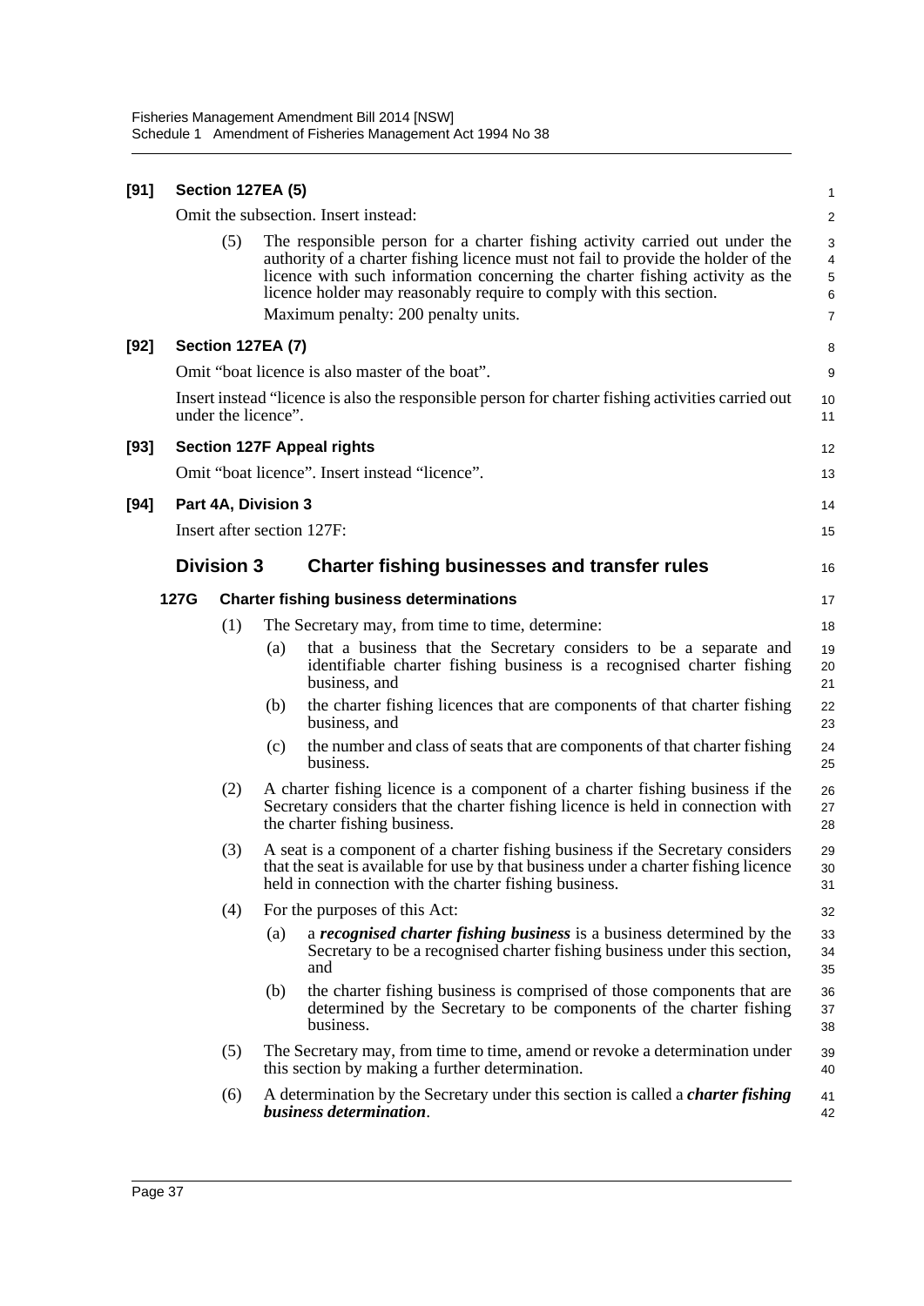**[91] Section 127EA (5)**

Omit the subsection. Insert instead:

(5) The responsible person for a charter fishing activity carried out under the authority of a charter fishing licence must not fail to provide the holder of the licence with such information concerning the charter fishing activity as the licence holder may reasonably require to comply with this section.

Maximum penalty: 200 penalty units.

**[92] Section 127EA (7)**

Omit "boat licence is also master of the boat".

Insert instead "licence is also the responsible person for charter fishing activities carried out under the licence".

**[93] Section 127F Appeal rights**

Omit "boat licence". Insert instead "licence".

**[94] Part 4A, Division 3**

Insert after section 127F:

## Division 3 Charter fishing businesses and transfer rules

### 127G Charter fishing business determinations

(1) The Secretary may, from time to time, determine:

(a) that a business that the Secretary considers to be a separate and identifiable charter fishing business is a recognised charter fishing business, and

(b) the charter fishing licences that are components of that charter fishing business, and

(c) the number and class of seats that are components of that charter fishing business.

(2) A charter fishing licence is a component of a charter fishing business if the Secretary considers that the charter fishing licence is held in connection with the charter fishing business.

(3) A seat is a component of a charter fishing business if the Secretary considers that the seat is available for use by that business under a charter fishing licence held in connection with the charter fishing business.

(4) For the purposes of this Act:

(a) a ***recognised charter fishing business*** is a business determined by the Secretary to be a recognised charter fishing business under this section, and

(b) the charter fishing business is comprised of those components that are determined by the Secretary to be components of the charter fishing business.

(5) The Secretary may, from time to time, amend or revoke a determination under this section by making a further determination.

(6) A determination by the Secretary under this section is called a ***charter fishing business determination***.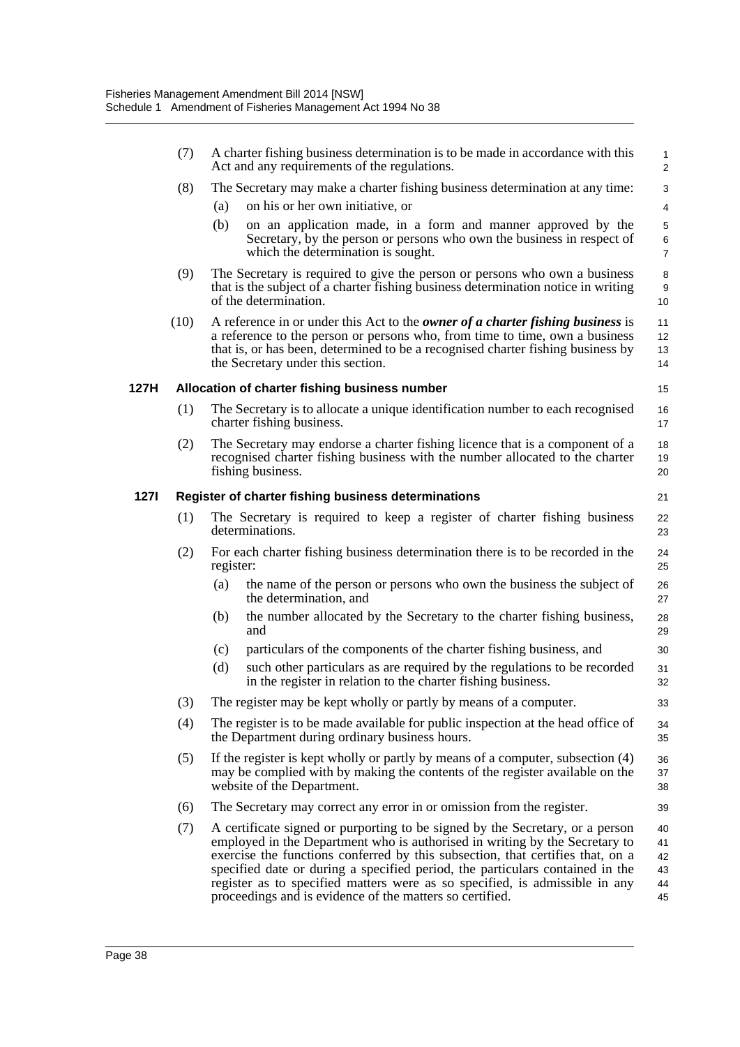(7) A charter fishing business determination is to be made in accordance with this Act and any requirements of the regulations.

(8) The Secretary may make a charter fishing business determination at any time:

(a) on his or her own initiative, or

(b) on an application made, in a form and manner approved by the Secretary, by the person or persons who own the business in respect of which the determination is sought.

(9) The Secretary is required to give the person or persons who own a business that is the subject of a charter fishing business determination notice in writing of the determination.

(10) A reference in or under this Act to the ***owner of a charter fishing business*** is a reference to the person or persons who, from time to time, own a business that is, or has been, determined to be a recognised charter fishing business by the Secretary under this section.

### 127H Allocation of charter fishing business number

(1) The Secretary is to allocate a unique identification number to each recognised charter fishing business.

(2) The Secretary may endorse a charter fishing licence that is a component of a recognised charter fishing business with the number allocated to the charter fishing business.

### 127I Register of charter fishing business determinations

(1) The Secretary is required to keep a register of charter fishing business determinations.

(2) For each charter fishing business determination there is to be recorded in the register:

(a) the name of the person or persons who own the business the subject of the determination, and

(b) the number allocated by the Secretary to the charter fishing business, and

(c) particulars of the components of the charter fishing business, and

(d) such other particulars as are required by the regulations to be recorded in the register in relation to the charter fishing business.

(3) The register may be kept wholly or partly by means of a computer.

(4) The register is to be made available for public inspection at the head office of the Department during ordinary business hours.

(5) If the register is kept wholly or partly by means of a computer, subsection (4) may be complied with by making the contents of the register available on the website of the Department.

(6) The Secretary may correct any error in or omission from the register.

(7) A certificate signed or purporting to be signed by the Secretary, or a person employed in the Department who is authorised in writing by the Secretary to exercise the functions conferred by this subsection, that certifies that, on a specified date or during a specified period, the particulars contained in the register as to specified matters were as so specified, is admissible in any proceedings and is evidence of the matters so certified.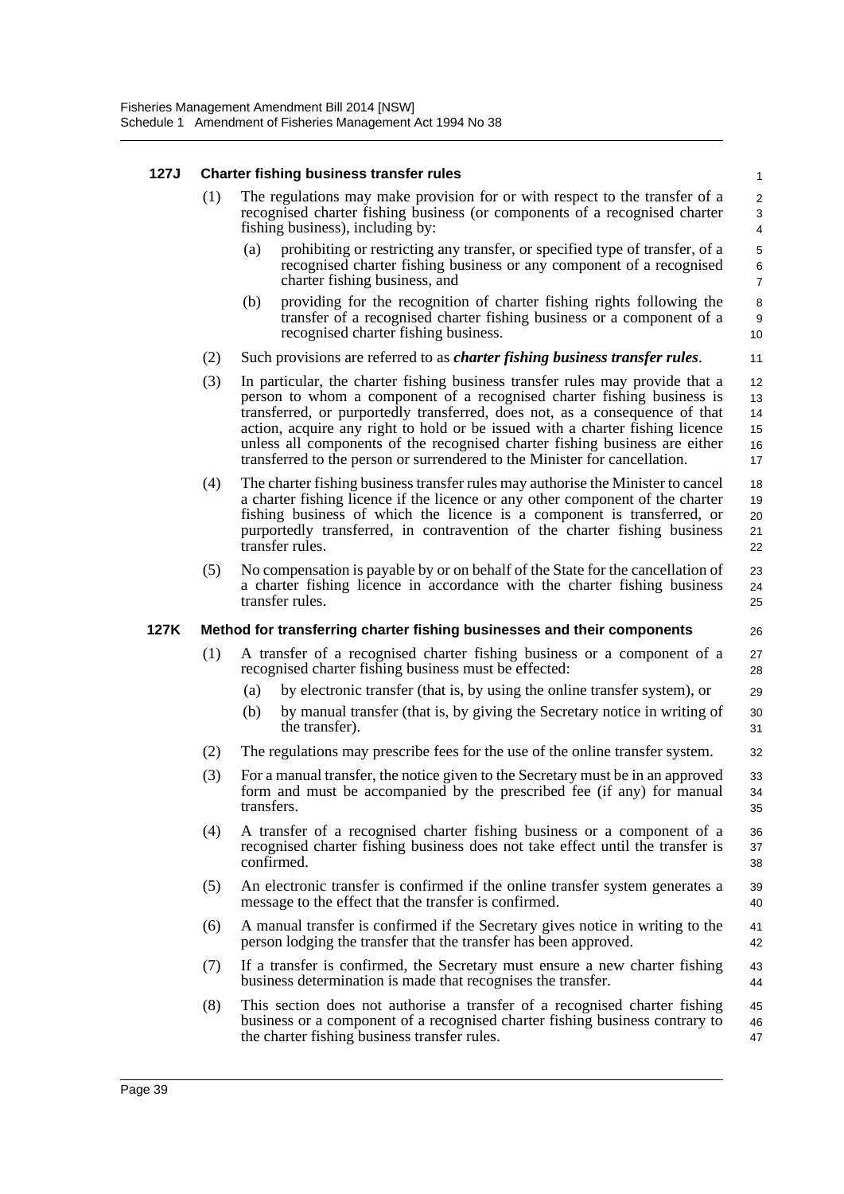### 127J Charter fishing business transfer rules

(1) The regulations may make provision for or with respect to the transfer of a recognised charter fishing business (or components of a recognised charter fishing business), including by:

(a) prohibiting or restricting any transfer, or specified type of transfer, of a recognised charter fishing business or any component of a recognised charter fishing business, and

(b) providing for the recognition of charter fishing rights following the transfer of a recognised charter fishing business or a component of a recognised charter fishing business.

(2) Such provisions are referred to as ***charter fishing business transfer rules***.

(3) In particular, the charter fishing business transfer rules may provide that a person to whom a component of a recognised charter fishing business is transferred, or purportedly transferred, does not, as a consequence of that action, acquire any right to hold or be issued with a charter fishing licence unless all components of the recognised charter fishing business are either transferred to the person or surrendered to the Minister for cancellation.

(4) The charter fishing business transfer rules may authorise the Minister to cancel a charter fishing licence if the licence or any other component of the charter fishing business of which the licence is a component is transferred, or purportedly transferred, in contravention of the charter fishing business transfer rules.

(5) No compensation is payable by or on behalf of the State for the cancellation of a charter fishing licence in accordance with the charter fishing business transfer rules.

### 127K Method for transferring charter fishing businesses and their components

(1) A transfer of a recognised charter fishing business or a component of a recognised charter fishing business must be effected:

(a) by electronic transfer (that is, by using the online transfer system), or

(b) by manual transfer (that is, by giving the Secretary notice in writing of the transfer).

(2) The regulations may prescribe fees for the use of the online transfer system.

(3) For a manual transfer, the notice given to the Secretary must be in an approved form and must be accompanied by the prescribed fee (if any) for manual transfers.

(4) A transfer of a recognised charter fishing business or a component of a recognised charter fishing business does not take effect until the transfer is confirmed.

(5) An electronic transfer is confirmed if the online transfer system generates a message to the effect that the transfer is confirmed.

(6) A manual transfer is confirmed if the Secretary gives notice in writing to the person lodging the transfer that the transfer has been approved.

(7) If a transfer is confirmed, the Secretary must ensure a new charter fishing business determination is made that recognises the transfer.

(8) This section does not authorise a transfer of a recognised charter fishing business or a component of a recognised charter fishing business contrary to the charter fishing business transfer rules.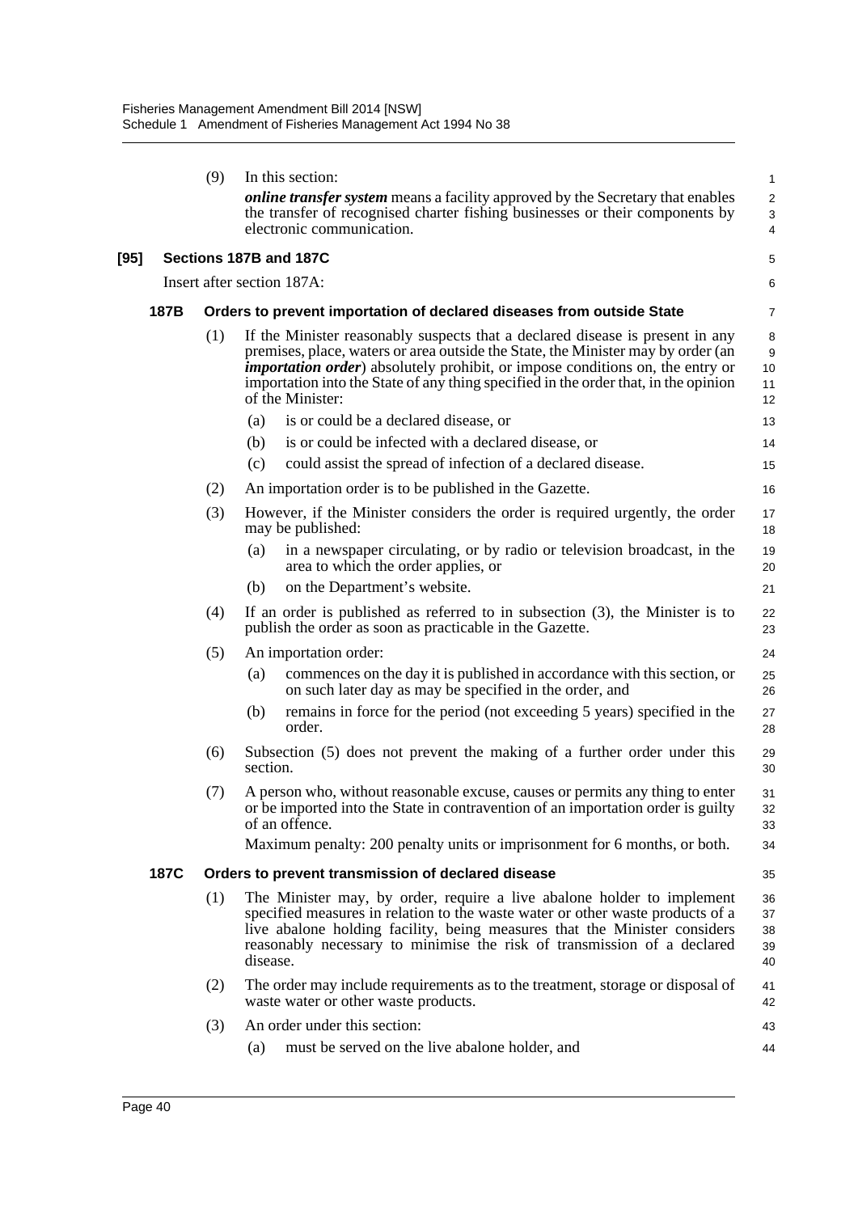(9) In this section:

*online transfer system* means a facility approved by the Secretary that enables the transfer of recognised charter fishing businesses or their components by electronic communication.

**[95] Sections 187B and 187C**

Insert after section 187A:

**187B Orders to prevent importation of declared diseases from outside State**

(1) If the Minister reasonably suspects that a declared disease is present in any premises, place, waters or area outside the State, the Minister may by order (an *importation order*) absolutely prohibit, or impose conditions on, the entry or importation into the State of any thing specified in the order that, in the opinion of the Minister:

(a) is or could be a declared disease, or

(b) is or could be infected with a declared disease, or

(c) could assist the spread of infection of a declared disease.

(2) An importation order is to be published in the Gazette.

(3) However, if the Minister considers the order is required urgently, the order may be published:

(a) in a newspaper circulating, or by radio or television broadcast, in the area to which the order applies, or

(b) on the Department's website.

(4) If an order is published as referred to in subsection (3), the Minister is to publish the order as soon as practicable in the Gazette.

(5) An importation order:

(a) commences on the day it is published in accordance with this section, or on such later day as may be specified in the order, and

(b) remains in force for the period (not exceeding 5 years) specified in the order.

(6) Subsection (5) does not prevent the making of a further order under this section.

(7) A person who, without reasonable excuse, causes or permits any thing to enter or be imported into the State in contravention of an importation order is guilty of an offence.

Maximum penalty: 200 penalty units or imprisonment for 6 months, or both.

**187C Orders to prevent transmission of declared disease**

(1) The Minister may, by order, require a live abalone holder to implement specified measures in relation to the waste water or other waste products of a live abalone holding facility, being measures that the Minister considers reasonably necessary to minimise the risk of transmission of a declared disease.

(2) The order may include requirements as to the treatment, storage or disposal of waste water or other waste products.

(3) An order under this section:

(a) must be served on the live abalone holder, and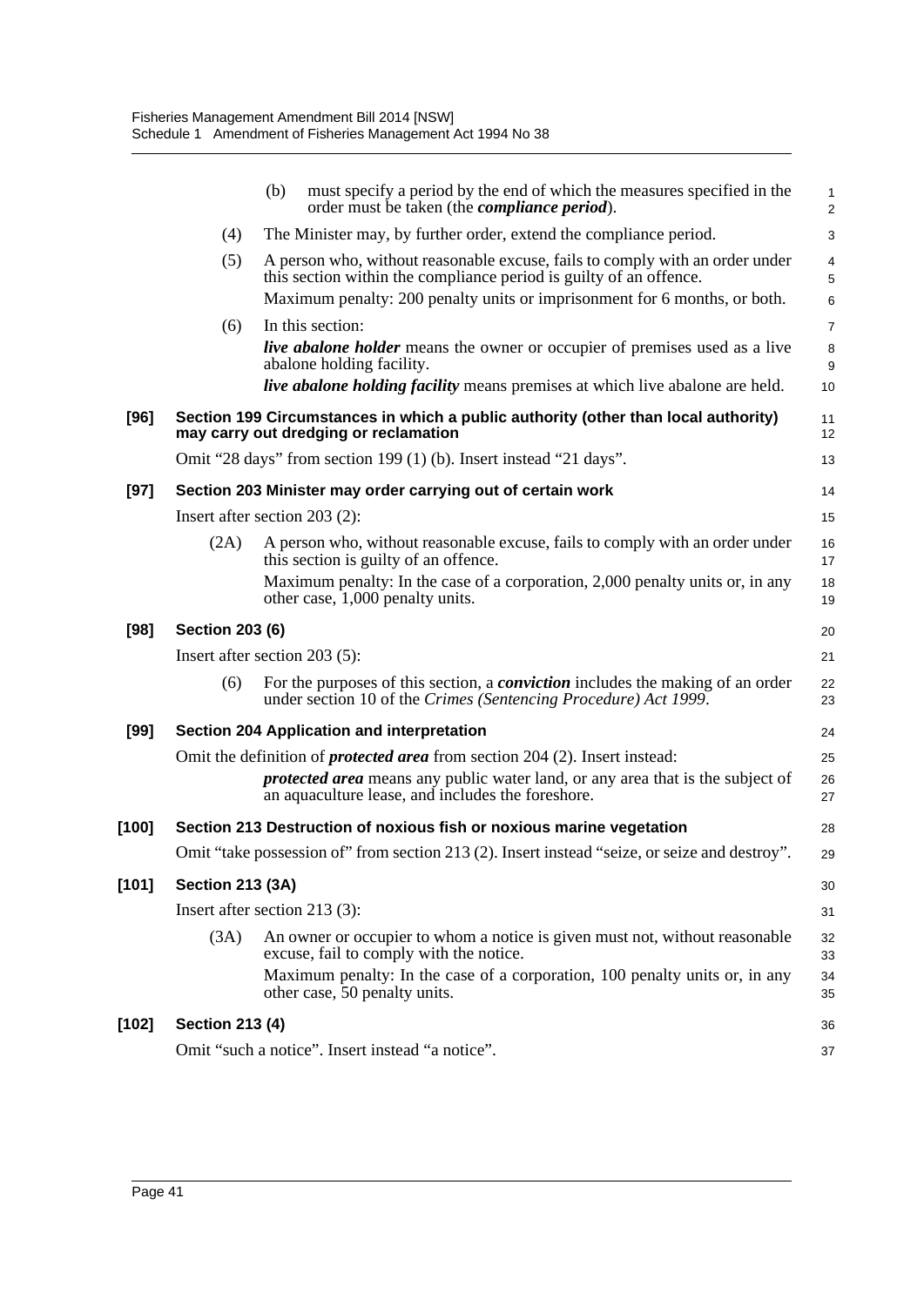(b) must specify a period by the end of which the measures specified in the order must be taken (the ***compliance period***).

(4) The Minister may, by further order, extend the compliance period.

(5) A person who, without reasonable excuse, fails to comply with an order under this section within the compliance period is guilty of an offence.

Maximum penalty: 200 penalty units or imprisonment for 6 months, or both.

(6) In this section:

***live abalone holder*** means the owner or occupier of premises used as a live abalone holding facility.

***live abalone holding facility*** means premises at which live abalone are held.

**[96] Section 199 Circumstances in which a public authority (other than local authority) may carry out dredging or reclamation**

Omit "28 days" from section 199 (1) (b). Insert instead "21 days".

**[97] Section 203 Minister may order carrying out of certain work**

Insert after section 203 (2):

(2A) A person who, without reasonable excuse, fails to comply with an order under this section is guilty of an offence.

Maximum penalty: In the case of a corporation, 2,000 penalty units or, in any other case, 1,000 penalty units.

**[98] Section 203 (6)**

Insert after section 203 (5):

(6) For the purposes of this section, a ***conviction*** includes the making of an order under section 10 of the *Crimes (Sentencing Procedure) Act 1999*.

**[99] Section 204 Application and interpretation**

Omit the definition of ***protected area*** from section 204 (2). Insert instead:

***protected area*** means any public water land, or any area that is the subject of an aquaculture lease, and includes the foreshore.

**[100] Section 213 Destruction of noxious fish or noxious marine vegetation**

Omit "take possession of" from section 213 (2). Insert instead "seize, or seize and destroy".

**[101] Section 213 (3A)**

Insert after section 213 (3):

(3A) An owner or occupier to whom a notice is given must not, without reasonable excuse, fail to comply with the notice.

Maximum penalty: In the case of a corporation, 100 penalty units or, in any other case, 50 penalty units.

**[102] Section 213 (4)**

Omit "such a notice". Insert instead "a notice".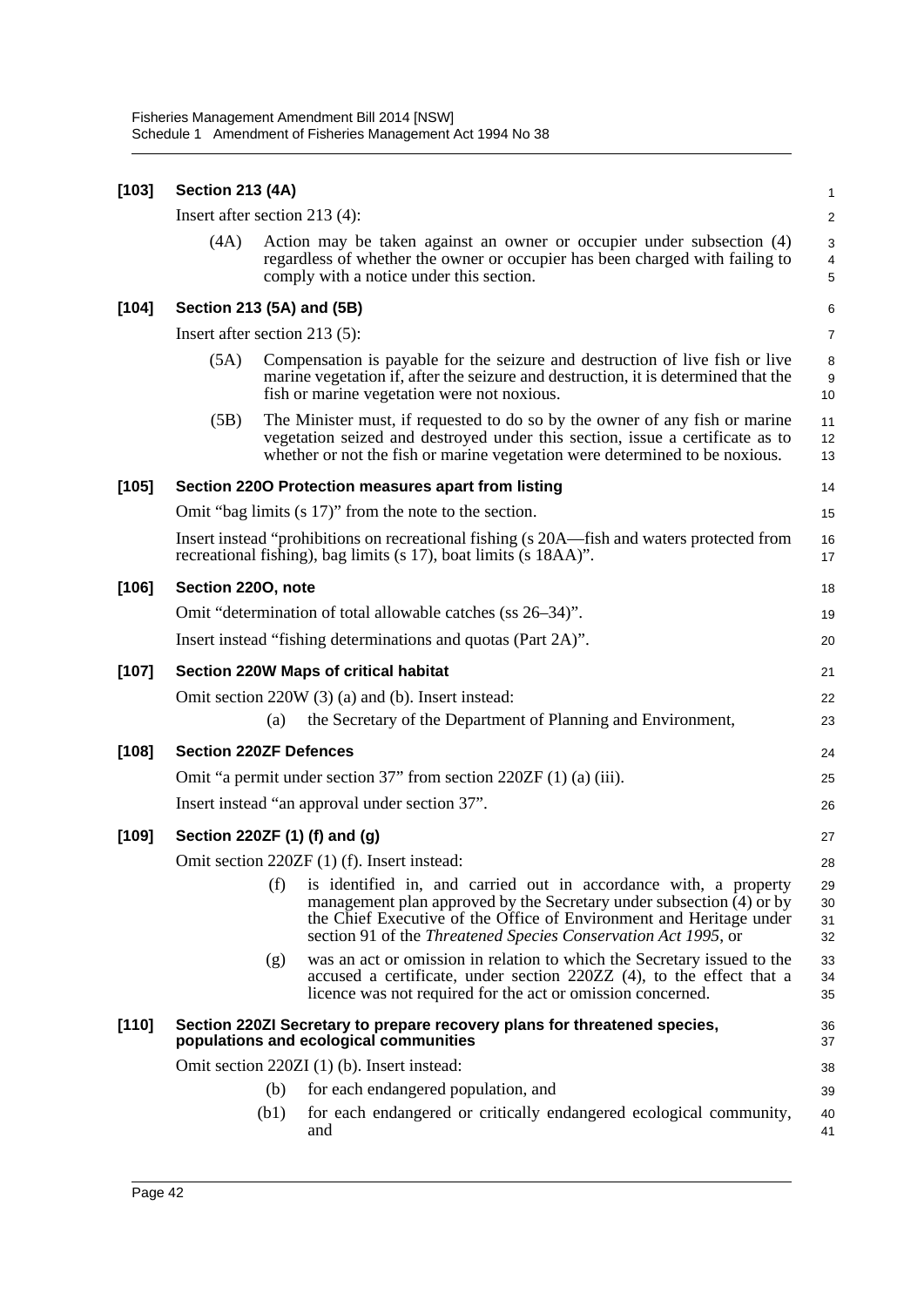**[103] Section 213 (4A)**

Insert after section 213 (4):

(4A) Action may be taken against an owner or occupier under subsection (4) regardless of whether the owner or occupier has been charged with failing to comply with a notice under this section.

**[104] Section 213 (5A) and (5B)**

Insert after section 213 (5):

(5A) Compensation is payable for the seizure and destruction of live fish or live marine vegetation if, after the seizure and destruction, it is determined that the fish or marine vegetation were not noxious.

(5B) The Minister must, if requested to do so by the owner of any fish or marine vegetation seized and destroyed under this section, issue a certificate as to whether or not the fish or marine vegetation were determined to be noxious.

**[105] Section 220O Protection measures apart from listing**

Omit "bag limits (s 17)" from the note to the section.

Insert instead "prohibitions on recreational fishing (s 20A—fish and waters protected from recreational fishing), bag limits (s 17), boat limits (s 18AA)".

**[106] Section 220O, note**

Omit "determination of total allowable catches (ss 26–34)".

Insert instead "fishing determinations and quotas (Part 2A)".

**[107] Section 220W Maps of critical habitat**

Omit section 220W (3) (a) and (b). Insert instead:

(a) the Secretary of the Department of Planning and Environment,

**[108] Section 220ZF Defences**

Omit "a permit under section 37" from section 220ZF (1) (a) (iii).

Insert instead "an approval under section 37".

**[109] Section 220ZF (1) (f) and (g)**

Omit section 220ZF (1) (f). Insert instead:

(f) is identified in, and carried out in accordance with, a property management plan approved by the Secretary under subsection (4) or by the Chief Executive of the Office of Environment and Heritage under section 91 of the *Threatened Species Conservation Act 1995*, or

(g) was an act or omission in relation to which the Secretary issued to the accused a certificate, under section 220ZZ (4), to the effect that a licence was not required for the act or omission concerned.

**[110] Section 220ZI Secretary to prepare recovery plans for threatened species, populations and ecological communities**

Omit section 220ZI (1) (b). Insert instead:

(b) for each endangered population, and

(b1) for each endangered or critically endangered ecological community, and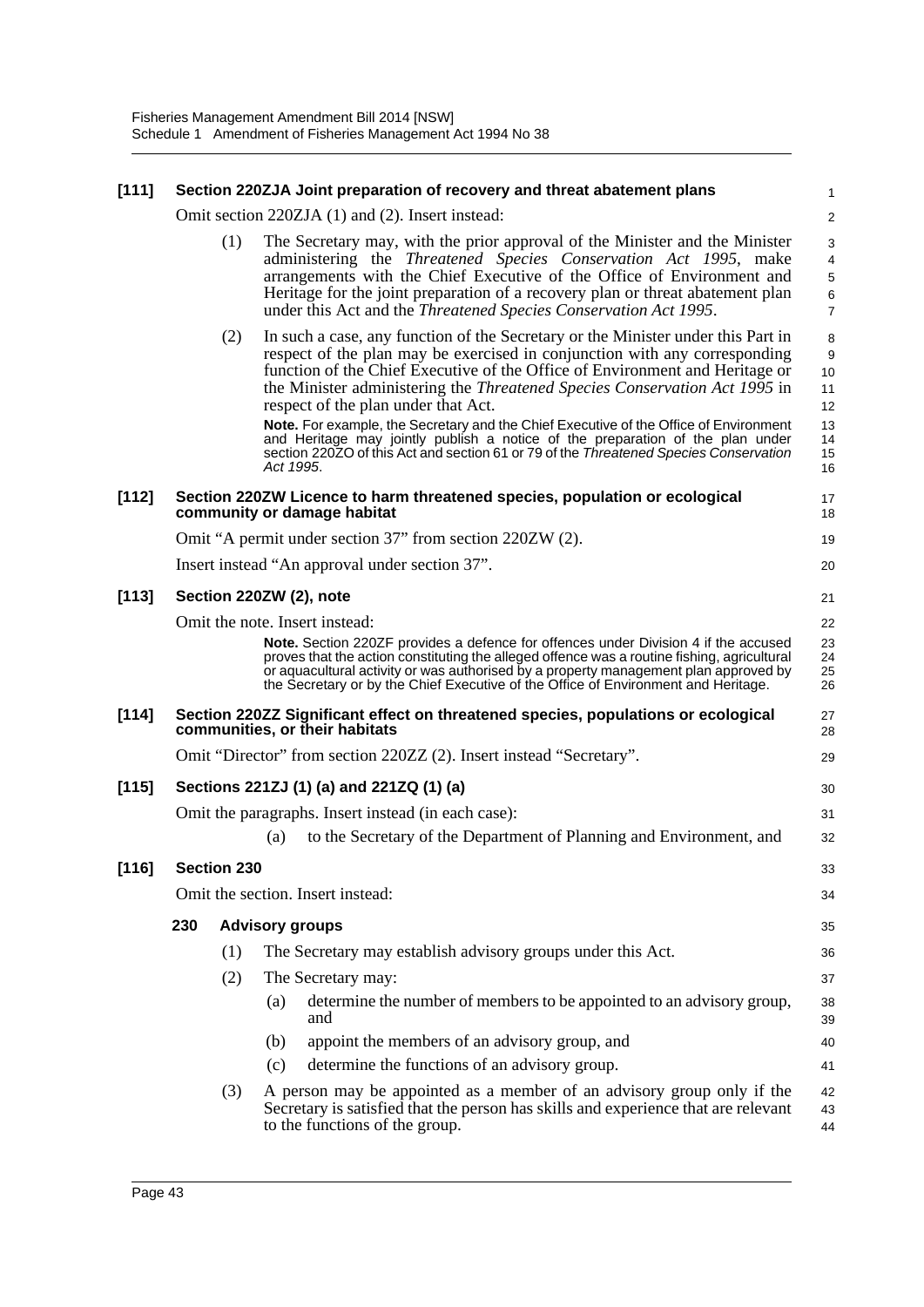**[111] Section 220ZJA Joint preparation of recovery and threat abatement plans**

Omit section 220ZJA (1) and (2). Insert instead:

(1) The Secretary may, with the prior approval of the Minister and the Minister administering the *Threatened Species Conservation Act 1995*, make arrangements with the Chief Executive of the Office of Environment and Heritage for the joint preparation of a recovery plan or threat abatement plan under this Act and the *Threatened Species Conservation Act 1995*.

(2) In such a case, any function of the Secretary or the Minister under this Part in respect of the plan may be exercised in conjunction with any corresponding function of the Chief Executive of the Office of Environment and Heritage or the Minister administering the *Threatened Species Conservation Act 1995* in respect of the plan under that Act.

**Note.** For example, the Secretary and the Chief Executive of the Office of Environment and Heritage may jointly publish a notice of the preparation of the plan under section 220ZO of this Act and section 61 or 79 of the *Threatened Species Conservation Act 1995*.

**[112] Section 220ZW Licence to harm threatened species, population or ecological community or damage habitat**

Omit "A permit under section 37" from section 220ZW (2).

Insert instead "An approval under section 37".

**[113] Section 220ZW (2), note**

Omit the note. Insert instead:

**Note.** Section 220ZF provides a defence for offences under Division 4 if the accused proves that the action constituting the alleged offence was a routine fishing, agricultural or aquacultural activity or was authorised by a property management plan approved by the Secretary or by the Chief Executive of the Office of Environment and Heritage.

**[114] Section 220ZZ Significant effect on threatened species, populations or ecological communities, or their habitats**

Omit "Director" from section 220ZZ (2). Insert instead "Secretary".

**[115] Sections 221ZJ (1) (a) and 221ZQ (1) (a)**

Omit the paragraphs. Insert instead (in each case):

(a) to the Secretary of the Department of Planning and Environment, and

**[116] Section 230**

Omit the section. Insert instead:

**230 Advisory groups**

(1) The Secretary may establish advisory groups under this Act.

(2) The Secretary may:

(a) determine the number of members to be appointed to an advisory group, and

(b) appoint the members of an advisory group, and

(c) determine the functions of an advisory group.

(3) A person may be appointed as a member of an advisory group only if the Secretary is satisfied that the person has skills and experience that are relevant to the functions of the group.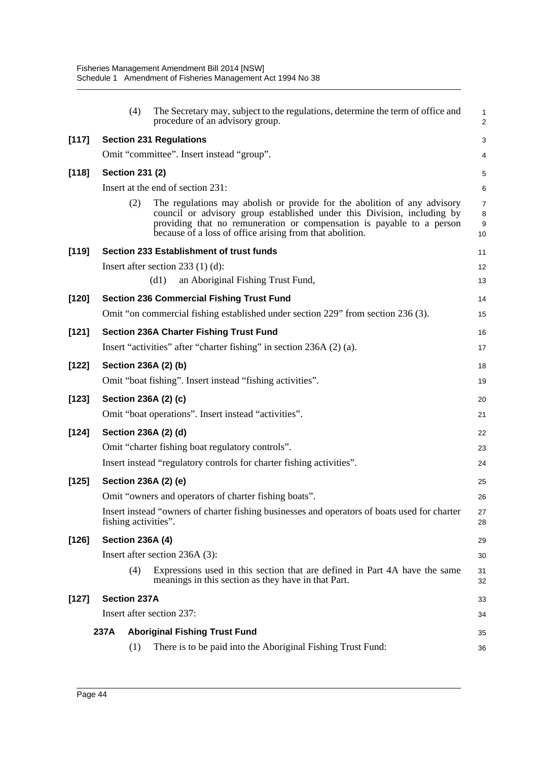(4) The Secretary may, subject to the regulations, determine the term of office and procedure of an advisory group.

**[117] Section 231 Regulations**

Omit "committee". Insert instead "group".

**[118] Section 231 (2)**

Insert at the end of section 231:

(2) The regulations may abolish or provide for the abolition of any advisory council or advisory group established under this Division, including by providing that no remuneration or compensation is payable to a person because of a loss of office arising from that abolition.

**[119] Section 233 Establishment of trust funds**

Insert after section 233 (1) (d):

(d1) an Aboriginal Fishing Trust Fund,

**[120] Section 236 Commercial Fishing Trust Fund**

Omit "on commercial fishing established under section 229" from section 236 (3).

**[121] Section 236A Charter Fishing Trust Fund**

Insert "activities" after "charter fishing" in section 236A (2) (a).

**[122] Section 236A (2) (b)**

Omit "boat fishing". Insert instead "fishing activities".

**[123] Section 236A (2) (c)**

Omit "boat operations". Insert instead "activities".

**[124] Section 236A (2) (d)**

Omit "charter fishing boat regulatory controls".

Insert instead "regulatory controls for charter fishing activities".

**[125] Section 236A (2) (e)**

Omit "owners and operators of charter fishing boats".

Insert instead "owners of charter fishing businesses and operators of boats used for charter fishing activities".

**[126] Section 236A (4)**

Insert after section 236A (3):

(4) Expressions used in this section that are defined in Part 4A have the same meanings in this section as they have in that Part.

**[127] Section 237A**

Insert after section 237:

**237A Aboriginal Fishing Trust Fund**

(1) There is to be paid into the Aboriginal Fishing Trust Fund: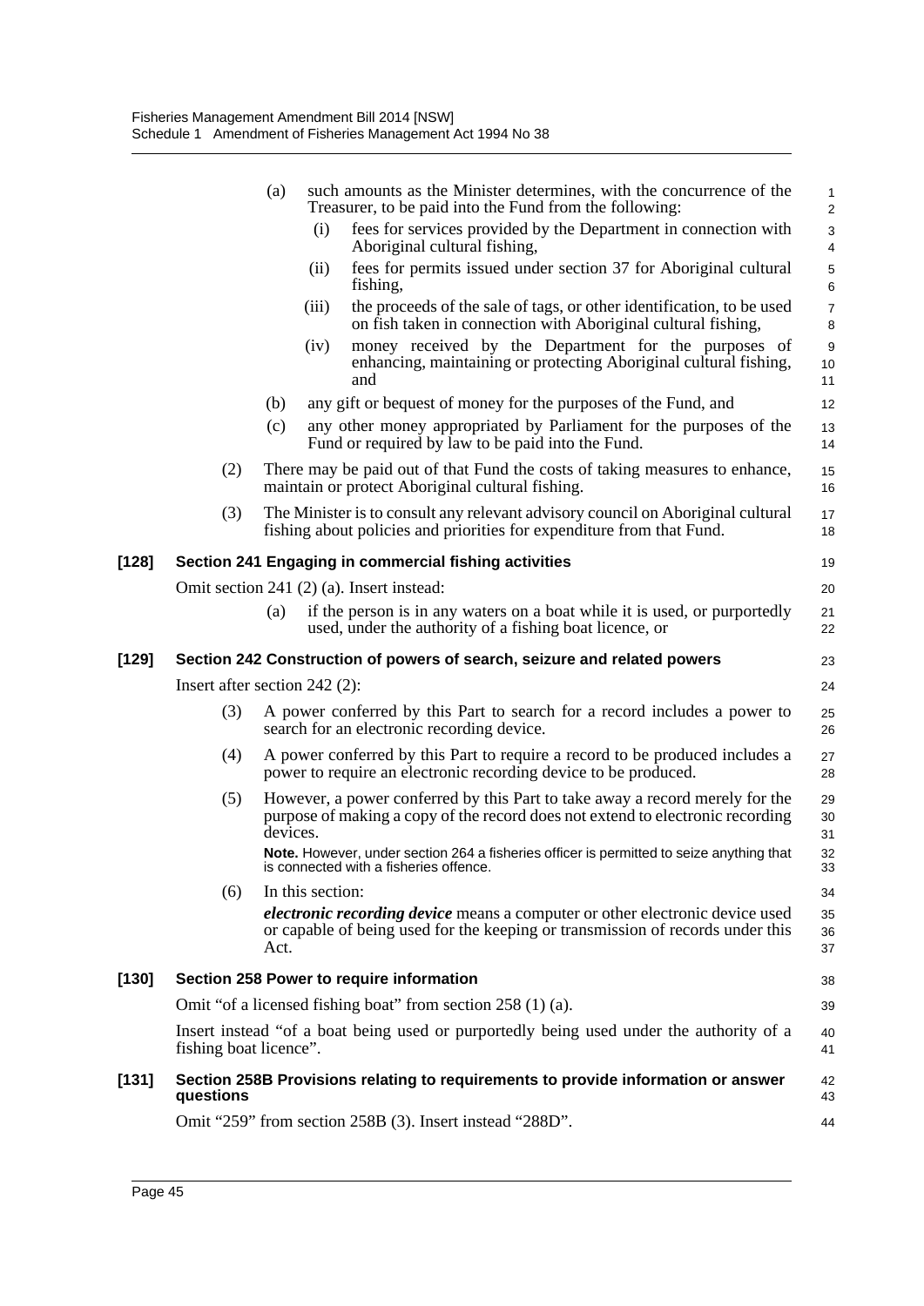(a) such amounts as the Minister determines, with the concurrence of the Treasurer, to be paid into the Fund from the following:

(i) fees for services provided by the Department in connection with Aboriginal cultural fishing,

(ii) fees for permits issued under section 37 for Aboriginal cultural fishing,

(iii) the proceeds of the sale of tags, or other identification, to be used on fish taken in connection with Aboriginal cultural fishing,

(iv) money received by the Department for the purposes of enhancing, maintaining or protecting Aboriginal cultural fishing, and

(b) any gift or bequest of money for the purposes of the Fund, and

(c) any other money appropriated by Parliament for the purposes of the Fund or required by law to be paid into the Fund.

(2) There may be paid out of that Fund the costs of taking measures to enhance, maintain or protect Aboriginal cultural fishing.

(3) The Minister is to consult any relevant advisory council on Aboriginal cultural fishing about policies and priorities for expenditure from that Fund.

### [128] Section 241 Engaging in commercial fishing activities

Omit section 241 (2) (a). Insert instead:

(a) if the person is in any waters on a boat while it is used, or purportedly used, under the authority of a fishing boat licence, or

### [129] Section 242 Construction of powers of search, seizure and related powers

Insert after section 242 (2):

(3) A power conferred by this Part to search for a record includes a power to search for an electronic recording device.

(4) A power conferred by this Part to require a record to be produced includes a power to require an electronic recording device to be produced.

(5) However, a power conferred by this Part to take away a record merely for the purpose of making a copy of the record does not extend to electronic recording devices.

**Note.** However, under section 264 a fisheries officer is permitted to seize anything that is connected with a fisheries offence.

(6) In this section:

***electronic recording device*** means a computer or other electronic device used or capable of being used for the keeping or transmission of records under this Act.

### [130] Section 258 Power to require information

Omit "of a licensed fishing boat" from section 258 (1) (a).

Insert instead "of a boat being used or purportedly being used under the authority of a fishing boat licence".

### [131] Section 258B Provisions relating to requirements to provide information or answer questions

Omit "259" from section 258B (3). Insert instead "288D".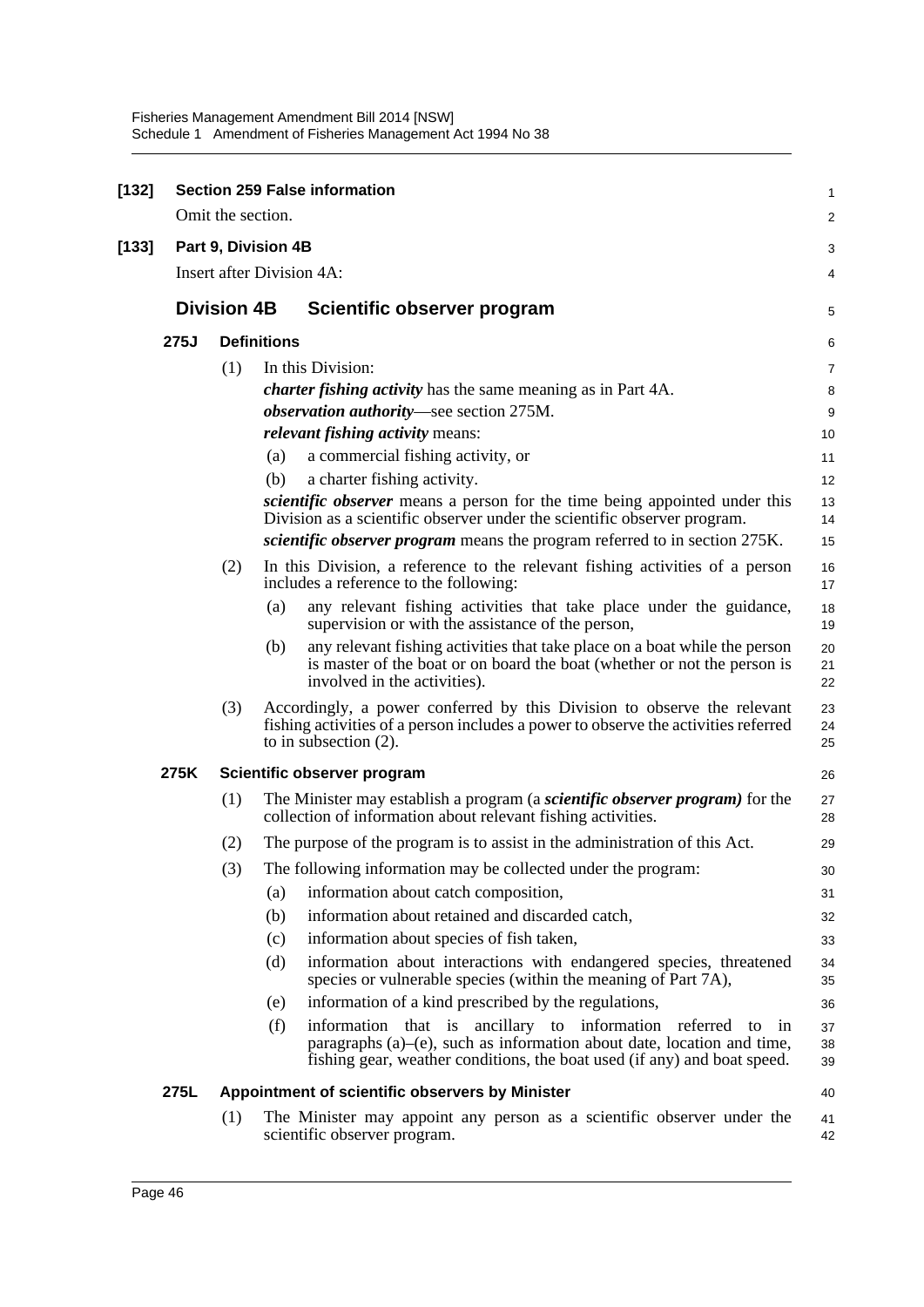**[132] Section 259 False information**

Omit the section.

**[133] Part 9, Division 4B**

Insert after Division 4A:

## Division 4B Scientific observer program

### 275J Definitions

(1) In this Division:

***charter fishing activity*** has the same meaning as in Part 4A.

***observation authority***—see section 275M.

***relevant fishing activity*** means:

(a) a commercial fishing activity, or

(b) a charter fishing activity.

***scientific observer*** means a person for the time being appointed under this Division as a scientific observer under the scientific observer program.

***scientific observer program*** means the program referred to in section 275K.

(2) In this Division, a reference to the relevant fishing activities of a person includes a reference to the following:

(a) any relevant fishing activities that take place under the guidance, supervision or with the assistance of the person,

(b) any relevant fishing activities that take place on a boat while the person is master of the boat or on board the boat (whether or not the person is involved in the activities).

(3) Accordingly, a power conferred by this Division to observe the relevant fishing activities of a person includes a power to observe the activities referred to in subsection (2).

### 275K Scientific observer program

(1) The Minister may establish a program (a ***scientific observer program)*** for the collection of information about relevant fishing activities.

(2) The purpose of the program is to assist in the administration of this Act.

(3) The following information may be collected under the program:

(a) information about catch composition,

(b) information about retained and discarded catch,

(c) information about species of fish taken,

(d) information about interactions with endangered species, threatened species or vulnerable species (within the meaning of Part 7A),

(e) information of a kind prescribed by the regulations,

(f) information that is ancillary to information referred to in paragraphs (a)–(e), such as information about date, location and time, fishing gear, weather conditions, the boat used (if any) and boat speed.

### 275L Appointment of scientific observers by Minister

(1) The Minister may appoint any person as a scientific observer under the scientific observer program.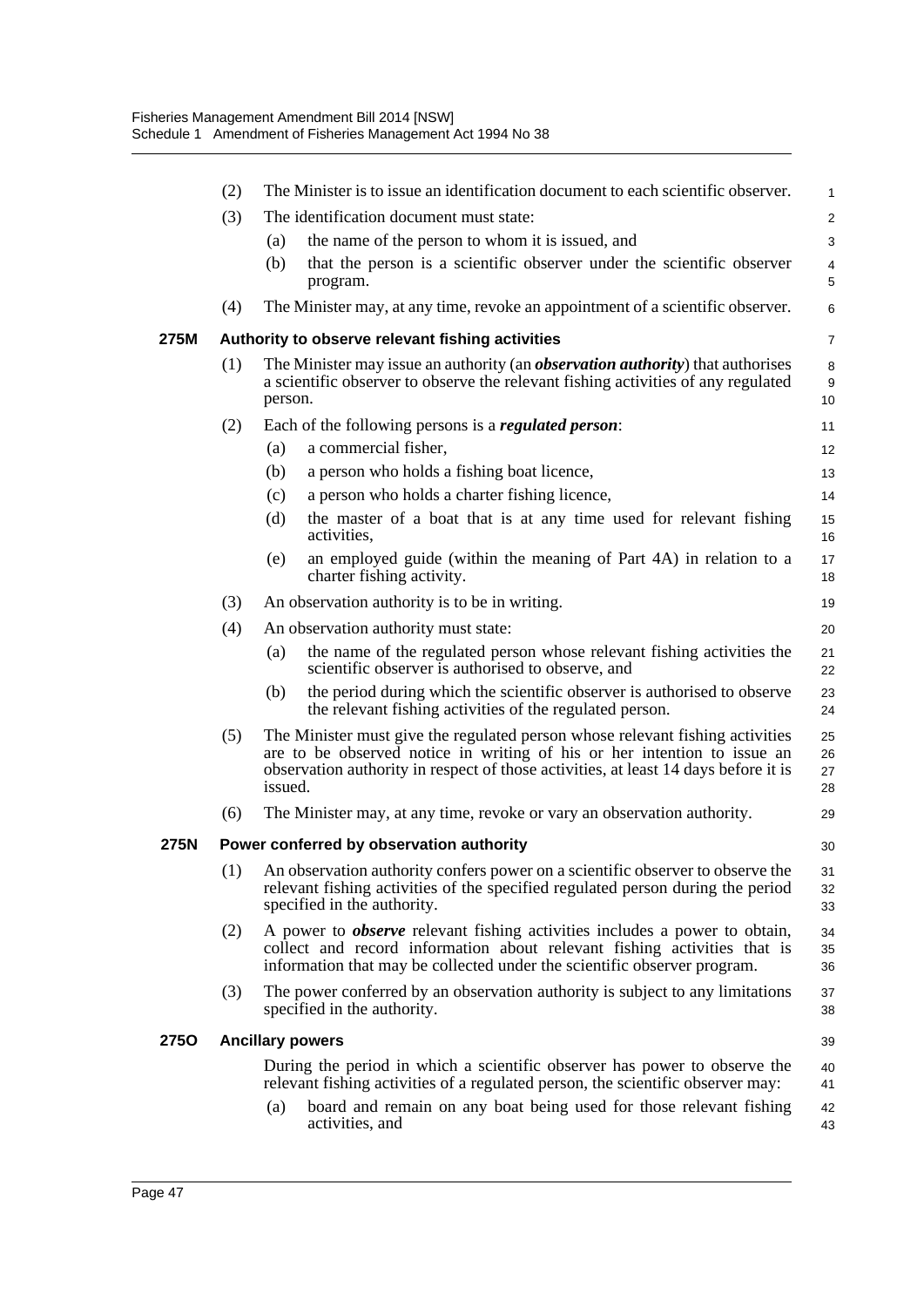(2) The Minister is to issue an identification document to each scientific observer.

(3) The identification document must state:

(a) the name of the person to whom it is issued, and

(b) that the person is a scientific observer under the scientific observer program.

(4) The Minister may, at any time, revoke an appointment of a scientific observer.

### 275M Authority to observe relevant fishing activities

(1) The Minister may issue an authority (an ***observation authority***) that authorises a scientific observer to observe the relevant fishing activities of any regulated person.

(2) Each of the following persons is a ***regulated person***:

(a) a commercial fisher,

(b) a person who holds a fishing boat licence,

(c) a person who holds a charter fishing licence,

(d) the master of a boat that is at any time used for relevant fishing activities,

(e) an employed guide (within the meaning of Part 4A) in relation to a charter fishing activity.

(3) An observation authority is to be in writing.

(4) An observation authority must state:

(a) the name of the regulated person whose relevant fishing activities the scientific observer is authorised to observe, and

(b) the period during which the scientific observer is authorised to observe the relevant fishing activities of the regulated person.

(5) The Minister must give the regulated person whose relevant fishing activities are to be observed notice in writing of his or her intention to issue an observation authority in respect of those activities, at least 14 days before it is issued.

(6) The Minister may, at any time, revoke or vary an observation authority.

### 275N Power conferred by observation authority

(1) An observation authority confers power on a scientific observer to observe the relevant fishing activities of the specified regulated person during the period specified in the authority.

(2) A power to ***observe*** relevant fishing activities includes a power to obtain, collect and record information about relevant fishing activities that is information that may be collected under the scientific observer program.

(3) The power conferred by an observation authority is subject to any limitations specified in the authority.

### 275O Ancillary powers

During the period in which a scientific observer has power to observe the relevant fishing activities of a regulated person, the scientific observer may:

(a) board and remain on any boat being used for those relevant fishing activities, and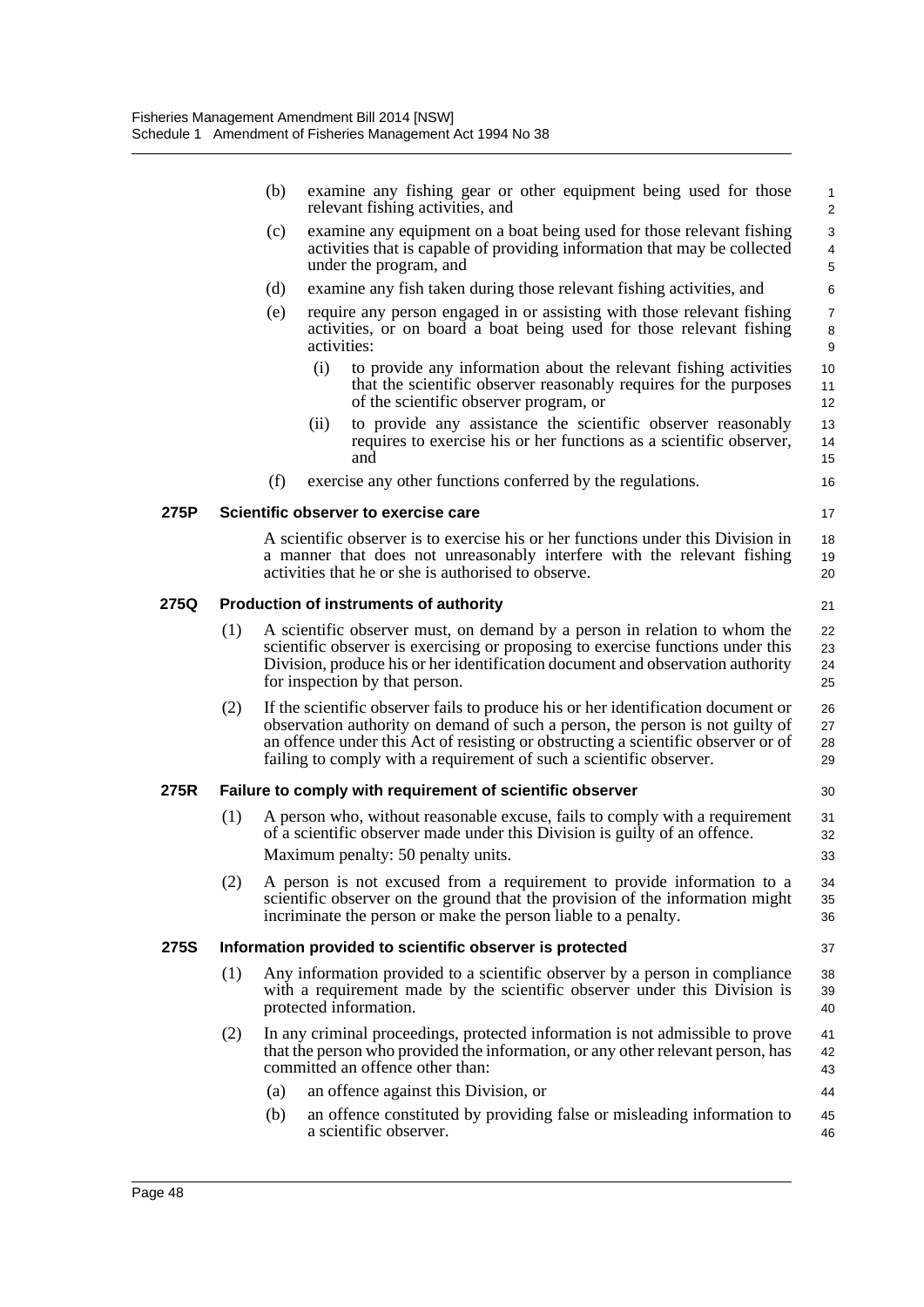(b) examine any fishing gear or other equipment being used for those relevant fishing activities, and

(c) examine any equipment on a boat being used for those relevant fishing activities that is capable of providing information that may be collected under the program, and

(d) examine any fish taken during those relevant fishing activities, and

(e) require any person engaged in or assisting with those relevant fishing activities, or on board a boat being used for those relevant fishing activities:

  (i) to provide any information about the relevant fishing activities that the scientific observer reasonably requires for the purposes of the scientific observer program, or

  (ii) to provide any assistance the scientific observer reasonably requires to exercise his or her functions as a scientific observer, and

(f) exercise any other functions conferred by the regulations.

### 275P Scientific observer to exercise care

A scientific observer is to exercise his or her functions under this Division in a manner that does not unreasonably interfere with the relevant fishing activities that he or she is authorised to observe.

### 275Q Production of instruments of authority

(1) A scientific observer must, on demand by a person in relation to whom the scientific observer is exercising or proposing to exercise functions under this Division, produce his or her identification document and observation authority for inspection by that person.

(2) If the scientific observer fails to produce his or her identification document or observation authority on demand of such a person, the person is not guilty of an offence under this Act of resisting or obstructing a scientific observer or of failing to comply with a requirement of such a scientific observer.

### 275R Failure to comply with requirement of scientific observer

(1) A person who, without reasonable excuse, fails to comply with a requirement of a scientific observer made under this Division is guilty of an offence.

Maximum penalty: 50 penalty units.

(2) A person is not excused from a requirement to provide information to a scientific observer on the ground that the provision of the information might incriminate the person or make the person liable to a penalty.

### 275S Information provided to scientific observer is protected

(1) Any information provided to a scientific observer by a person in compliance with a requirement made by the scientific observer under this Division is protected information.

(2) In any criminal proceedings, protected information is not admissible to prove that the person who provided the information, or any other relevant person, has committed an offence other than:

  (a) an offence against this Division, or

  (b) an offence constituted by providing false or misleading information to a scientific observer.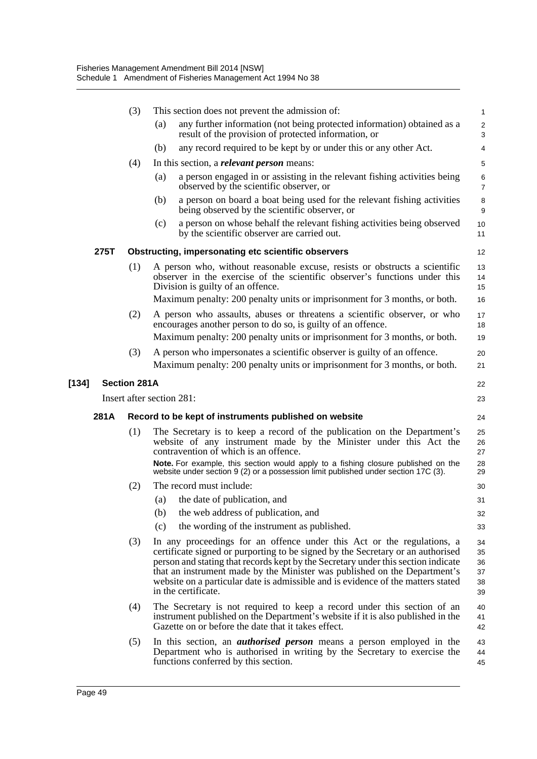(3) This section does not prevent the admission of:

(a) any further information (not being protected information) obtained as a result of the provision of protected information, or

(b) any record required to be kept by or under this or any other Act.

(4) In this section, a ***relevant person*** means:

(a) a person engaged in or assisting in the relevant fishing activities being observed by the scientific observer, or

(b) a person on board a boat being used for the relevant fishing activities being observed by the scientific observer, or

(c) a person on whose behalf the relevant fishing activities being observed by the scientific observer are carried out.

**275T Obstructing, impersonating etc scientific observers**

(1) A person who, without reasonable excuse, resists or obstructs a scientific observer in the exercise of the scientific observer's functions under this Division is guilty of an offence.

Maximum penalty: 200 penalty units or imprisonment for 3 months, or both.

(2) A person who assaults, abuses or threatens a scientific observer, or who encourages another person to do so, is guilty of an offence.

Maximum penalty: 200 penalty units or imprisonment for 3 months, or both.

(3) A person who impersonates a scientific observer is guilty of an offence.

Maximum penalty: 200 penalty units or imprisonment for 3 months, or both.

**[134] Section 281A**

Insert after section 281:

**281A Record to be kept of instruments published on website**

(1) The Secretary is to keep a record of the publication on the Department's website of any instrument made by the Minister under this Act the contravention of which is an offence.

**Note.** For example, this section would apply to a fishing closure published on the website under section 9 (2) or a possession limit published under section 17C (3).

(2) The record must include:

(a) the date of publication, and

(b) the web address of publication, and

(c) the wording of the instrument as published.

(3) In any proceedings for an offence under this Act or the regulations, a certificate signed or purporting to be signed by the Secretary or an authorised person and stating that records kept by the Secretary under this section indicate that an instrument made by the Minister was published on the Department's website on a particular date is admissible and is evidence of the matters stated in the certificate.

(4) The Secretary is not required to keep a record under this section of an instrument published on the Department's website if it is also published in the Gazette on or before the date that it takes effect.

(5) In this section, an ***authorised person*** means a person employed in the Department who is authorised in writing by the Secretary to exercise the functions conferred by this section.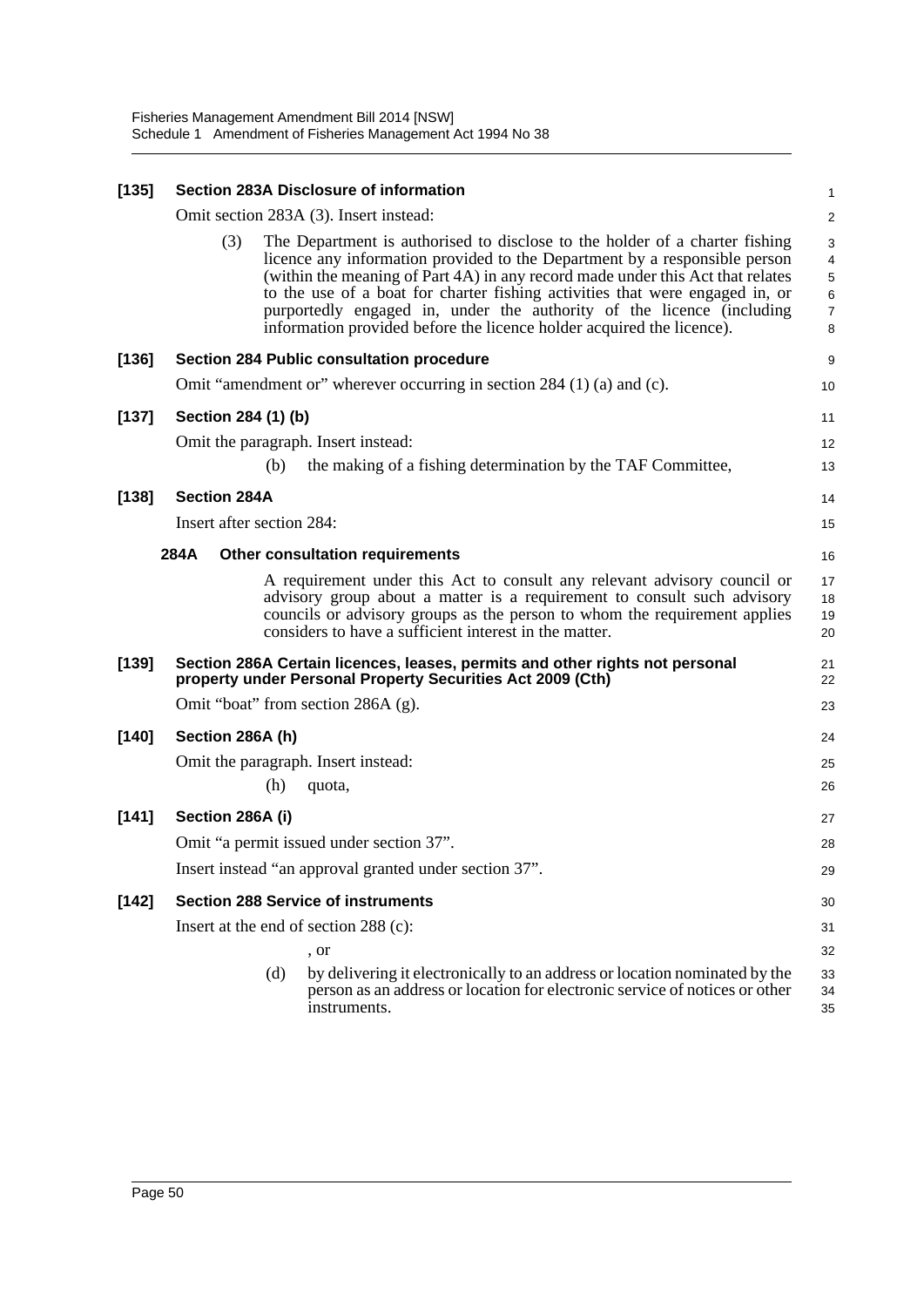**[135] Section 283A Disclosure of information**

Omit section 283A (3). Insert instead:

(3) The Department is authorised to disclose to the holder of a charter fishing licence any information provided to the Department by a responsible person (within the meaning of Part 4A) in any record made under this Act that relates to the use of a boat for charter fishing activities that were engaged in, or purportedly engaged in, under the authority of the licence (including information provided before the licence holder acquired the licence).

**[136] Section 284 Public consultation procedure**

Omit "amendment or" wherever occurring in section 284 (1) (a) and (c).

**[137] Section 284 (1) (b)**

Omit the paragraph. Insert instead:

(b) the making of a fishing determination by the TAF Committee,

**[138] Section 284A**

Insert after section 284:

**284A Other consultation requirements**

A requirement under this Act to consult any relevant advisory council or advisory group about a matter is a requirement to consult such advisory councils or advisory groups as the person to whom the requirement applies considers to have a sufficient interest in the matter.

**[139] Section 286A Certain licences, leases, permits and other rights not personal property under Personal Property Securities Act 2009 (Cth)**

Omit "boat" from section 286A (g).

**[140] Section 286A (h)**

Omit the paragraph. Insert instead:

(h) quota,

**[141] Section 286A (i)**

Omit "a permit issued under section 37".

Insert instead "an approval granted under section 37".

**[142] Section 288 Service of instruments**

Insert at the end of section 288 (c):

, or

(d) by delivering it electronically to an address or location nominated by the person as an address or location for electronic service of notices or other instruments.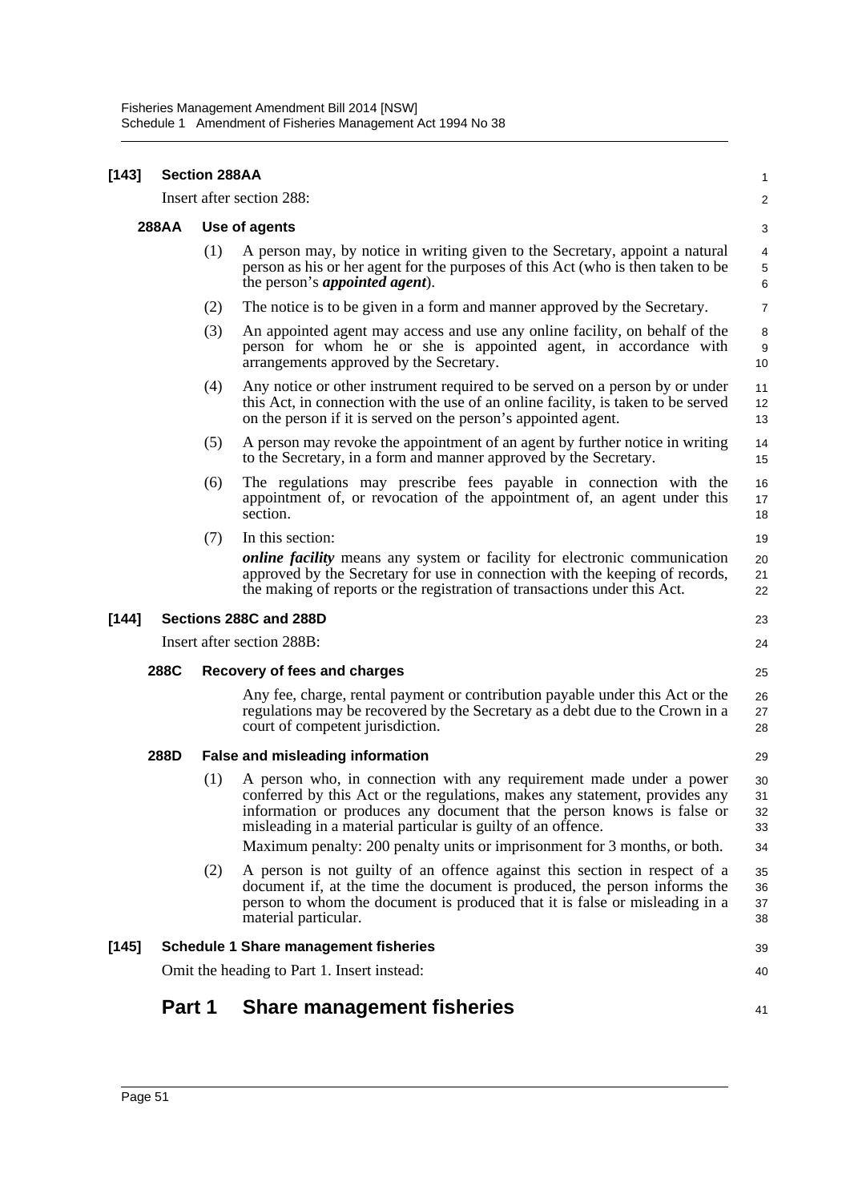**[143] Section 288AA**

Insert after section 288:

**288AA Use of agents**

(1) A person may, by notice in writing given to the Secretary, appoint a natural person as his or her agent for the purposes of this Act (who is then taken to be the person's ***appointed agent***).

(2) The notice is to be given in a form and manner approved by the Secretary.

(3) An appointed agent may access and use any online facility, on behalf of the person for whom he or she is appointed agent, in accordance with arrangements approved by the Secretary.

(4) Any notice or other instrument required to be served on a person by or under this Act, in connection with the use of an online facility, is taken to be served on the person if it is served on the person's appointed agent.

(5) A person may revoke the appointment of an agent by further notice in writing to the Secretary, in a form and manner approved by the Secretary.

(6) The regulations may prescribe fees payable in connection with the appointment of, or revocation of the appointment of, an agent under this section.

(7) In this section:

***online facility*** means any system or facility for electronic communication approved by the Secretary for use in connection with the keeping of records, the making of reports or the registration of transactions under this Act.

**[144] Sections 288C and 288D**

Insert after section 288B:

**288C Recovery of fees and charges**

Any fee, charge, rental payment or contribution payable under this Act or the regulations may be recovered by the Secretary as a debt due to the Crown in a court of competent jurisdiction.

**288D False and misleading information**

(1) A person who, in connection with any requirement made under a power conferred by this Act or the regulations, makes any statement, provides any information or produces any document that the person knows is false or misleading in a material particular is guilty of an offence.

Maximum penalty: 200 penalty units or imprisonment for 3 months, or both.

(2) A person is not guilty of an offence against this section in respect of a document if, at the time the document is produced, the person informs the person to whom the document is produced that it is false or misleading in a material particular.

**[145] Schedule 1 Share management fisheries**

Omit the heading to Part 1. Insert instead:

## Part 1 Share management fisheries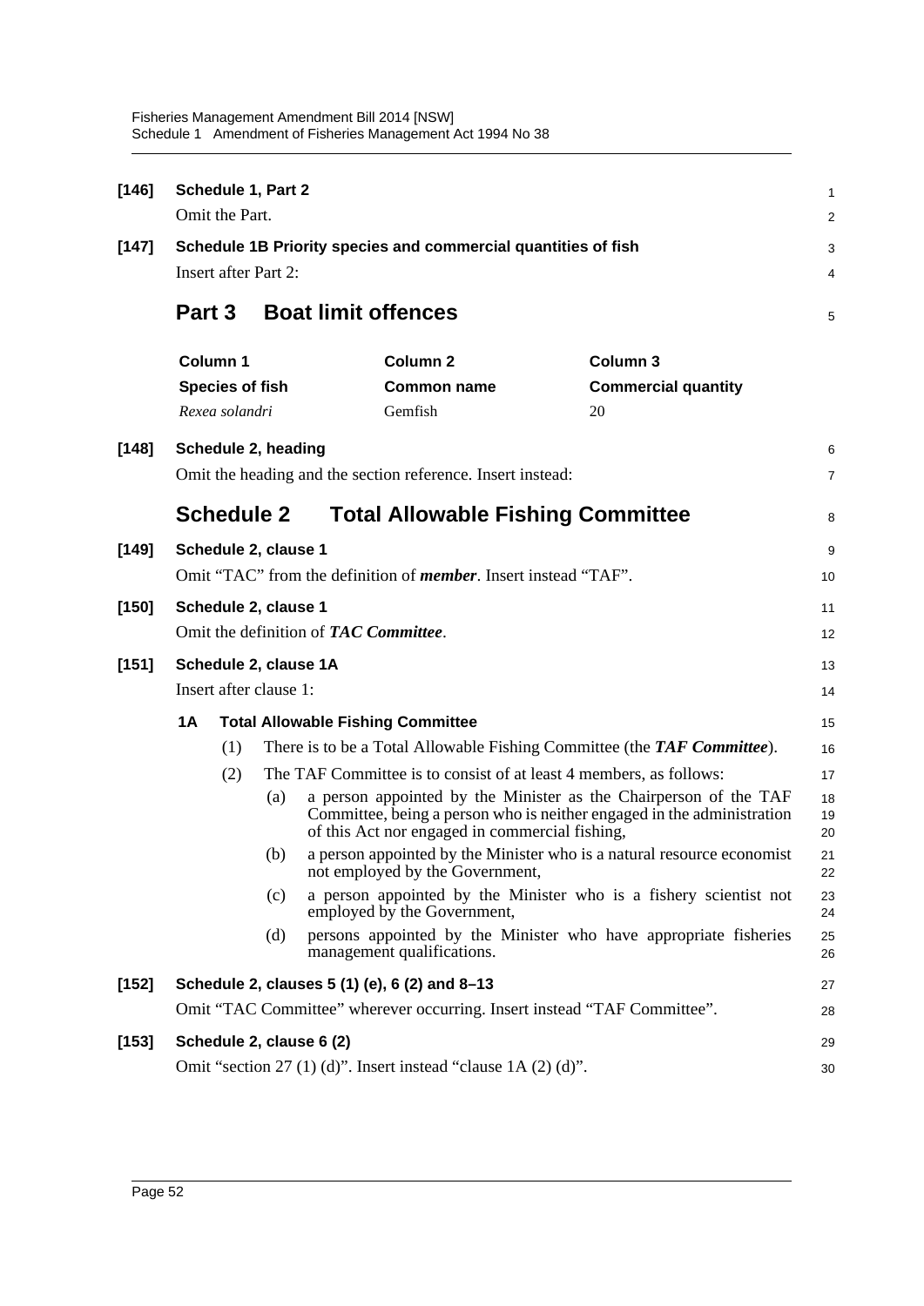**[146] Schedule 1, Part 2**

Omit the Part.

**[147] Schedule 1B Priority species and commercial quantities of fish**

Insert after Part 2:

## Part 3 Boat limit offences

| Column 1<br>Species of fish | Column 2<br>Common name | Column 3<br>Commercial quantity |
|---|---|---|
| *Rexea solandri* | Gemfish | 20 |

**[148] Schedule 2, heading**

Omit the heading and the section reference. Insert instead:

## Schedule 2 Total Allowable Fishing Committee

**[149] Schedule 2, clause 1**

Omit "TAC" from the definition of ***member***. Insert instead "TAF".

**[150] Schedule 2, clause 1**

Omit the definition of ***TAC Committee***.

**[151] Schedule 2, clause 1A**

Insert after clause 1:

**1A Total Allowable Fishing Committee**

(1) There is to be a Total Allowable Fishing Committee (the ***TAF Committee***).

(2) The TAF Committee is to consist of at least 4 members, as follows:

(a) a person appointed by the Minister as the Chairperson of the TAF Committee, being a person who is neither engaged in the administration of this Act nor engaged in commercial fishing,

(b) a person appointed by the Minister who is a natural resource economist not employed by the Government,

(c) a person appointed by the Minister who is a fishery scientist not employed by the Government,

(d) persons appointed by the Minister who have appropriate fisheries management qualifications.

**[152] Schedule 2, clauses 5 (1) (e), 6 (2) and 8–13**

Omit "TAC Committee" wherever occurring. Insert instead "TAF Committee".

**[153] Schedule 2, clause 6 (2)**

Omit "section 27 (1) (d)". Insert instead "clause 1A (2) (d)".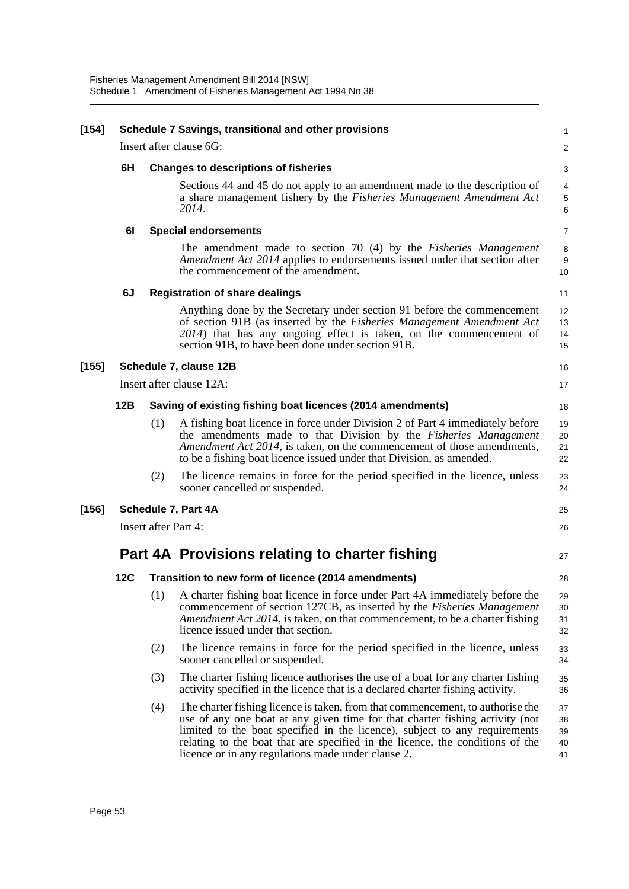**[154] Schedule 7 Savings, transitional and other provisions**

Insert after clause 6G:

**6H Changes to descriptions of fisheries**

Sections 44 and 45 do not apply to an amendment made to the description of a share management fishery by the *Fisheries Management Amendment Act 2014*.

**6I Special endorsements**

The amendment made to section 70 (4) by the *Fisheries Management Amendment Act 2014* applies to endorsements issued under that section after the commencement of the amendment.

**6J Registration of share dealings**

Anything done by the Secretary under section 91 before the commencement of section 91B (as inserted by the *Fisheries Management Amendment Act 2014*) that has any ongoing effect is taken, on the commencement of section 91B, to have been done under section 91B.

**[155] Schedule 7, clause 12B**

Insert after clause 12A:

**12B Saving of existing fishing boat licences (2014 amendments)**

(1) A fishing boat licence in force under Division 2 of Part 4 immediately before the amendments made to that Division by the *Fisheries Management Amendment Act 2014*, is taken, on the commencement of those amendments, to be a fishing boat licence issued under that Division, as amended.

(2) The licence remains in force for the period specified in the licence, unless sooner cancelled or suspended.

**[156] Schedule 7, Part 4A**

Insert after Part 4:

## Part 4A Provisions relating to charter fishing

**12C Transition to new form of licence (2014 amendments)**

(1) A charter fishing boat licence in force under Part 4A immediately before the commencement of section 127CB, as inserted by the *Fisheries Management Amendment Act 2014*, is taken, on that commencement, to be a charter fishing licence issued under that section.

(2) The licence remains in force for the period specified in the licence, unless sooner cancelled or suspended.

(3) The charter fishing licence authorises the use of a boat for any charter fishing activity specified in the licence that is a declared charter fishing activity.

(4) The charter fishing licence is taken, from that commencement, to authorise the use of any one boat at any given time for that charter fishing activity (not limited to the boat specified in the licence), subject to any requirements relating to the boat that are specified in the licence, the conditions of the licence or in any regulations made under clause 2.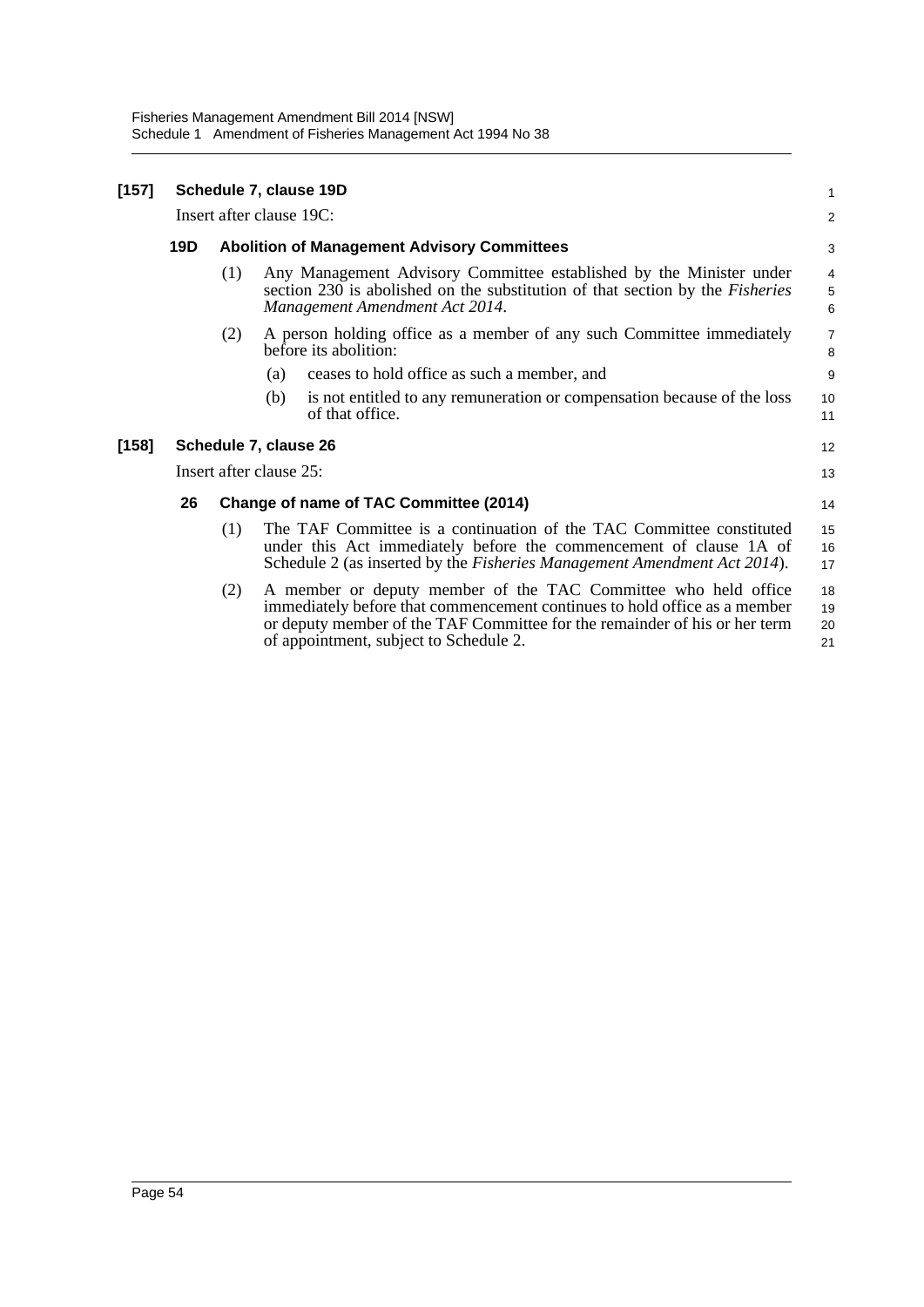**[157] Schedule 7, clause 19D**

Insert after clause 19C:

**19D Abolition of Management Advisory Committees**

(1) Any Management Advisory Committee established by the Minister under section 230 is abolished on the substitution of that section by the *Fisheries Management Amendment Act 2014*.

(2) A person holding office as a member of any such Committee immediately before its abolition:

(a) ceases to hold office as such a member, and

(b) is not entitled to any remuneration or compensation because of the loss of that office.

**[158] Schedule 7, clause 26**

Insert after clause 25:

**26 Change of name of TAC Committee (2014)**

(1) The TAF Committee is a continuation of the TAC Committee constituted under this Act immediately before the commencement of clause 1A of Schedule 2 (as inserted by the *Fisheries Management Amendment Act 2014*).

(2) A member or deputy member of the TAC Committee who held office immediately before that commencement continues to hold office as a member or deputy member of the TAF Committee for the remainder of his or her term of appointment, subject to Schedule 2.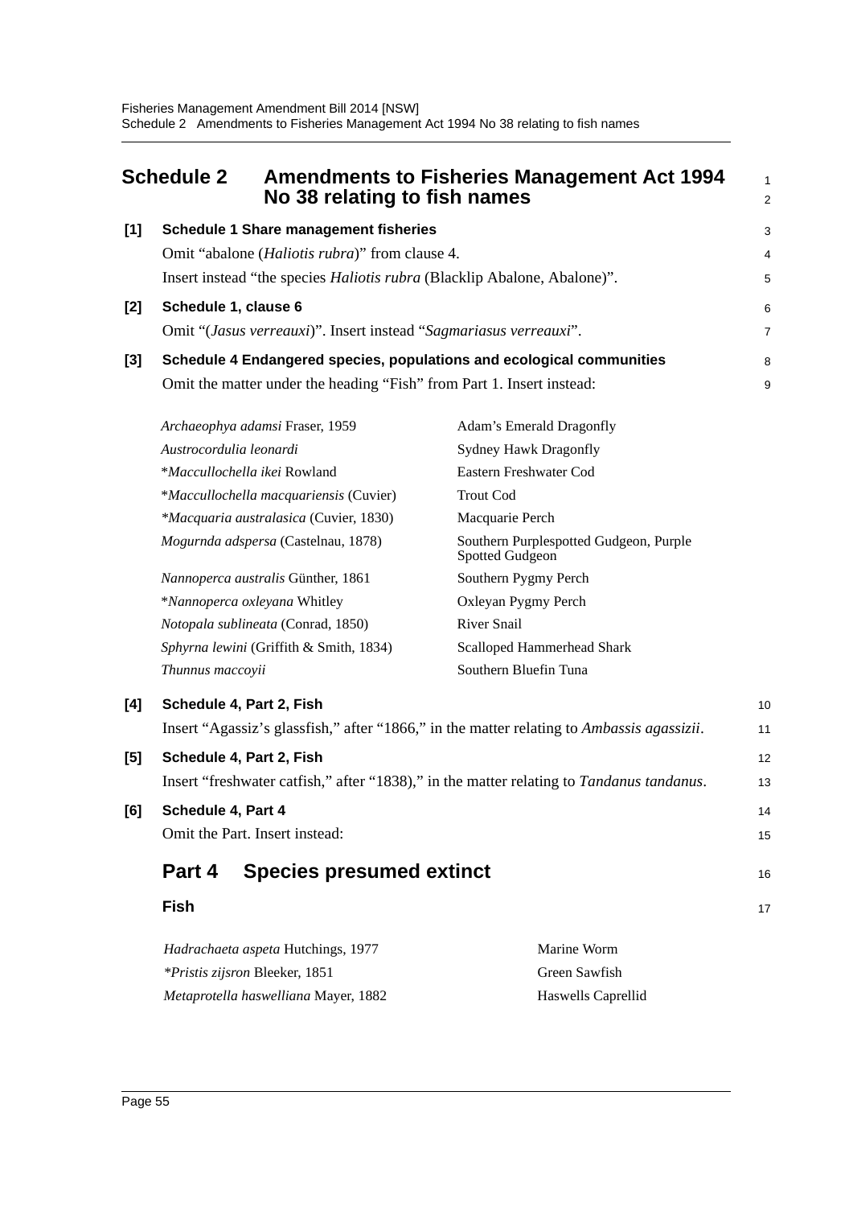# Schedule 2 Amendments to Fisheries Management Act 1994 No 38 relating to fish names

**[1] Schedule 1 Share management fisheries**

Omit "abalone (*Haliotis rubra*)" from clause 4.

Insert instead "the species *Haliotis rubra* (Blacklip Abalone, Abalone)".

**[2] Schedule 1, clause 6**

Omit "(*Jasus verreauxi*)". Insert instead "*Sagmariasus verreauxi*".

**[3] Schedule 4 Endangered species, populations and ecological communities**

Omit the matter under the heading "Fish" from Part 1. Insert instead:

| | |
|---|---|
| *Archaeophya adamsi* Fraser, 1959 | Adam's Emerald Dragonfly |
| *Austrocordulia leonardi* | Sydney Hawk Dragonfly |
| *\*Maccullochella ikei* Rowland | Eastern Freshwater Cod |
| *\*Maccullochella macquariensis* (Cuvier) | Trout Cod |
| *\*Macquaria australasica* (Cuvier, 1830) | Macquarie Perch |
| *Mogurnda adspersa* (Castelnau, 1878) | Southern Purplespotted Gudgeon, Purple Spotted Gudgeon |
| *Nannoperca australis* Günther, 1861 | Southern Pygmy Perch |
| *\*Nannoperca oxleyana* Whitley | Oxleyan Pygmy Perch |
| *Notopala sublineata* (Conrad, 1850) | River Snail |
| *Sphyrna lewini* (Griffith & Smith, 1834) | Scalloped Hammerhead Shark |
| *Thunnus maccoyii* | Southern Bluefin Tuna |

**[4] Schedule 4, Part 2, Fish**

Insert "Agassiz's glassfish," after "1866," in the matter relating to *Ambassis agassizii*.

**[5] Schedule 4, Part 2, Fish**

Insert "freshwater catfish," after "1838)," in the matter relating to *Tandanus tandanus*.

**[6] Schedule 4, Part 4**

Omit the Part. Insert instead:

## Part 4 Species presumed extinct

### Fish

| | |
|---|---|
| *Hadrachaeta aspeta* Hutchings, 1977 | Marine Worm |
| *\*Pristis zijsron* Bleeker, 1851 | Green Sawfish |
| *Metaprotella haswelliana* Mayer, 1882 | Haswells Caprellid |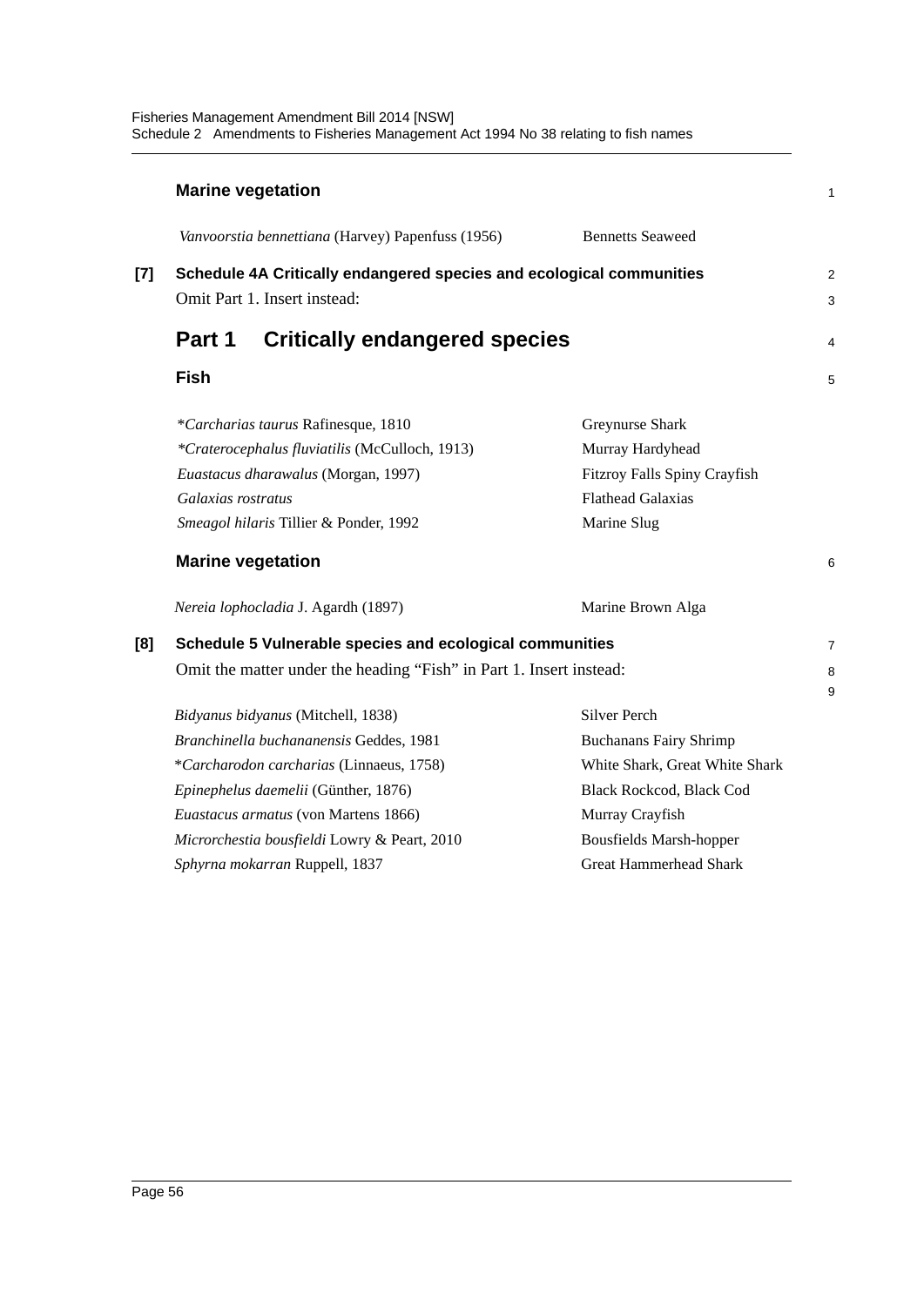**Marine vegetation**

| | |
|---|---|
| *Vanvoorstia bennettiana* (Harvey) Papenfuss (1956) | Bennetts Seaweed |

**[7] Schedule 4A Critically endangered species and ecological communities**

Omit Part 1. Insert instead:

## Part 1 Critically endangered species

**Fish**

| | |
|---|---|
| **Carcharias taurus* Rafinesque, 1810 | Greynurse Shark |
| **Craterocephalus fluviatilis* (McCulloch, 1913) | Murray Hardyhead |
| *Euastacus dharawalus* (Morgan, 1997) | Fitzroy Falls Spiny Crayfish |
| *Galaxias rostratus* | Flathead Galaxias |
| *Smeagol hilaris* Tillier & Ponder, 1992 | Marine Slug |

**Marine vegetation**

| | |
|---|---|
| *Nereia lophocladia* J. Agardh (1897) | Marine Brown Alga |

**[8] Schedule 5 Vulnerable species and ecological communities**

Omit the matter under the heading "Fish" in Part 1. Insert instead:

| | |
|---|---|
| *Bidyanus bidyanus* (Mitchell, 1838) | Silver Perch |
| *Branchinella buchananensis* Geddes, 1981 | Buchanans Fairy Shrimp |
| **Carcharodon carcharias* (Linnaeus, 1758) | White Shark, Great White Shark |
| *Epinephelus daemelii* (Günther, 1876) | Black Rockcod, Black Cod |
| *Euastacus armatus* (von Martens 1866) | Murray Crayfish |
| *Microrchestia bousfieldi* Lowry & Peart, 2010 | Bousfields Marsh-hopper |
| *Sphyrna mokarran* Ruppell, 1837 | Great Hammerhead Shark |